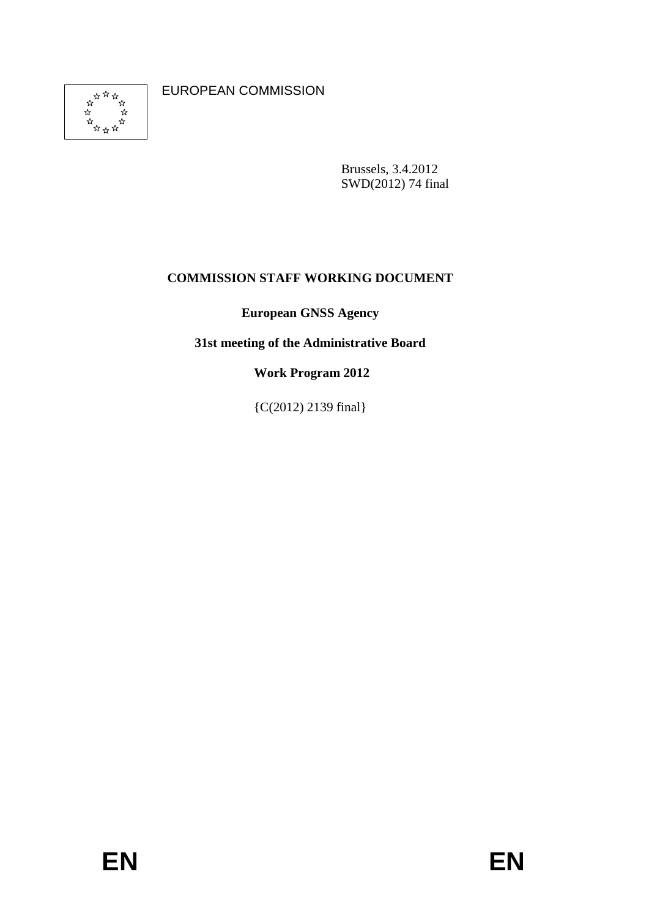EUROPEAN COMMISSION

Brussels, 3.4.2012
SWD(2012) 74 final

# COMMISSION STAFF WORKING DOCUMENT

## European GNSS Agency

## 31st meeting of the Administrative Board

## Work Program 2012

{C(2012) 2139 final}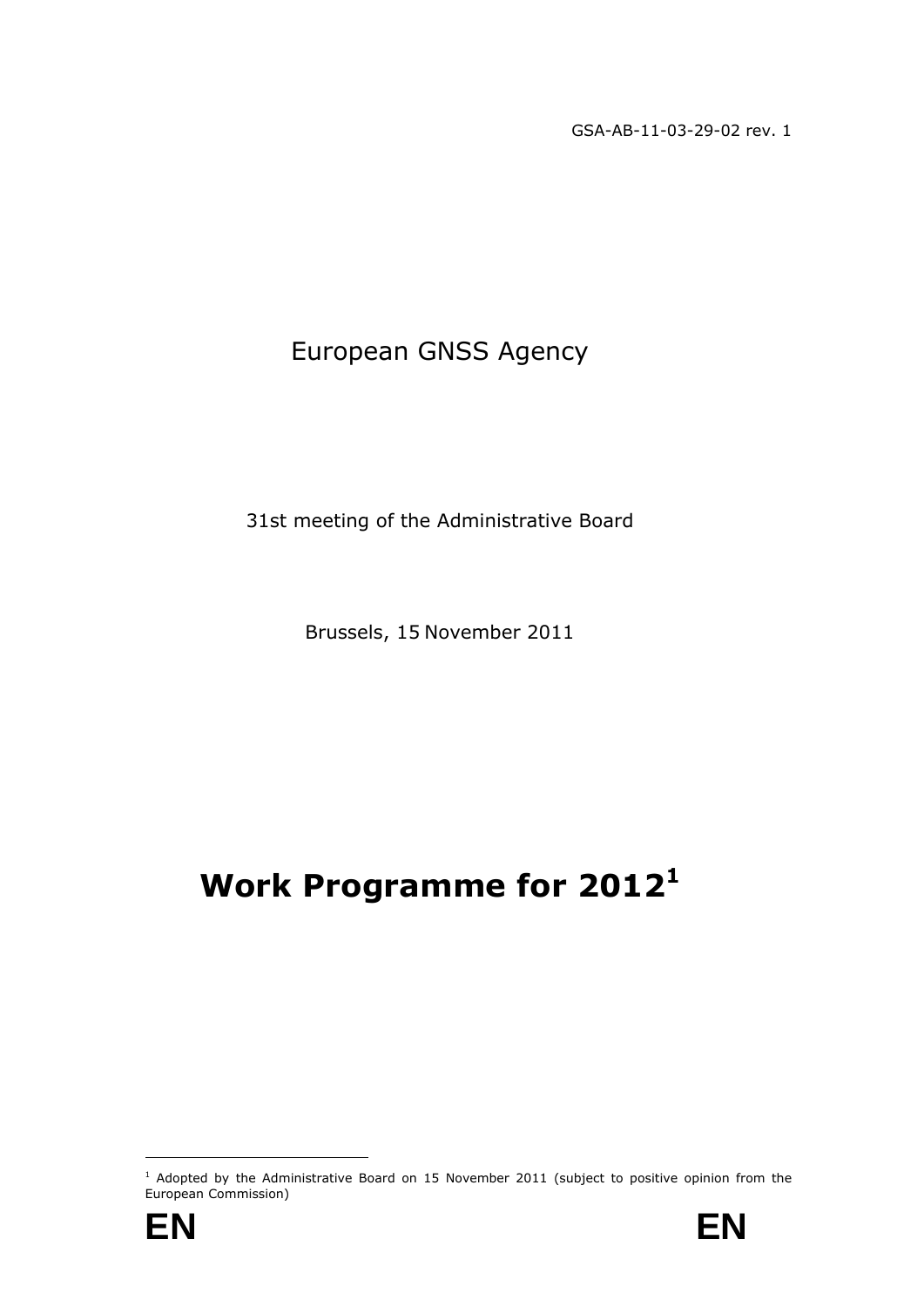GSA-AB-11-03-29-02 rev. 1

European GNSS Agency

31st meeting of the Administrative Board

Brussels, 15 November 2011

# Work Programme for 2012[1]

[1] Adopted by the Administrative Board on 15 November 2011 (subject to positive opinion from the European Commission)

EN EN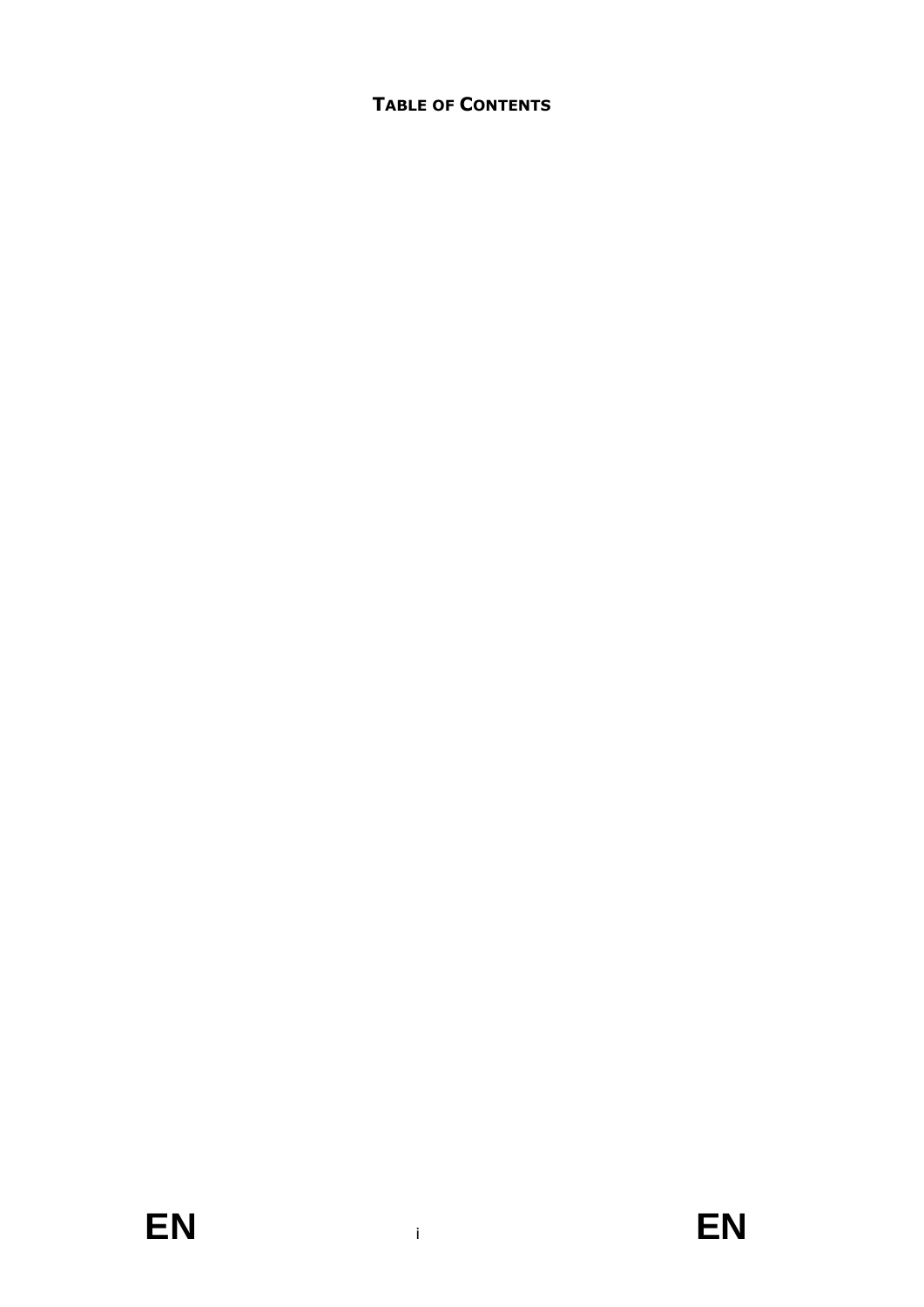# TABLE OF CONTENTS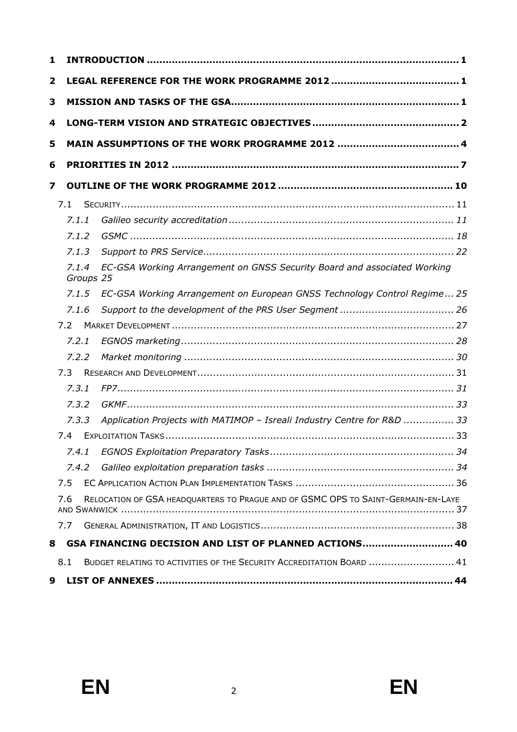1 **INTRODUCTION** .......... 1

2 **LEGAL REFERENCE FOR THE WORK PROGRAMME 2012** .......... 1

3 **MISSION AND TASKS OF THE GSA** .......... 1

4 **LONG-TERM VISION AND STRATEGIC OBJECTIVES** .......... 2

5 **MAIN ASSUMPTIONS OF THE WORK PROGRAMME 2012** .......... 4

6 **PRIORITIES IN 2012** .......... 7

7 **OUTLINE OF THE WORK PROGRAMME 2012** .......... 10

- 7.1 SECURITY .......... 11
  - 7.1.1 *Galileo security accreditation* .......... 11
  - 7.1.2 *GSMC* .......... 18
  - 7.1.3 *Support to PRS Service* .......... 22
  - 7.1.4 *EC-GSA Working Arrangement on GNSS Security Board and associated Working Groups* 25
  - 7.1.5 *EC-GSA Working Arrangement on European GNSS Technology Control Regime* .......... 25
  - 7.1.6 *Support to the development of the PRS User Segment* .......... 26
- 7.2 MARKET DEVELOPMENT .......... 27
  - 7.2.1 *EGNOS marketing* .......... 28
  - 7.2.2 *Market monitoring* .......... 30
- 7.3 RESEARCH AND DEVELOPMENT .......... 31
  - 7.3.1 *FP7* .......... 31
  - 7.3.2 *GKMF* .......... 33
  - 7.3.3 *Application Projects with MATIMOP – Isreali Industry Centre for R&D* .......... 33
- 7.4 EXPLOITATION TASKS .......... 33
  - 7.4.1 *EGNOS Exploitation Preparatory Tasks* .......... 34
  - 7.4.2 *Galileo exploitation preparation tasks* .......... 34
- 7.5 EC APPLICATION ACTION PLAN IMPLEMENTATION TASKS .......... 36
- 7.6 RELOCATION OF GSA HEADQUARTERS TO PRAGUE AND OF GSMC OPS TO SAINT-GERMAIN-EN-LAYE AND SWANWICK .......... 37
- 7.7 GENERAL ADMINISTRATION, IT AND LOGISTICS .......... 38

8 **GSA FINANCING DECISION AND LIST OF PLANNED ACTIONS** .......... 40

- 8.1 BUDGET RELATING TO ACTIVITIES OF THE SECURITY ACCREDITATION BOARD .......... 41

9 **LIST OF ANNEXES** .......... 44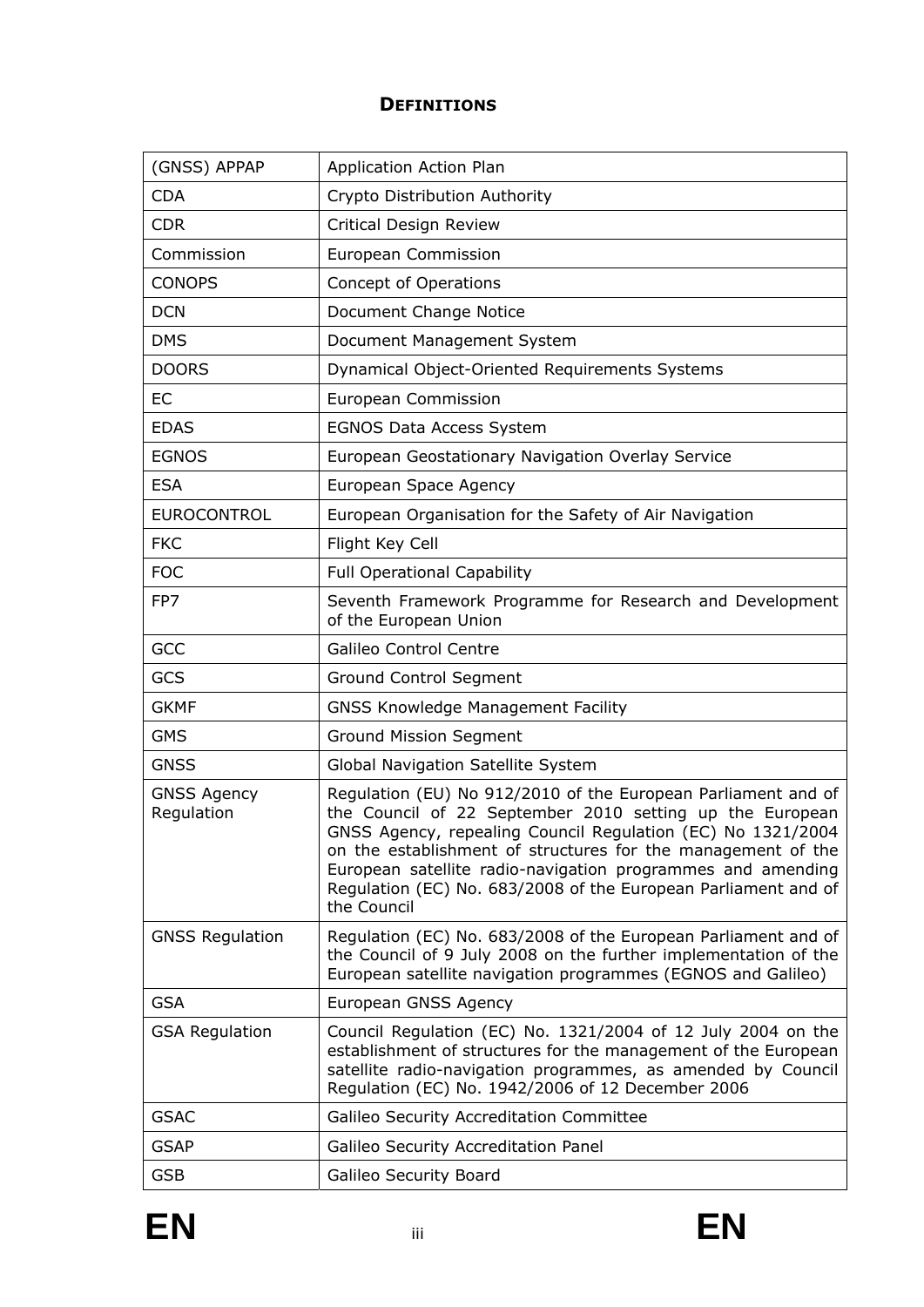# DEFINITIONS

| | |
|---|---|
| (GNSS) APPAP | Application Action Plan |
| CDA | Crypto Distribution Authority |
| CDR | Critical Design Review |
| Commission | European Commission |
| CONOPS | Concept of Operations |
| DCN | Document Change Notice |
| DMS | Document Management System |
| DOORS | Dynamical Object-Oriented Requirements Systems |
| EC | European Commission |
| EDAS | EGNOS Data Access System |
| EGNOS | European Geostationary Navigation Overlay Service |
| ESA | European Space Agency |
| EUROCONTROL | European Organisation for the Safety of Air Navigation |
| FKC | Flight Key Cell |
| FOC | Full Operational Capability |
| FP7 | Seventh Framework Programme for Research and Development of the European Union |
| GCC | Galileo Control Centre |
| GCS | Ground Control Segment |
| GKMF | GNSS Knowledge Management Facility |
| GMS | Ground Mission Segment |
| GNSS | Global Navigation Satellite System |
| GNSS Agency Regulation | Regulation (EU) No 912/2010 of the European Parliament and of the Council of 22 September 2010 setting up the European GNSS Agency, repealing Council Regulation (EC) No 1321/2004 on the establishment of structures for the management of the European satellite radio-navigation programmes and amending Regulation (EC) No. 683/2008 of the European Parliament and of the Council |
| GNSS Regulation | Regulation (EC) No. 683/2008 of the European Parliament and of the Council of 9 July 2008 on the further implementation of the European satellite navigation programmes (EGNOS and Galileo) |
| GSA | European GNSS Agency |
| GSA Regulation | Council Regulation (EC) No. 1321/2004 of 12 July 2004 on the establishment of structures for the management of the European satellite radio-navigation programmes, as amended by Council Regulation (EC) No. 1942/2006 of 12 December 2006 |
| GSAC | Galileo Security Accreditation Committee |
| GSAP | Galileo Security Accreditation Panel |
| GSB | Galileo Security Board |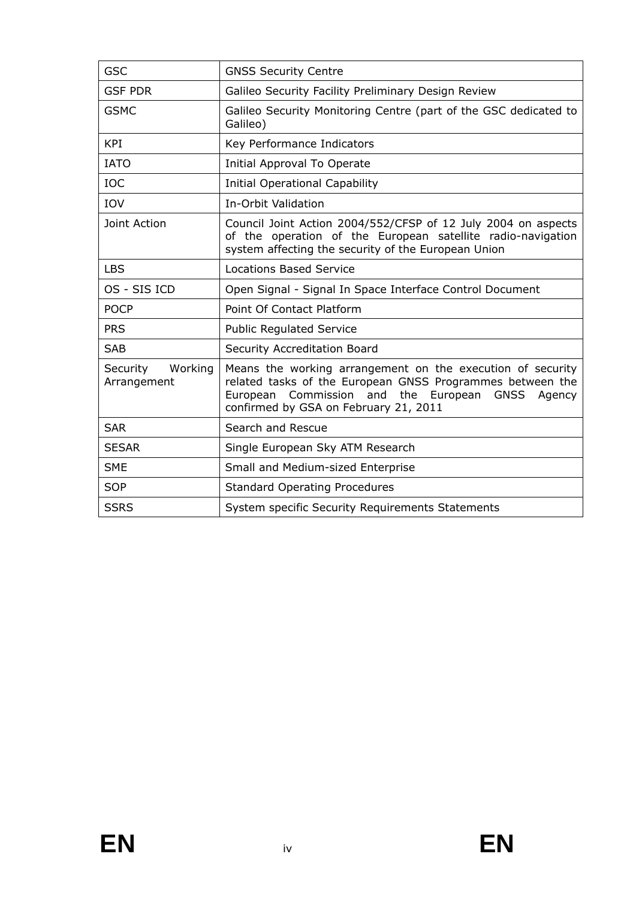| GSC | GNSS Security Centre |
|---|---|
| GSF PDR | Galileo Security Facility Preliminary Design Review |
| GSMC | Galileo Security Monitoring Centre (part of the GSC dedicated to Galileo) |
| KPI | Key Performance Indicators |
| IATO | Initial Approval To Operate |
| IOC | Initial Operational Capability |
| IOV | In-Orbit Validation |
| Joint Action | Council Joint Action 2004/552/CFSP of 12 July 2004 on aspects of the operation of the European satellite radio-navigation system affecting the security of the European Union |
| LBS | Locations Based Service |
| OS - SIS ICD | Open Signal - Signal In Space Interface Control Document |
| POCP | Point Of Contact Platform |
| PRS | Public Regulated Service |
| SAB | Security Accreditation Board |
| Security Working Arrangement | Means the working arrangement on the execution of security related tasks of the European GNSS Programmes between the European Commission and the European GNSS Agency confirmed by GSA on February 21, 2011 |
| SAR | Search and Rescue |
| SESAR | Single European Sky ATM Research |
| SME | Small and Medium-sized Enterprise |
| SOP | Standard Operating Procedures |
| SSRS | System specific Security Requirements Statements |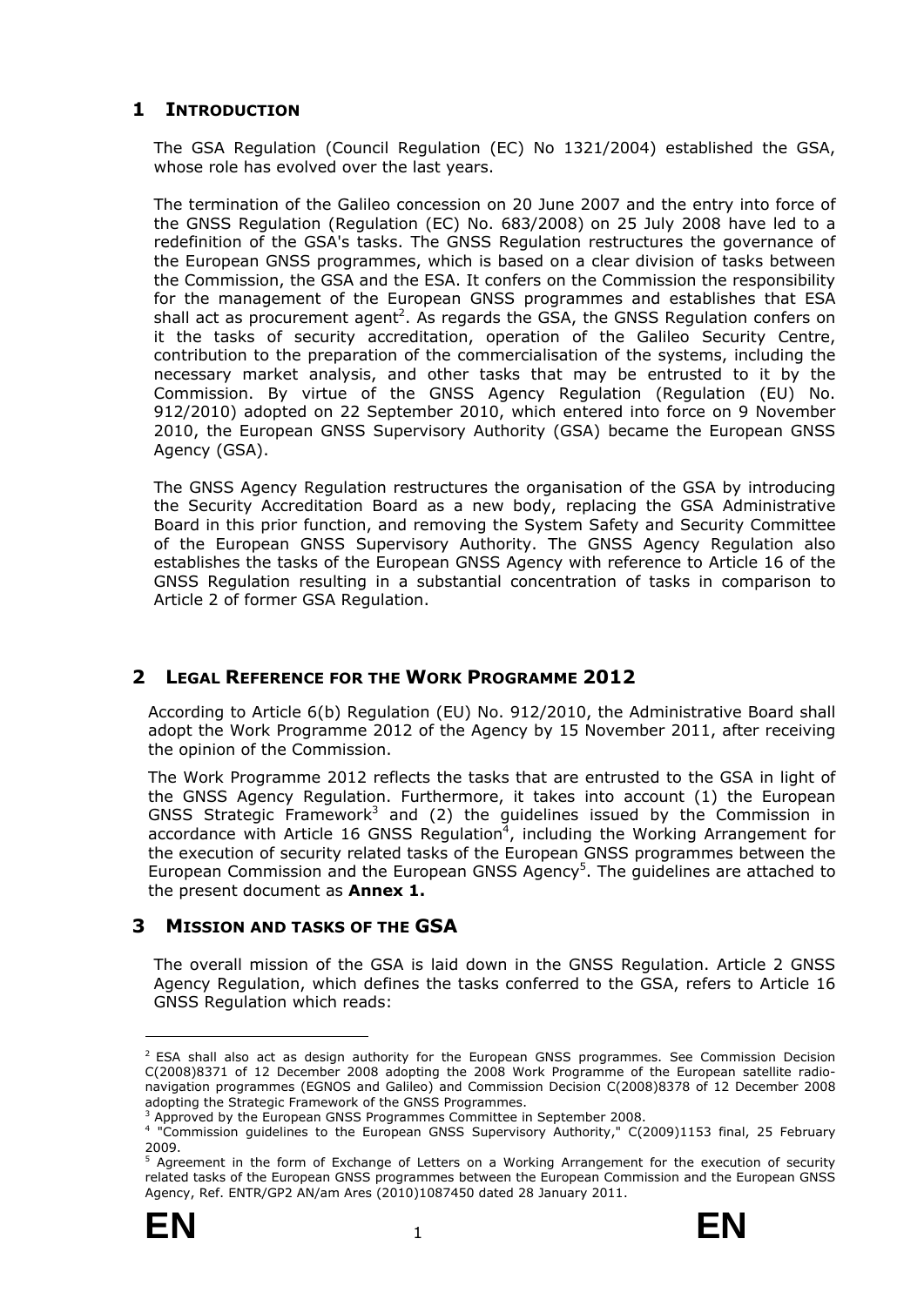# 1 INTRODUCTION

The GSA Regulation (Council Regulation (EC) No 1321/2004) established the GSA, whose role has evolved over the last years.

The termination of the Galileo concession on 20 June 2007 and the entry into force of the GNSS Regulation (Regulation (EC) No. 683/2008) on 25 July 2008 have led to a redefinition of the GSA's tasks. The GNSS Regulation restructures the governance of the European GNSS programmes, which is based on a clear division of tasks between the Commission, the GSA and the ESA. It confers on the Commission the responsibility for the management of the European GNSS programmes and establishes that ESA shall act as procurement agent[2]. As regards the GSA, the GNSS Regulation confers on it the tasks of security accreditation, operation of the Galileo Security Centre, contribution to the preparation of the commercialisation of the systems, including the necessary market analysis, and other tasks that may be entrusted to it by the Commission. By virtue of the GNSS Agency Regulation (Regulation (EU) No. 912/2010) adopted on 22 September 2010, which entered into force on 9 November 2010, the European GNSS Supervisory Authority (GSA) became the European GNSS Agency (GSA).

The GNSS Agency Regulation restructures the organisation of the GSA by introducing the Security Accreditation Board as a new body, replacing the GSA Administrative Board in this prior function, and removing the System Safety and Security Committee of the European GNSS Supervisory Authority. The GNSS Agency Regulation also establishes the tasks of the European GNSS Agency with reference to Article 16 of the GNSS Regulation resulting in a substantial concentration of tasks in comparison to Article 2 of former GSA Regulation.

# 2 LEGAL REFERENCE FOR THE WORK PROGRAMME 2012

According to Article 6(b) Regulation (EU) No. 912/2010, the Administrative Board shall adopt the Work Programme 2012 of the Agency by 15 November 2011, after receiving the opinion of the Commission.

The Work Programme 2012 reflects the tasks that are entrusted to the GSA in light of the GNSS Agency Regulation. Furthermore, it takes into account (1) the European GNSS Strategic Framework[3] and (2) the guidelines issued by the Commission in accordance with Article 16 GNSS Regulation[4], including the Working Arrangement for the execution of security related tasks of the European GNSS programmes between the European Commission and the European GNSS Agency[5]. The guidelines are attached to the present document as **Annex 1.**

# 3 MISSION AND TASKS OF THE GSA

The overall mission of the GSA is laid down in the GNSS Regulation. Article 2 GNSS Agency Regulation, which defines the tasks conferred to the GSA, refers to Article 16 GNSS Regulation which reads:

---

[2] ESA shall also act as design authority for the European GNSS programmes. See Commission Decision C(2008)8371 of 12 December 2008 adopting the 2008 Work Programme of the European satellite radio-navigation programmes (EGNOS and Galileo) and Commission Decision C(2008)8378 of 12 December 2008 adopting the Strategic Framework of the GNSS Programmes.

[3] Approved by the European GNSS Programmes Committee in September 2008.

[4] "Commission guidelines to the European GNSS Supervisory Authority," C(2009)1153 final, 25 February 2009.

[5] Agreement in the form of Exchange of Letters on a Working Arrangement for the execution of security related tasks of the European GNSS programmes between the European Commission and the European GNSS Agency, Ref. ENTR/GP2 AN/am Ares (2010)1087450 dated 28 January 2011.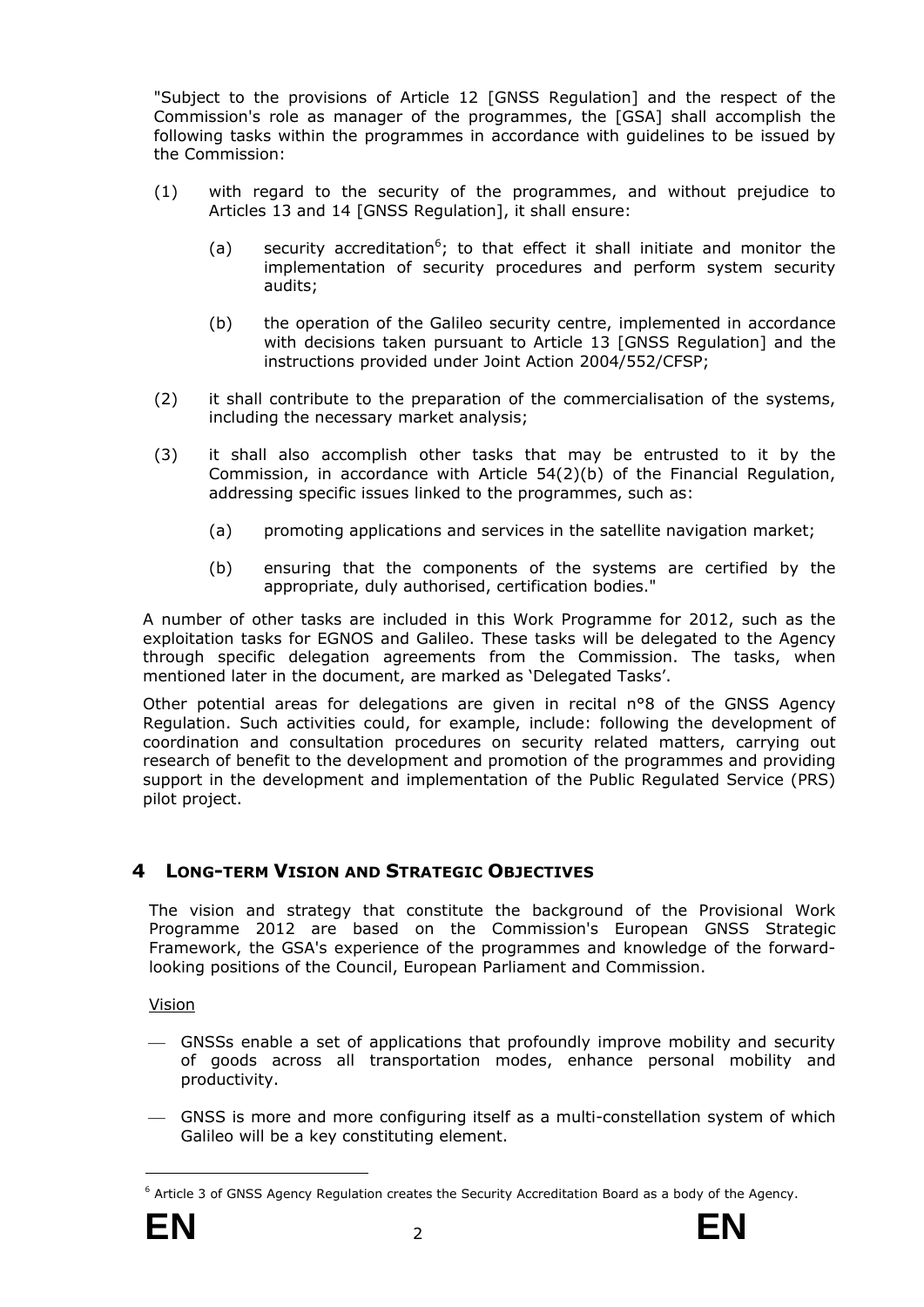"Subject to the provisions of Article 12 [GNSS Regulation] and the respect of the Commission's role as manager of the programmes, the [GSA] shall accomplish the following tasks within the programmes in accordance with guidelines to be issued by the Commission:

(1) with regard to the security of the programmes, and without prejudice to Articles 13 and 14 [GNSS Regulation], it shall ensure:

   (a) security accreditation[6]; to that effect it shall initiate and monitor the implementation of security procedures and perform system security audits;

   (b) the operation of the Galileo security centre, implemented in accordance with decisions taken pursuant to Article 13 [GNSS Regulation] and the instructions provided under Joint Action 2004/552/CFSP;

(2) it shall contribute to the preparation of the commercialisation of the systems, including the necessary market analysis;

(3) it shall also accomplish other tasks that may be entrusted to it by the Commission, in accordance with Article 54(2)(b) of the Financial Regulation, addressing specific issues linked to the programmes, such as:

   (a) promoting applications and services in the satellite navigation market;

   (b) ensuring that the components of the systems are certified by the appropriate, duly authorised, certification bodies."

A number of other tasks are included in this Work Programme for 2012, such as the exploitation tasks for EGNOS and Galileo. These tasks will be delegated to the Agency through specific delegation agreements from the Commission. The tasks, when mentioned later in the document, are marked as 'Delegated Tasks'.

Other potential areas for delegations are given in recital n°8 of the GNSS Agency Regulation. Such activities could, for example, include: following the development of coordination and consultation procedures on security related matters, carrying out research of benefit to the development and promotion of the programmes and providing support in the development and implementation of the Public Regulated Service (PRS) pilot project.

# 4 LONG-TERM VISION AND STRATEGIC OBJECTIVES

The vision and strategy that constitute the background of the Provisional Work Programme 2012 are based on the Commission's European GNSS Strategic Framework, the GSA's experience of the programmes and knowledge of the forward-looking positions of the Council, European Parliament and Commission.

Vision

- GNSSs enable a set of applications that profoundly improve mobility and security of goods across all transportation modes, enhance personal mobility and productivity.
- GNSS is more and more configuring itself as a multi-constellation system of which Galileo will be a key constituting element.

[6] Article 3 of GNSS Agency Regulation creates the Security Accreditation Board as a body of the Agency.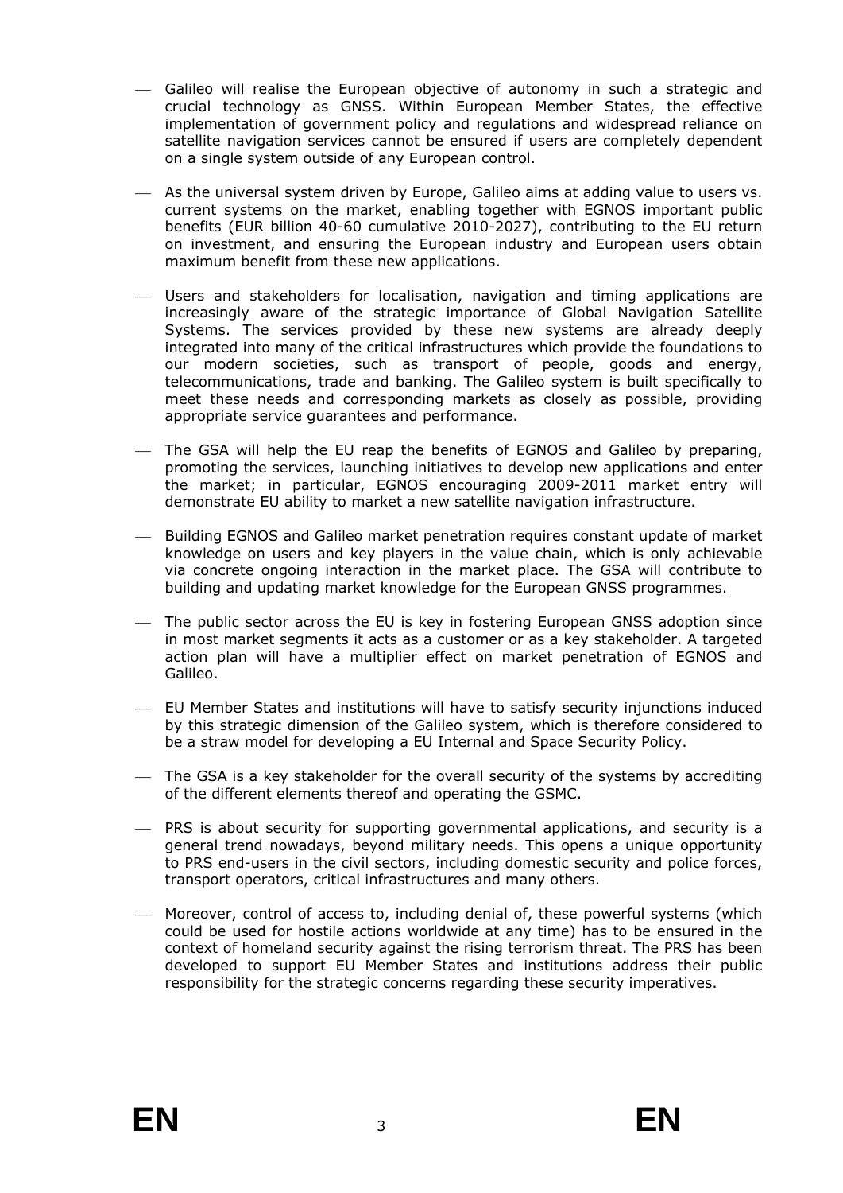- Galileo will realise the European objective of autonomy in such a strategic and crucial technology as GNSS. Within European Member States, the effective implementation of government policy and regulations and widespread reliance on satellite navigation services cannot be ensured if users are completely dependent on a single system outside of any European control.

- As the universal system driven by Europe, Galileo aims at adding value to users vs. current systems on the market, enabling together with EGNOS important public benefits (EUR billion 40-60 cumulative 2010-2027), contributing to the EU return on investment, and ensuring the European industry and European users obtain maximum benefit from these new applications.

- Users and stakeholders for localisation, navigation and timing applications are increasingly aware of the strategic importance of Global Navigation Satellite Systems. The services provided by these new systems are already deeply integrated into many of the critical infrastructures which provide the foundations to our modern societies, such as transport of people, goods and energy, telecommunications, trade and banking. The Galileo system is built specifically to meet these needs and corresponding markets as closely as possible, providing appropriate service guarantees and performance.

- The GSA will help the EU reap the benefits of EGNOS and Galileo by preparing, promoting the services, launching initiatives to develop new applications and enter the market; in particular, EGNOS encouraging 2009-2011 market entry will demonstrate EU ability to market a new satellite navigation infrastructure.

- Building EGNOS and Galileo market penetration requires constant update of market knowledge on users and key players in the value chain, which is only achievable via concrete ongoing interaction in the market place. The GSA will contribute to building and updating market knowledge for the European GNSS programmes.

- The public sector across the EU is key in fostering European GNSS adoption since in most market segments it acts as a customer or as a key stakeholder. A targeted action plan will have a multiplier effect on market penetration of EGNOS and Galileo.

- EU Member States and institutions will have to satisfy security injunctions induced by this strategic dimension of the Galileo system, which is therefore considered to be a straw model for developing a EU Internal and Space Security Policy.

- The GSA is a key stakeholder for the overall security of the systems by accrediting of the different elements thereof and operating the GSMC.

- PRS is about security for supporting governmental applications, and security is a general trend nowadays, beyond military needs. This opens a unique opportunity to PRS end-users in the civil sectors, including domestic security and police forces, transport operators, critical infrastructures and many others.

- Moreover, control of access to, including denial of, these powerful systems (which could be used for hostile actions worldwide at any time) has to be ensured in the context of homeland security against the rising terrorism threat. The PRS has been developed to support EU Member States and institutions address their public responsibility for the strategic concerns regarding these security imperatives.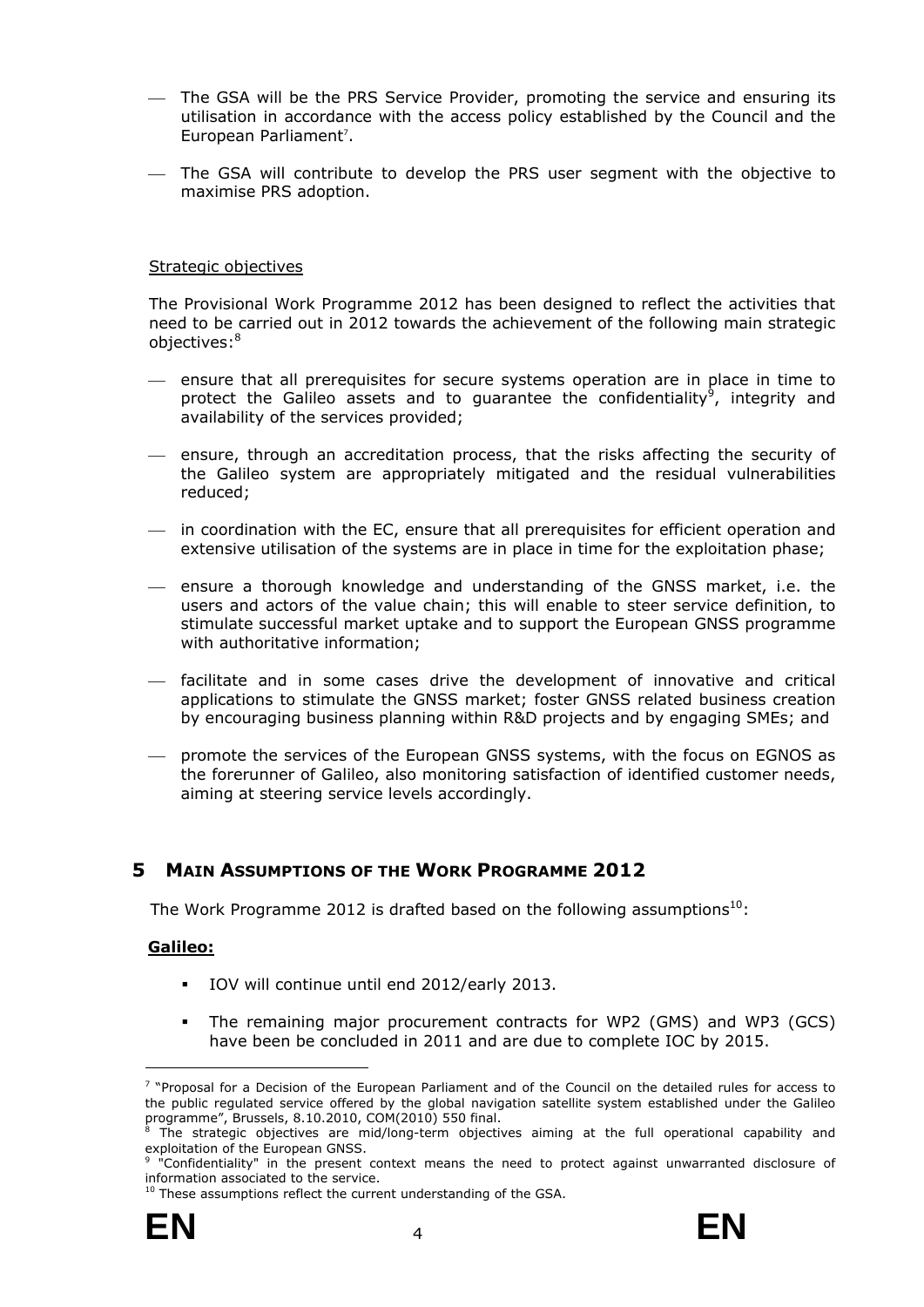- The GSA will be the PRS Service Provider, promoting the service and ensuring its utilisation in accordance with the access policy established by the Council and the European Parliament[7].
- The GSA will contribute to develop the PRS user segment with the objective to maximise PRS adoption.

Strategic objectives

The Provisional Work Programme 2012 has been designed to reflect the activities that need to be carried out in 2012 towards the achievement of the following main strategic objectives:[8]

- ensure that all prerequisites for secure systems operation are in place in time to protect the Galileo assets and to guarantee the confidentiality[9], integrity and availability of the services provided;
- ensure, through an accreditation process, that the risks affecting the security of the Galileo system are appropriately mitigated and the residual vulnerabilities reduced;
- in coordination with the EC, ensure that all prerequisites for efficient operation and extensive utilisation of the systems are in place in time for the exploitation phase;
- ensure a thorough knowledge and understanding of the GNSS market, i.e. the users and actors of the value chain; this will enable to steer service definition, to stimulate successful market uptake and to support the European GNSS programme with authoritative information;
- facilitate and in some cases drive the development of innovative and critical applications to stimulate the GNSS market; foster GNSS related business creation by encouraging business planning within R&D projects and by engaging SMEs; and
- promote the services of the European GNSS systems, with the focus on EGNOS as the forerunner of Galileo, also monitoring satisfaction of identified customer needs, aiming at steering service levels accordingly.

## 5 MAIN ASSUMPTIONS OF THE WORK PROGRAMME 2012

The Work Programme 2012 is drafted based on the following assumptions[10]:

**Galileo:**

- IOV will continue until end 2012/early 2013.
- The remaining major procurement contracts for WP2 (GMS) and WP3 (GCS) have been be concluded in 2011 and are due to complete IOC by 2015.

---

[7] "Proposal for a Decision of the European Parliament and of the Council on the detailed rules for access to the public regulated service offered by the global navigation satellite system established under the Galileo programme", Brussels, 8.10.2010, COM(2010) 550 final.

[8] The strategic objectives are mid/long-term objectives aiming at the full operational capability and exploitation of the European GNSS.

[9] "Confidentiality" in the present context means the need to protect against unwarranted disclosure of information associated to the service.

[10] These assumptions reflect the current understanding of the GSA.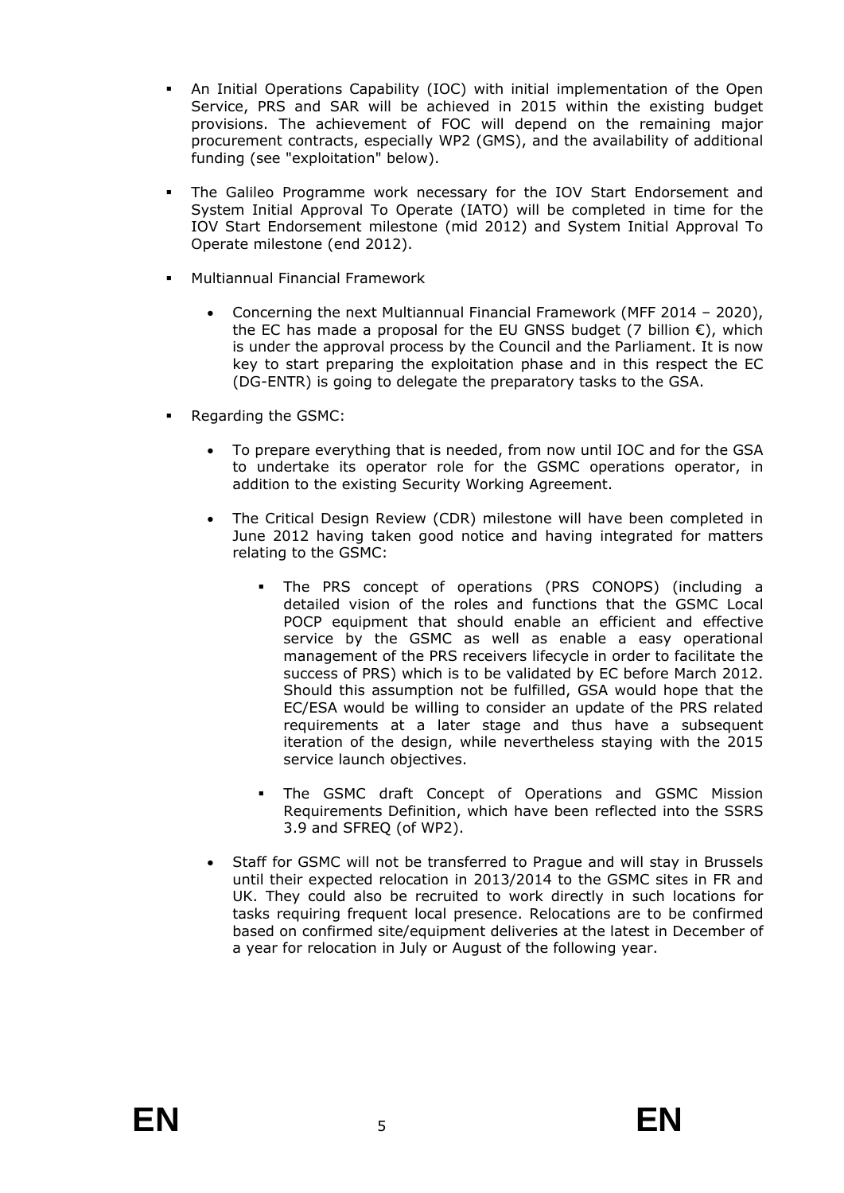- An Initial Operations Capability (IOC) with initial implementation of the Open Service, PRS and SAR will be achieved in 2015 within the existing budget provisions. The achievement of FOC will depend on the remaining major procurement contracts, especially WP2 (GMS), and the availability of additional funding (see "exploitation" below).

- The Galileo Programme work necessary for the IOV Start Endorsement and System Initial Approval To Operate (IATO) will be completed in time for the IOV Start Endorsement milestone (mid 2012) and System Initial Approval To Operate milestone (end 2012).

- Multiannual Financial Framework
  - Concerning the next Multiannual Financial Framework (MFF 2014 – 2020), the EC has made a proposal for the EU GNSS budget (7 billion €), which is under the approval process by the Council and the Parliament. It is now key to start preparing the exploitation phase and in this respect the EC (DG-ENTR) is going to delegate the preparatory tasks to the GSA.

- Regarding the GSMC:
  - To prepare everything that is needed, from now until IOC and for the GSA to undertake its operator role for the GSMC operations operator, in addition to the existing Security Working Agreement.
  - The Critical Design Review (CDR) milestone will have been completed in June 2012 having taken good notice and having integrated for matters relating to the GSMC:
    - The PRS concept of operations (PRS CONOPS) (including a detailed vision of the roles and functions that the GSMC Local POCP equipment that should enable an efficient and effective service by the GSMC as well as enable a easy operational management of the PRS receivers lifecycle in order to facilitate the success of PRS) which is to be validated by EC before March 2012. Should this assumption not be fulfilled, GSA would hope that the EC/ESA would be willing to consider an update of the PRS related requirements at a later stage and thus have a subsequent iteration of the design, while nevertheless staying with the 2015 service launch objectives.
    - The GSMC draft Concept of Operations and GSMC Mission Requirements Definition, which have been reflected into the SSRS 3.9 and SFREQ (of WP2).
  - Staff for GSMC will not be transferred to Prague and will stay in Brussels until their expected relocation in 2013/2014 to the GSMC sites in FR and UK. They could also be recruited to work directly in such locations for tasks requiring frequent local presence. Relocations are to be confirmed based on confirmed site/equipment deliveries at the latest in December of a year for relocation in July or August of the following year.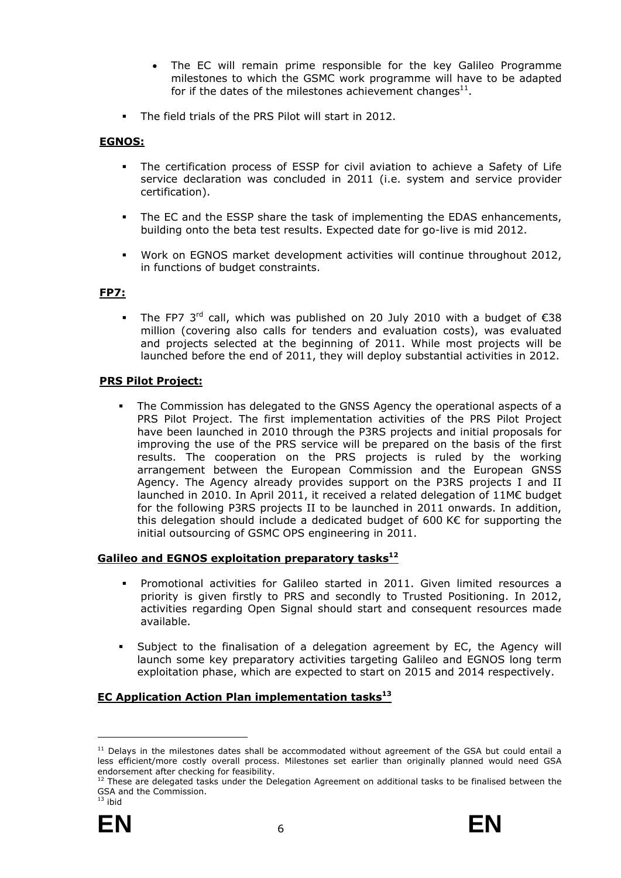- The EC will remain prime responsible for the key Galileo Programme milestones to which the GSMC work programme will have to be adapted for if the dates of the milestones achievement changes[11].

- The field trials of the PRS Pilot will start in 2012.

**EGNOS:**

- The certification process of ESSP for civil aviation to achieve a Safety of Life service declaration was concluded in 2011 (i.e. system and service provider certification).

- The EC and the ESSP share the task of implementing the EDAS enhancements, building onto the beta test results. Expected date for go-live is mid 2012.

- Work on EGNOS market development activities will continue throughout 2012, in functions of budget constraints.

**FP7:**

- The FP7 3rd call, which was published on 20 July 2010 with a budget of €38 million (covering also calls for tenders and evaluation costs), was evaluated and projects selected at the beginning of 2011. While most projects will be launched before the end of 2011, they will deploy substantial activities in 2012.

**PRS Pilot Project:**

- The Commission has delegated to the GNSS Agency the operational aspects of a PRS Pilot Project. The first implementation activities of the PRS Pilot Project have been launched in 2010 through the P3RS projects and initial proposals for improving the use of the PRS service will be prepared on the basis of the first results. The cooperation on the PRS projects is ruled by the working arrangement between the European Commission and the European GNSS Agency. The Agency already provides support on the P3RS projects I and II launched in 2010. In April 2011, it received a related delegation of 11M€ budget for the following P3RS projects II to be launched in 2011 onwards. In addition, this delegation should include a dedicated budget of 600 K€ for supporting the initial outsourcing of GSMC OPS engineering in 2011.

**Galileo and EGNOS exploitation preparatory tasks[12]**

- Promotional activities for Galileo started in 2011. Given limited resources a priority is given firstly to PRS and secondly to Trusted Positioning. In 2012, activities regarding Open Signal should start and consequent resources made available.

- Subject to the finalisation of a delegation agreement by EC, the Agency will launch some key preparatory activities targeting Galileo and EGNOS long term exploitation phase, which are expected to start on 2015 and 2014 respectively.

**EC Application Action Plan implementation tasks[13]**

---

[11] Delays in the milestones dates shall be accommodated without agreement of the GSA but could entail a less efficient/more costly overall process. Milestones set earlier than originally planned would need GSA endorsement after checking for feasibility.

[12] These are delegated tasks under the Delegation Agreement on additional tasks to be finalised between the GSA and the Commission.

[13] ibid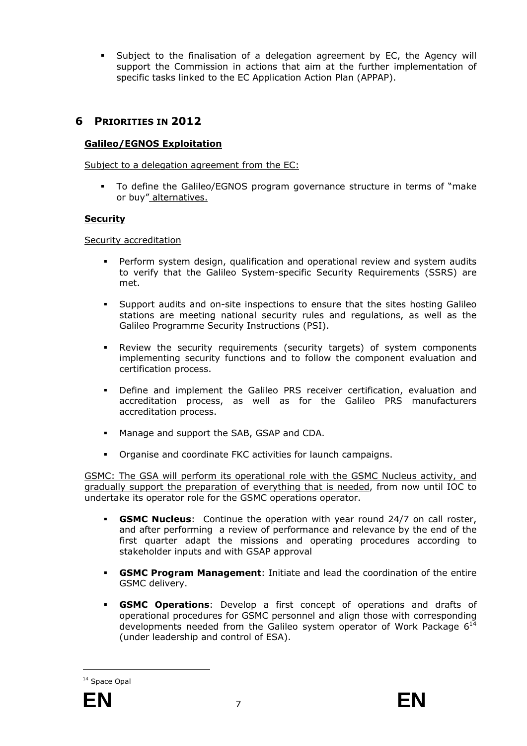- Subject to the finalisation of a delegation agreement by EC, the Agency will support the Commission in actions that aim at the further implementation of specific tasks linked to the EC Application Action Plan (APPAP).

# 6 PRIORITIES IN 2012

**Galileo/EGNOS Exploitation**

Subject to a delegation agreement from the EC:

- To define the Galileo/EGNOS program governance structure in terms of "make or buy" alternatives.

**Security**

Security accreditation

- Perform system design, qualification and operational review and system audits to verify that the Galileo System-specific Security Requirements (SSRS) are met.
- Support audits and on-site inspections to ensure that the sites hosting Galileo stations are meeting national security rules and regulations, as well as the Galileo Programme Security Instructions (PSI).
- Review the security requirements (security targets) of system components implementing security functions and to follow the component evaluation and certification process.
- Define and implement the Galileo PRS receiver certification, evaluation and accreditation process, as well as for the Galileo PRS manufacturers accreditation process.
- Manage and support the SAB, GSAP and CDA.
- Organise and coordinate FKC activities for launch campaigns.

GSMC: The GSA will perform its operational role with the GSMC Nucleus activity, and gradually support the preparation of everything that is needed, from now until IOC to undertake its operator role for the GSMC operations operator.

- **GSMC Nucleus**: Continue the operation with year round 24/7 on call roster, and after performing a review of performance and relevance by the end of the first quarter adapt the missions and operating procedures according to stakeholder inputs and with GSAP approval
- **GSMC Program Management**: Initiate and lead the coordination of the entire GSMC delivery.
- **GSMC Operations**: Develop a first concept of operations and drafts of operational procedures for GSMC personnel and align those with corresponding developments needed from the Galileo system operator of Work Package 6[14] (under leadership and control of ESA).

[14] Space Opal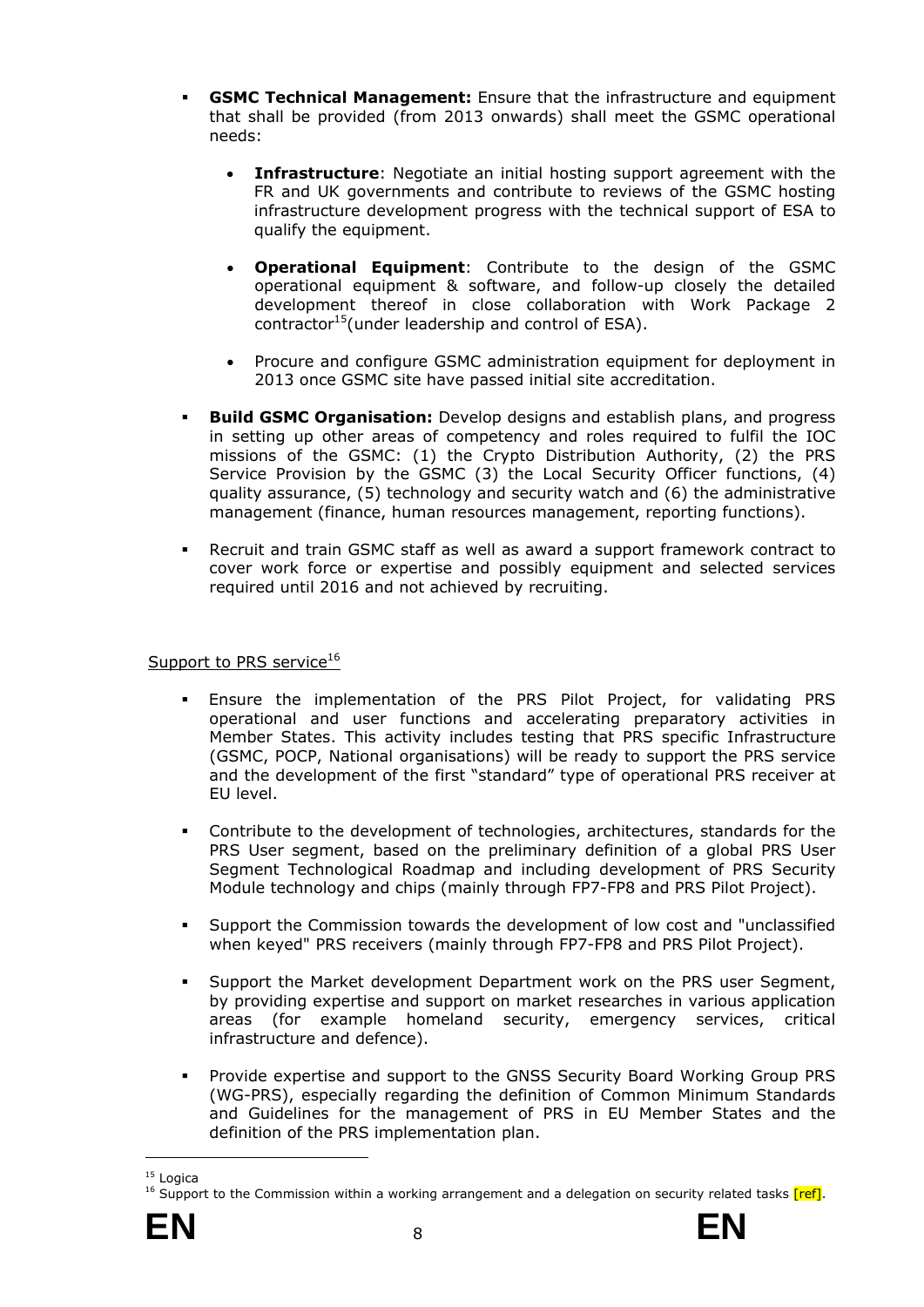- **GSMC Technical Management:** Ensure that the infrastructure and equipment that shall be provided (from 2013 onwards) shall meet the GSMC operational needs:

  - **Infrastructure**: Negotiate an initial hosting support agreement with the FR and UK governments and contribute to reviews of the GSMC hosting infrastructure development progress with the technical support of ESA to qualify the equipment.

  - **Operational Equipment**: Contribute to the design of the GSMC operational equipment & software, and follow-up closely the detailed development thereof in close collaboration with Work Package 2 contractor[15](under leadership and control of ESA).

  - Procure and configure GSMC administration equipment for deployment in 2013 once GSMC site have passed initial site accreditation.

- **Build GSMC Organisation:** Develop designs and establish plans, and progress in setting up other areas of competency and roles required to fulfil the IOC missions of the GSMC: (1) the Crypto Distribution Authority, (2) the PRS Service Provision by the GSMC (3) the Local Security Officer functions, (4) quality assurance, (5) technology and security watch and (6) the administrative management (finance, human resources management, reporting functions).

- Recruit and train GSMC staff as well as award a support framework contract to cover work force or expertise and possibly equipment and selected services required until 2016 and not achieved by recruiting.

Support to PRS service[16]

- Ensure the implementation of the PRS Pilot Project, for validating PRS operational and user functions and accelerating preparatory activities in Member States. This activity includes testing that PRS specific Infrastructure (GSMC, POCP, National organisations) will be ready to support the PRS service and the development of the first "standard" type of operational PRS receiver at EU level.

- Contribute to the development of technologies, architectures, standards for the PRS User segment, based on the preliminary definition of a global PRS User Segment Technological Roadmap and including development of PRS Security Module technology and chips (mainly through FP7-FP8 and PRS Pilot Project).

- Support the Commission towards the development of low cost and "unclassified when keyed" PRS receivers (mainly through FP7-FP8 and PRS Pilot Project).

- Support the Market development Department work on the PRS user Segment, by providing expertise and support on market researches in various application areas (for example homeland security, emergency services, critical infrastructure and defence).

- Provide expertise and support to the GNSS Security Board Working Group PRS (WG-PRS), especially regarding the definition of Common Minimum Standards and Guidelines for the management of PRS in EU Member States and the definition of the PRS implementation plan.

---

[15] Logica

[16] Support to the Commission within a working arrangement and a delegation on security related tasks [ref].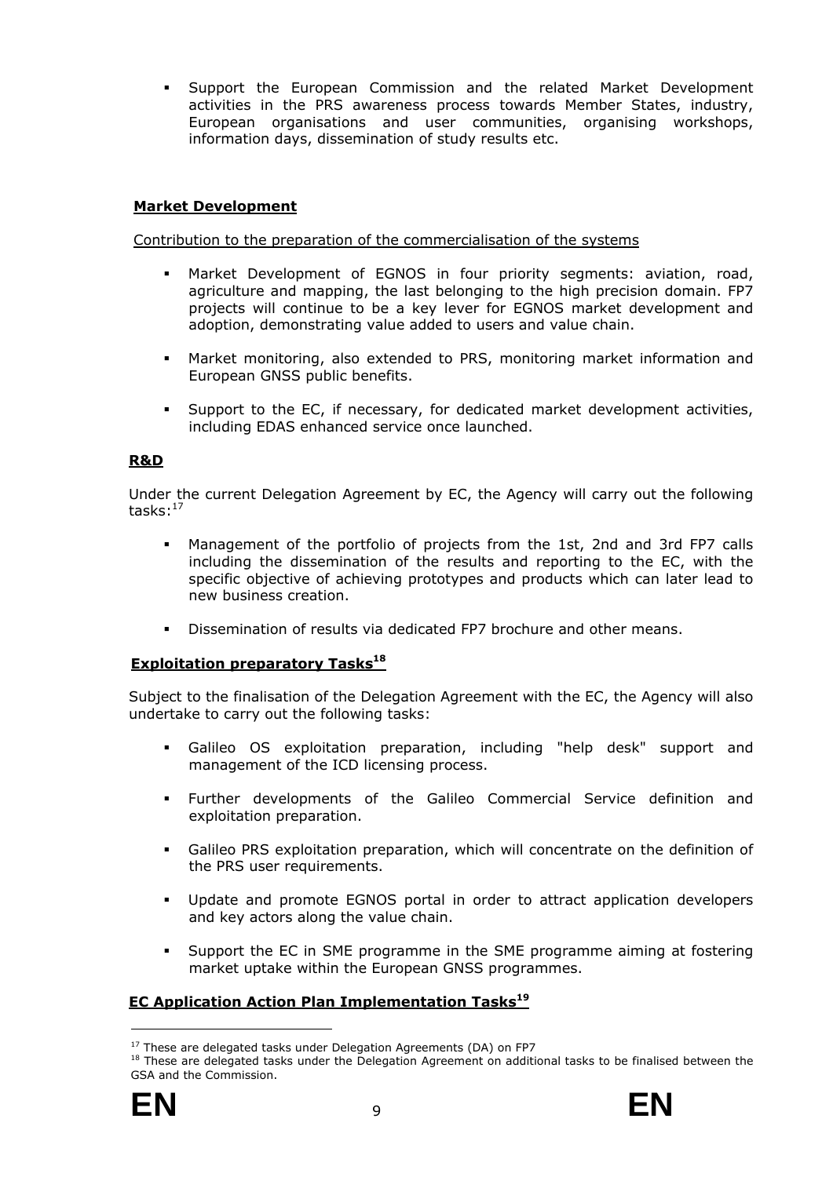- Support the European Commission and the related Market Development activities in the PRS awareness process towards Member States, industry, European organisations and user communities, organising workshops, information days, dissemination of study results etc.

**Market Development**

Contribution to the preparation of the commercialisation of the systems

- Market Development of EGNOS in four priority segments: aviation, road, agriculture and mapping, the last belonging to the high precision domain. FP7 projects will continue to be a key lever for EGNOS market development and adoption, demonstrating value added to users and value chain.
- Market monitoring, also extended to PRS, monitoring market information and European GNSS public benefits.
- Support to the EC, if necessary, for dedicated market development activities, including EDAS enhanced service once launched.

**R&D**

Under the current Delegation Agreement by EC, the Agency will carry out the following tasks:[17]

- Management of the portfolio of projects from the 1st, 2nd and 3rd FP7 calls including the dissemination of the results and reporting to the EC, with the specific objective of achieving prototypes and products which can later lead to new business creation.
- Dissemination of results via dedicated FP7 brochure and other means.

**Exploitation preparatory Tasks[18]**

Subject to the finalisation of the Delegation Agreement with the EC, the Agency will also undertake to carry out the following tasks:

- Galileo OS exploitation preparation, including "help desk" support and management of the ICD licensing process.
- Further developments of the Galileo Commercial Service definition and exploitation preparation.
- Galileo PRS exploitation preparation, which will concentrate on the definition of the PRS user requirements.
- Update and promote EGNOS portal in order to attract application developers and key actors along the value chain.
- Support the EC in SME programme in the SME programme aiming at fostering market uptake within the European GNSS programmes.

**EC Application Action Plan Implementation Tasks[19]**

[17] These are delegated tasks under Delegation Agreements (DA) on FP7

[18] These are delegated tasks under the Delegation Agreement on additional tasks to be finalised between the GSA and the Commission.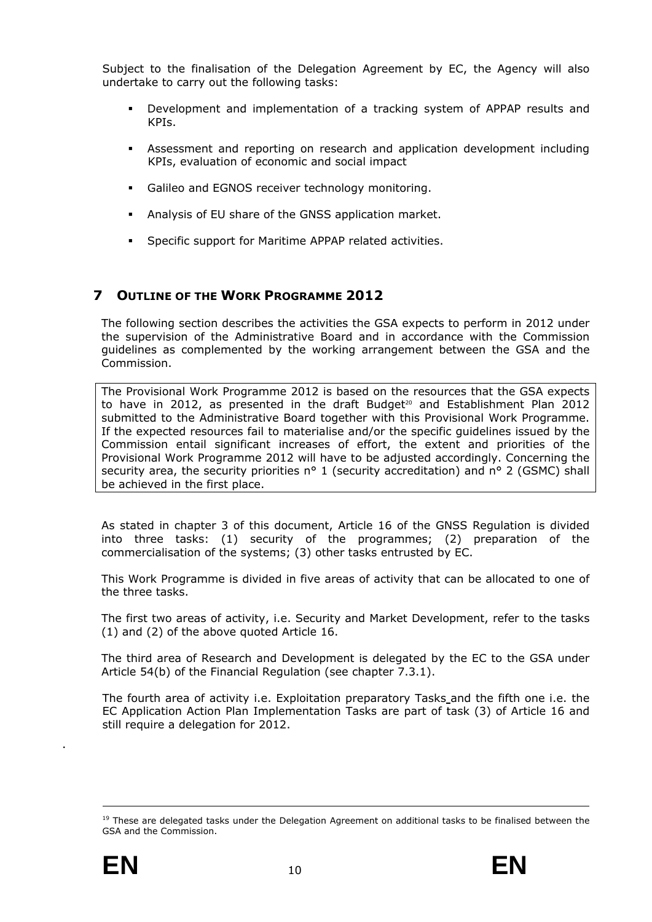Subject to the finalisation of the Delegation Agreement by EC, the Agency will also undertake to carry out the following tasks:

- Development and implementation of a tracking system of APPAP results and KPIs.
- Assessment and reporting on research and application development including KPIs, evaluation of economic and social impact
- Galileo and EGNOS receiver technology monitoring.
- Analysis of EU share of the GNSS application market.
- Specific support for Maritime APPAP related activities.

# 7 OUTLINE OF THE WORK PROGRAMME 2012

The following section describes the activities the GSA expects to perform in 2012 under the supervision of the Administrative Board and in accordance with the Commission guidelines as complemented by the working arrangement between the GSA and the Commission.

> The Provisional Work Programme 2012 is based on the resources that the GSA expects to have in 2012, as presented in the draft Budget[20] and Establishment Plan 2012 submitted to the Administrative Board together with this Provisional Work Programme. If the expected resources fail to materialise and/or the specific guidelines issued by the Commission entail significant increases of effort, the extent and priorities of the Provisional Work Programme 2012 will have to be adjusted accordingly. Concerning the security area, the security priorities n° 1 (security accreditation) and n° 2 (GSMC) shall be achieved in the first place.

As stated in chapter 3 of this document, Article 16 of the GNSS Regulation is divided into three tasks: (1) security of the programmes; (2) preparation of the commercialisation of the systems; (3) other tasks entrusted by EC.

This Work Programme is divided in five areas of activity that can be allocated to one of the three tasks.

The first two areas of activity, i.e. Security and Market Development, refer to the tasks (1) and (2) of the above quoted Article 16.

The third area of Research and Development is delegated by the EC to the GSA under Article 54(b) of the Financial Regulation (see chapter 7.3.1).

The fourth area of activity i.e. Exploitation preparatory Tasks and the fifth one i.e. the EC Application Action Plan Implementation Tasks are part of task (3) of Article 16 and still require a delegation for 2012.

.

[19] These are delegated tasks under the Delegation Agreement on additional tasks to be finalised between the GSA and the Commission.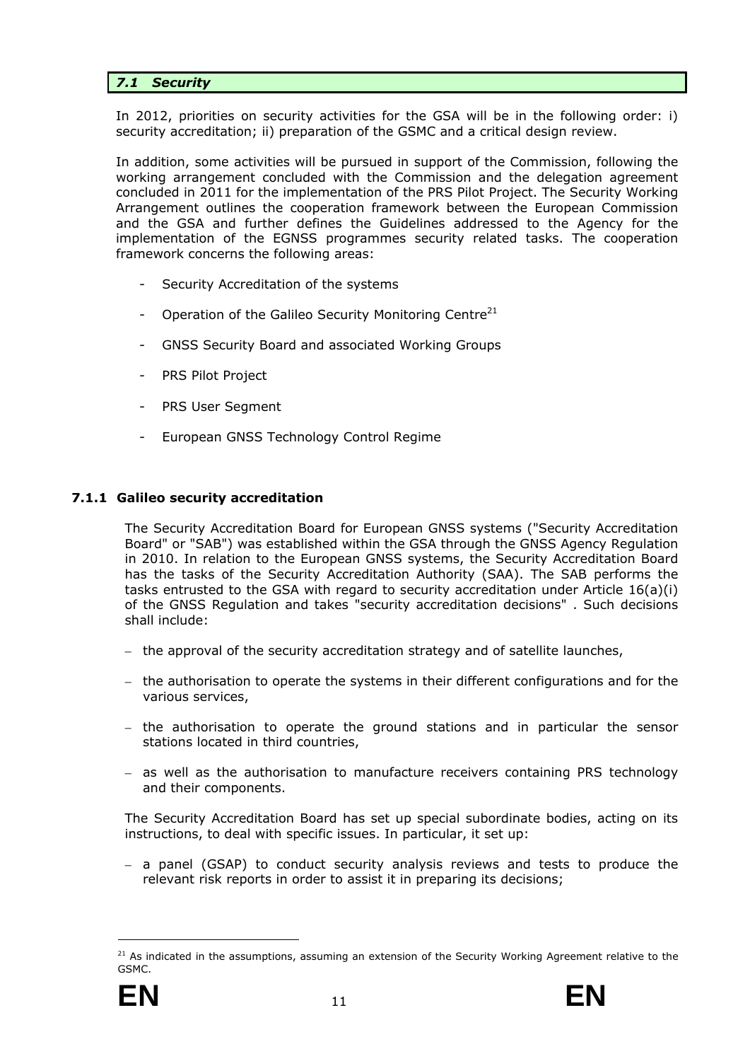## *7.1 Security*

In 2012, priorities on security activities for the GSA will be in the following order: i) security accreditation; ii) preparation of the GSMC and a critical design review.

In addition, some activities will be pursued in support of the Commission, following the working arrangement concluded with the Commission and the delegation agreement concluded in 2011 for the implementation of the PRS Pilot Project. The Security Working Arrangement outlines the cooperation framework between the European Commission and the GSA and further defines the Guidelines addressed to the Agency for the implementation of the EGNSS programmes security related tasks. The cooperation framework concerns the following areas:

- Security Accreditation of the systems
- Operation of the Galileo Security Monitoring Centre[21]
- GNSS Security Board and associated Working Groups
- PRS Pilot Project
- PRS User Segment
- European GNSS Technology Control Regime

### 7.1.1 Galileo security accreditation

The Security Accreditation Board for European GNSS systems ("Security Accreditation Board" or "SAB") was established within the GSA through the GNSS Agency Regulation in 2010. In relation to the European GNSS systems, the Security Accreditation Board has the tasks of the Security Accreditation Authority (SAA). The SAB performs the tasks entrusted to the GSA with regard to security accreditation under Article 16(a)(i) of the GNSS Regulation and takes "security accreditation decisions" . Such decisions shall include:

- the approval of the security accreditation strategy and of satellite launches,
- the authorisation to operate the systems in their different configurations and for the various services,
- the authorisation to operate the ground stations and in particular the sensor stations located in third countries,
- as well as the authorisation to manufacture receivers containing PRS technology and their components.

The Security Accreditation Board has set up special subordinate bodies, acting on its instructions, to deal with specific issues. In particular, it set up:

- a panel (GSAP) to conduct security analysis reviews and tests to produce the relevant risk reports in order to assist it in preparing its decisions;

[21] As indicated in the assumptions, assuming an extension of the Security Working Agreement relative to the GSMC.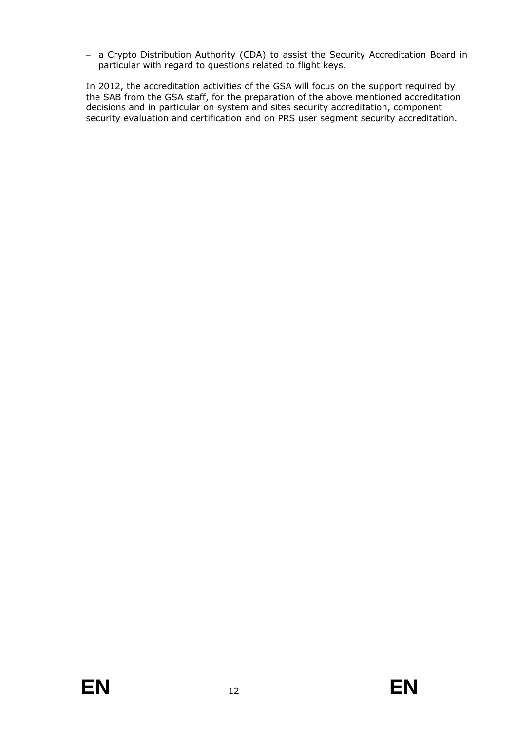- a Crypto Distribution Authority (CDA) to assist the Security Accreditation Board in particular with regard to questions related to flight keys.

In 2012, the accreditation activities of the GSA will focus on the support required by the SAB from the GSA staff, for the preparation of the above mentioned accreditation decisions and in particular on system and sites security accreditation, component security evaluation and certification and on PRS user segment security accreditation.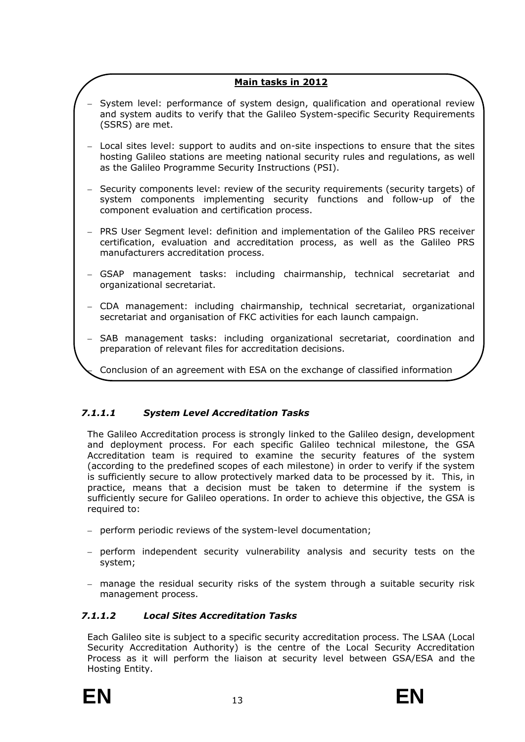**Main tasks in 2012**

- System level: performance of system design, qualification and operational review and system audits to verify that the Galileo System-specific Security Requirements (SSRS) are met.
- Local sites level: support to audits and on-site inspections to ensure that the sites hosting Galileo stations are meeting national security rules and regulations, as well as the Galileo Programme Security Instructions (PSI).
- Security components level: review of the security requirements (security targets) of system components implementing security functions and follow-up of the component evaluation and certification process.
- PRS User Segment level: definition and implementation of the Galileo PRS receiver certification, evaluation and accreditation process, as well as the Galileo PRS manufacturers accreditation process.
- GSAP management tasks: including chairmanship, technical secretariat and organizational secretariat.
- CDA management: including chairmanship, technical secretariat, organizational secretariat and organisation of FKC activities for each launch campaign.
- SAB management tasks: including organizational secretariat, coordination and preparation of relevant files for accreditation decisions.
- Conclusion of an agreement with ESA on the exchange of classified information

#### *7.1.1.1 System Level Accreditation Tasks*

The Galileo Accreditation process is strongly linked to the Galileo design, development and deployment process. For each specific Galileo technical milestone, the GSA Accreditation team is required to examine the security features of the system (according to the predefined scopes of each milestone) in order to verify if the system is sufficiently secure to allow protectively marked data to be processed by it. This, in practice, means that a decision must be taken to determine if the system is sufficiently secure for Galileo operations. In order to achieve this objective, the GSA is required to:

- perform periodic reviews of the system-level documentation;
- perform independent security vulnerability analysis and security tests on the system;
- manage the residual security risks of the system through a suitable security risk management process.

#### *7.1.1.2 Local Sites Accreditation Tasks*

Each Galileo site is subject to a specific security accreditation process. The LSAA (Local Security Accreditation Authority) is the centre of the Local Security Accreditation Process as it will perform the liaison at security level between GSA/ESA and the Hosting Entity.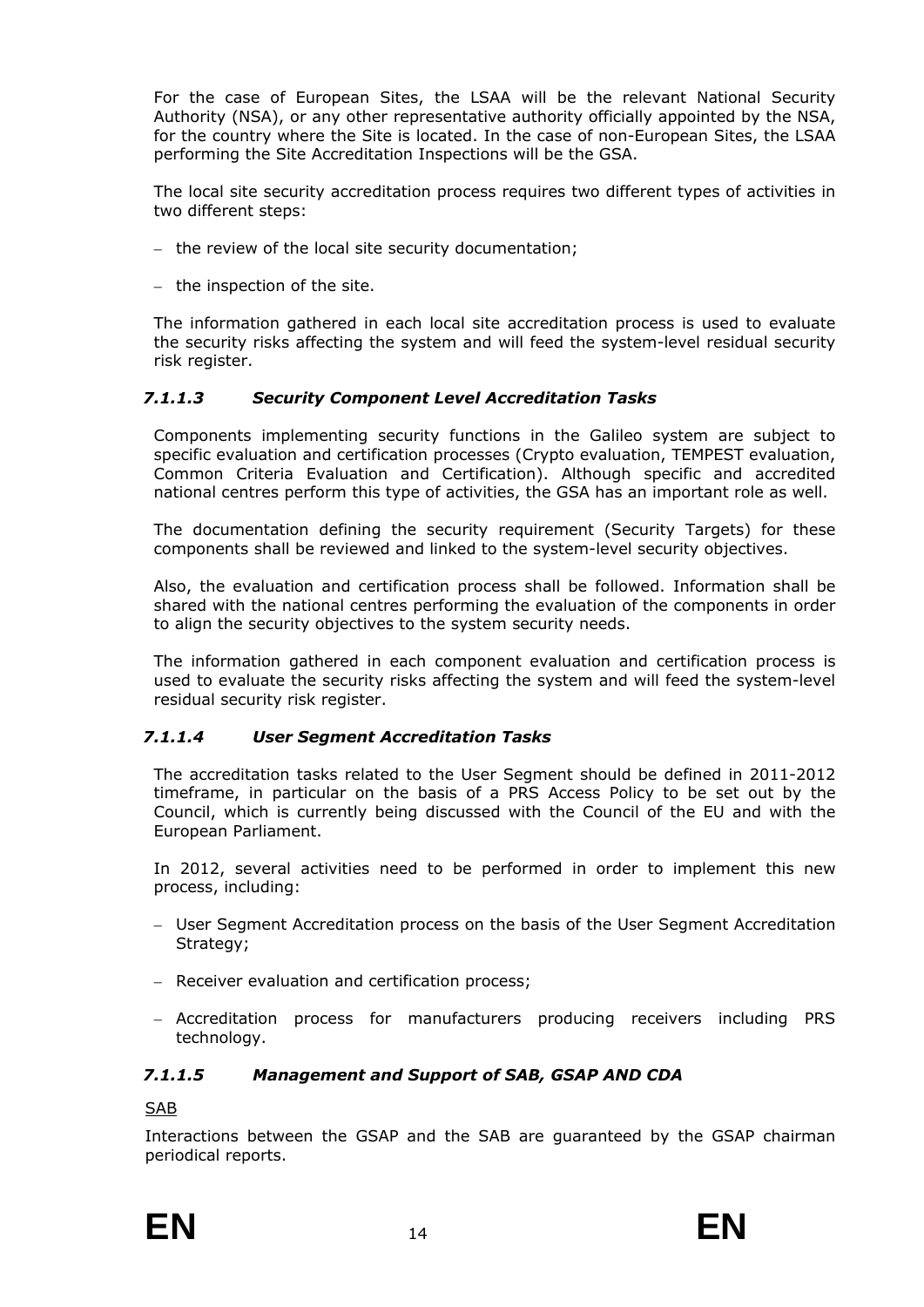For the case of European Sites, the LSAA will be the relevant National Security Authority (NSA), or any other representative authority officially appointed by the NSA, for the country where the Site is located. In the case of non-European Sites, the LSAA performing the Site Accreditation Inspections will be the GSA.

The local site security accreditation process requires two different types of activities in two different steps:

- the review of the local site security documentation;
- the inspection of the site.

The information gathered in each local site accreditation process is used to evaluate the security risks affecting the system and will feed the system-level residual security risk register.

#### *7.1.1.3 Security Component Level Accreditation Tasks*

Components implementing security functions in the Galileo system are subject to specific evaluation and certification processes (Crypto evaluation, TEMPEST evaluation, Common Criteria Evaluation and Certification). Although specific and accredited national centres perform this type of activities, the GSA has an important role as well.

The documentation defining the security requirement (Security Targets) for these components shall be reviewed and linked to the system-level security objectives.

Also, the evaluation and certification process shall be followed. Information shall be shared with the national centres performing the evaluation of the components in order to align the security objectives to the system security needs.

The information gathered in each component evaluation and certification process is used to evaluate the security risks affecting the system and will feed the system-level residual security risk register.

#### *7.1.1.4 User Segment Accreditation Tasks*

The accreditation tasks related to the User Segment should be defined in 2011-2012 timeframe, in particular on the basis of a PRS Access Policy to be set out by the Council, which is currently being discussed with the Council of the EU and with the European Parliament.

In 2012, several activities need to be performed in order to implement this new process, including:

- User Segment Accreditation process on the basis of the User Segment Accreditation Strategy;
- Receiver evaluation and certification process;
- Accreditation process for manufacturers producing receivers including PRS technology.

#### *7.1.1.5 Management and Support of SAB, GSAP AND CDA*

<u>SAB</u>

Interactions between the GSAP and the SAB are guaranteed by the GSAP chairman periodical reports.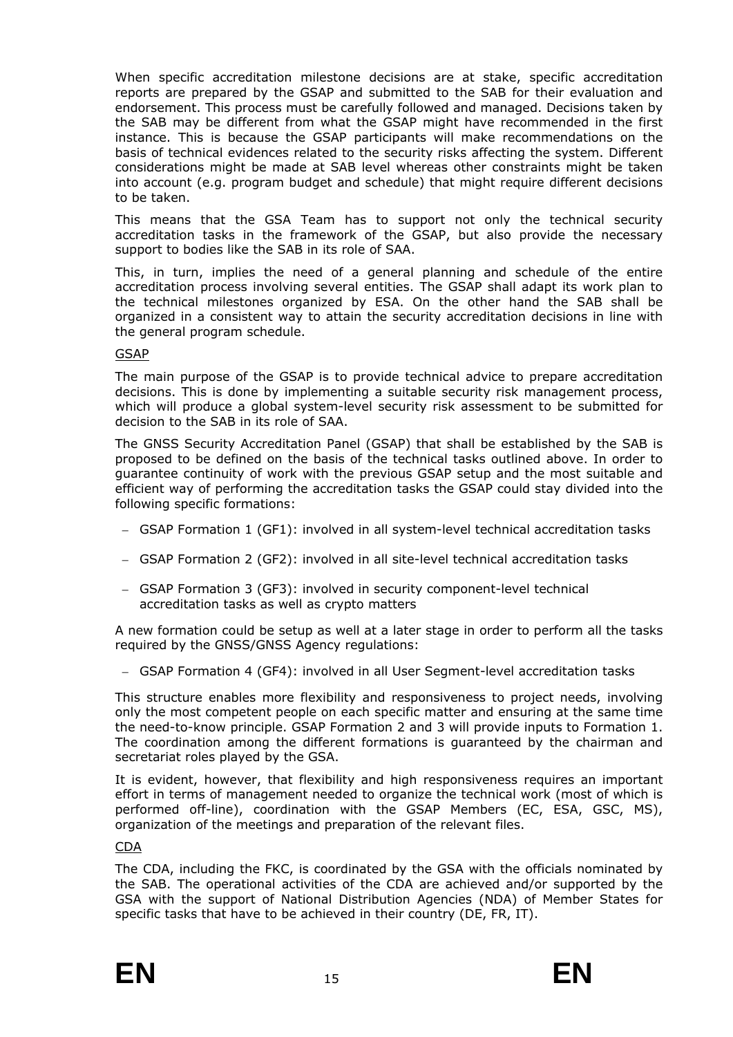When specific accreditation milestone decisions are at stake, specific accreditation reports are prepared by the GSAP and submitted to the SAB for their evaluation and endorsement. This process must be carefully followed and managed. Decisions taken by the SAB may be different from what the GSAP might have recommended in the first instance. This is because the GSAP participants will make recommendations on the basis of technical evidences related to the security risks affecting the system. Different considerations might be made at SAB level whereas other constraints might be taken into account (e.g. program budget and schedule) that might require different decisions to be taken.

This means that the GSA Team has to support not only the technical security accreditation tasks in the framework of the GSAP, but also provide the necessary support to bodies like the SAB in its role of SAA.

This, in turn, implies the need of a general planning and schedule of the entire accreditation process involving several entities. The GSAP shall adapt its work plan to the technical milestones organized by ESA. On the other hand the SAB shall be organized in a consistent way to attain the security accreditation decisions in line with the general program schedule.

<u>GSAP</u>

The main purpose of the GSAP is to provide technical advice to prepare accreditation decisions. This is done by implementing a suitable security risk management process, which will produce a global system-level security risk assessment to be submitted for decision to the SAB in its role of SAA.

The GNSS Security Accreditation Panel (GSAP) that shall be established by the SAB is proposed to be defined on the basis of the technical tasks outlined above. In order to guarantee continuity of work with the previous GSAP setup and the most suitable and efficient way of performing the accreditation tasks the GSAP could stay divided into the following specific formations:

- GSAP Formation 1 (GF1): involved in all system-level technical accreditation tasks
- GSAP Formation 2 (GF2): involved in all site-level technical accreditation tasks
- GSAP Formation 3 (GF3): involved in security component-level technical accreditation tasks as well as crypto matters

A new formation could be setup as well at a later stage in order to perform all the tasks required by the GNSS/GNSS Agency regulations:

- GSAP Formation 4 (GF4): involved in all User Segment-level accreditation tasks

This structure enables more flexibility and responsiveness to project needs, involving only the most competent people on each specific matter and ensuring at the same time the need-to-know principle. GSAP Formation 2 and 3 will provide inputs to Formation 1. The coordination among the different formations is guaranteed by the chairman and secretariat roles played by the GSA.

It is evident, however, that flexibility and high responsiveness requires an important effort in terms of management needed to organize the technical work (most of which is performed off-line), coordination with the GSAP Members (EC, ESA, GSC, MS), organization of the meetings and preparation of the relevant files.

<u>CDA</u>

The CDA, including the FKC, is coordinated by the GSA with the officials nominated by the SAB. The operational activities of the CDA are achieved and/or supported by the GSA with the support of National Distribution Agencies (NDA) of Member States for specific tasks that have to be achieved in their country (DE, FR, IT).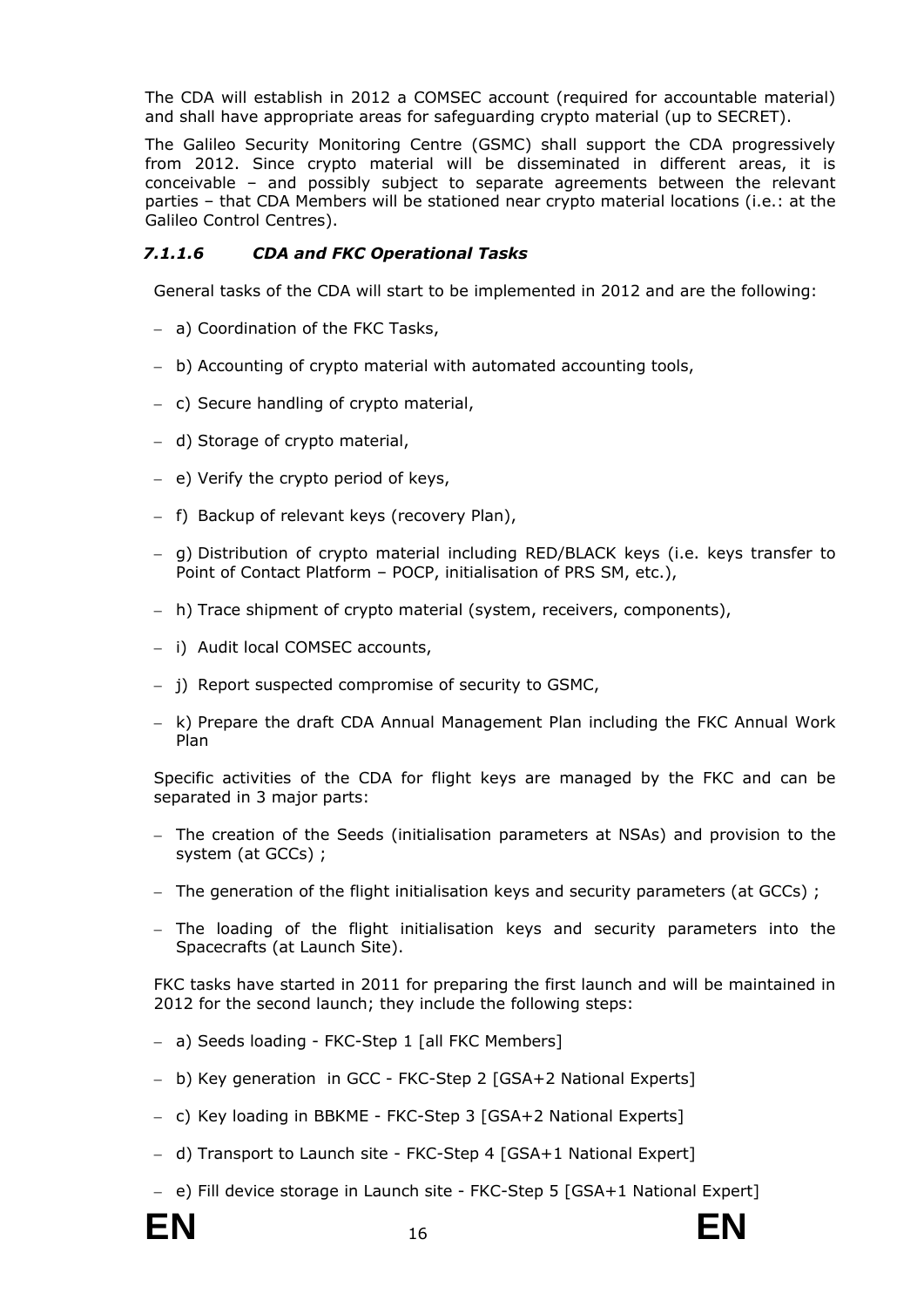The CDA will establish in 2012 a COMSEC account (required for accountable material) and shall have appropriate areas for safeguarding crypto material (up to SECRET).

The Galileo Security Monitoring Centre (GSMC) shall support the CDA progressively from 2012. Since crypto material will be disseminated in different areas, it is conceivable – and possibly subject to separate agreements between the relevant parties – that CDA Members will be stationed near crypto material locations (i.e.: at the Galileo Control Centres).

#### *7.1.1.6 CDA and FKC Operational Tasks*

General tasks of the CDA will start to be implemented in 2012 and are the following:

- a) Coordination of the FKC Tasks,
- b) Accounting of crypto material with automated accounting tools,
- c) Secure handling of crypto material,
- d) Storage of crypto material,
- e) Verify the crypto period of keys,
- f) Backup of relevant keys (recovery Plan),
- g) Distribution of crypto material including RED/BLACK keys (i.e. keys transfer to Point of Contact Platform – POCP, initialisation of PRS SM, etc.),
- h) Trace shipment of crypto material (system, receivers, components),
- i) Audit local COMSEC accounts,
- j) Report suspected compromise of security to GSMC,
- k) Prepare the draft CDA Annual Management Plan including the FKC Annual Work Plan

Specific activities of the CDA for flight keys are managed by the FKC and can be separated in 3 major parts:

- The creation of the Seeds (initialisation parameters at NSAs) and provision to the system (at GCCs) ;
- The generation of the flight initialisation keys and security parameters (at GCCs) ;
- The loading of the flight initialisation keys and security parameters into the Spacecrafts (at Launch Site).

FKC tasks have started in 2011 for preparing the first launch and will be maintained in 2012 for the second launch; they include the following steps:

- a) Seeds loading - FKC-Step 1 [all FKC Members]
- b) Key generation in GCC - FKC-Step 2 [GSA+2 National Experts]
- c) Key loading in BBKME - FKC-Step 3 [GSA+2 National Experts]
- d) Transport to Launch site - FKC-Step 4 [GSA+1 National Expert]
- e) Fill device storage in Launch site - FKC-Step 5 [GSA+1 National Expert]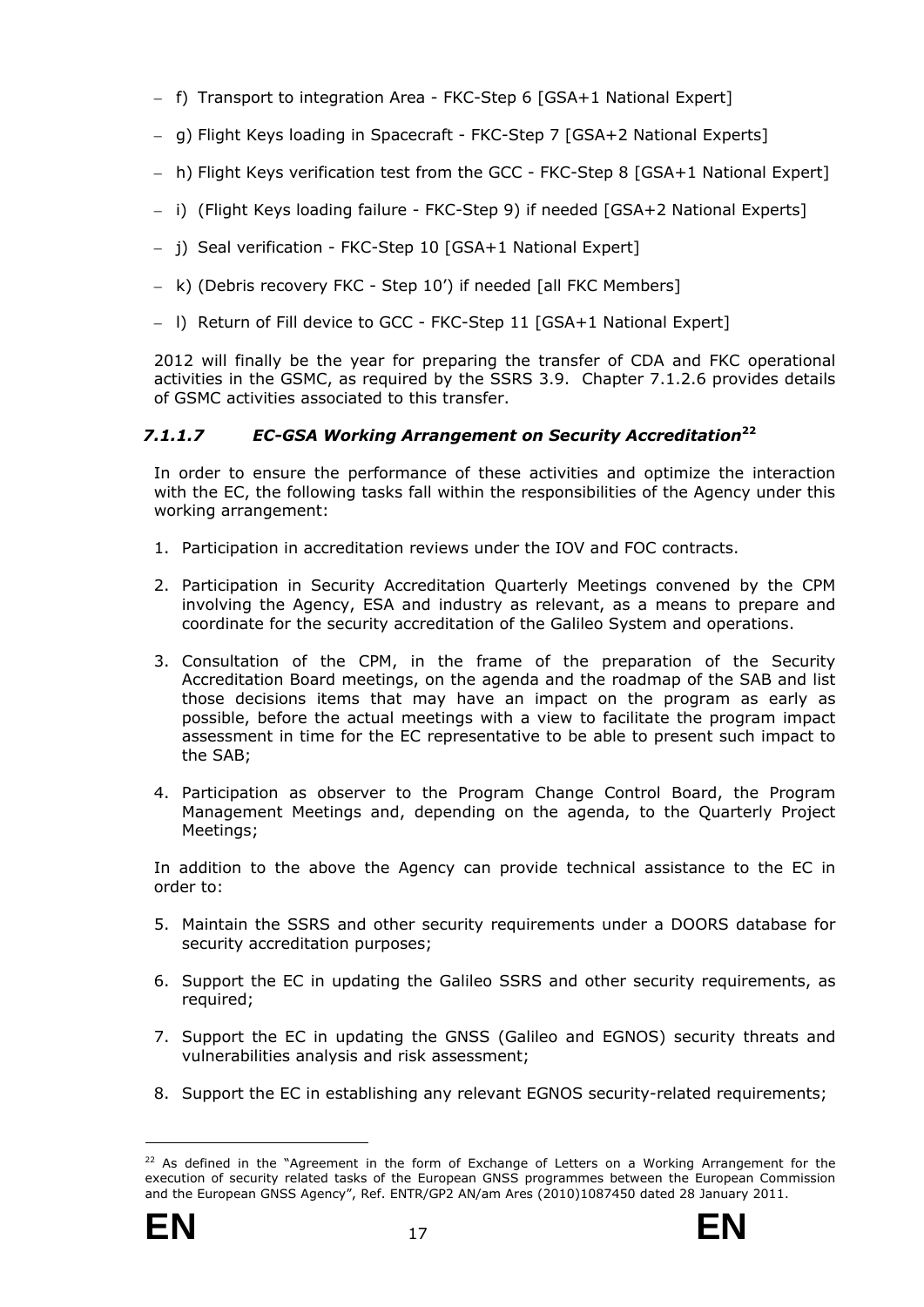- f) Transport to integration Area - FKC-Step 6 [GSA+1 National Expert]
- g) Flight Keys loading in Spacecraft - FKC-Step 7 [GSA+2 National Experts]
- h) Flight Keys verification test from the GCC - FKC-Step 8 [GSA+1 National Expert]
- i) (Flight Keys loading failure - FKC-Step 9) if needed [GSA+2 National Experts]
- j) Seal verification - FKC-Step 10 [GSA+1 National Expert]
- k) (Debris recovery FKC - Step 10') if needed [all FKC Members]
- l) Return of Fill device to GCC - FKC-Step 11 [GSA+1 National Expert]

2012 will finally be the year for preparing the transfer of CDA and FKC operational activities in the GSMC, as required by the SSRS 3.9. Chapter 7.1.2.6 provides details of GSMC activities associated to this transfer.

#### *7.1.1.7 EC-GSA Working Arrangement on Security Accreditation*[22]

In order to ensure the performance of these activities and optimize the interaction with the EC, the following tasks fall within the responsibilities of the Agency under this working arrangement:

1. Participation in accreditation reviews under the IOV and FOC contracts.
2. Participation in Security Accreditation Quarterly Meetings convened by the CPM involving the Agency, ESA and industry as relevant, as a means to prepare and coordinate for the security accreditation of the Galileo System and operations.
3. Consultation of the CPM, in the frame of the preparation of the Security Accreditation Board meetings, on the agenda and the roadmap of the SAB and list those decisions items that may have an impact on the program as early as possible, before the actual meetings with a view to facilitate the program impact assessment in time for the EC representative to be able to present such impact to the SAB;
4. Participation as observer to the Program Change Control Board, the Program Management Meetings and, depending on the agenda, to the Quarterly Project Meetings;

In addition to the above the Agency can provide technical assistance to the EC in order to:

5. Maintain the SSRS and other security requirements under a DOORS database for security accreditation purposes;
6. Support the EC in updating the Galileo SSRS and other security requirements, as required;
7. Support the EC in updating the GNSS (Galileo and EGNOS) security threats and vulnerabilities analysis and risk assessment;
8. Support the EC in establishing any relevant EGNOS security-related requirements;

[22] As defined in the "Agreement in the form of Exchange of Letters on a Working Arrangement for the execution of security related tasks of the European GNSS programmes between the European Commission and the European GNSS Agency", Ref. ENTR/GP2 AN/am Ares (2010)1087450 dated 28 January 2011.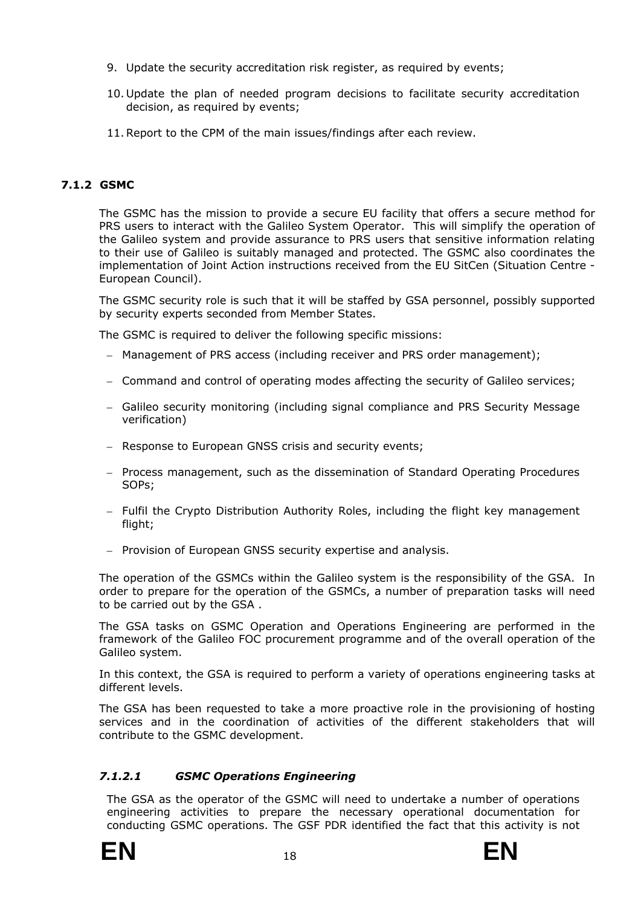9. Update the security accreditation risk register, as required by events;
10. Update the plan of needed program decisions to facilitate security accreditation decision, as required by events;
11. Report to the CPM of the main issues/findings after each review.

### 7.1.2 GSMC

The GSMC has the mission to provide a secure EU facility that offers a secure method for PRS users to interact with the Galileo System Operator. This will simplify the operation of the Galileo system and provide assurance to PRS users that sensitive information relating to their use of Galileo is suitably managed and protected. The GSMC also coordinates the implementation of Joint Action instructions received from the EU SitCen (Situation Centre - European Council).

The GSMC security role is such that it will be staffed by GSA personnel, possibly supported by security experts seconded from Member States.

The GSMC is required to deliver the following specific missions:

- Management of PRS access (including receiver and PRS order management);
- Command and control of operating modes affecting the security of Galileo services;
- Galileo security monitoring (including signal compliance and PRS Security Message verification)
- Response to European GNSS crisis and security events;
- Process management, such as the dissemination of Standard Operating Procedures SOPs;
- Fulfil the Crypto Distribution Authority Roles, including the flight key management flight;
- Provision of European GNSS security expertise and analysis.

The operation of the GSMCs within the Galileo system is the responsibility of the GSA. In order to prepare for the operation of the GSMCs, a number of preparation tasks will need to be carried out by the GSA .

The GSA tasks on GSMC Operation and Operations Engineering are performed in the framework of the Galileo FOC procurement programme and of the overall operation of the Galileo system.

In this context, the GSA is required to perform a variety of operations engineering tasks at different levels.

The GSA has been requested to take a more proactive role in the provisioning of hosting services and in the coordination of activities of the different stakeholders that will contribute to the GSMC development.

#### *7.1.2.1 GSMC Operations Engineering*

The GSA as the operator of the GSMC will need to undertake a number of operations engineering activities to prepare the necessary operational documentation for conducting GSMC operations. The GSF PDR identified the fact that this activity is not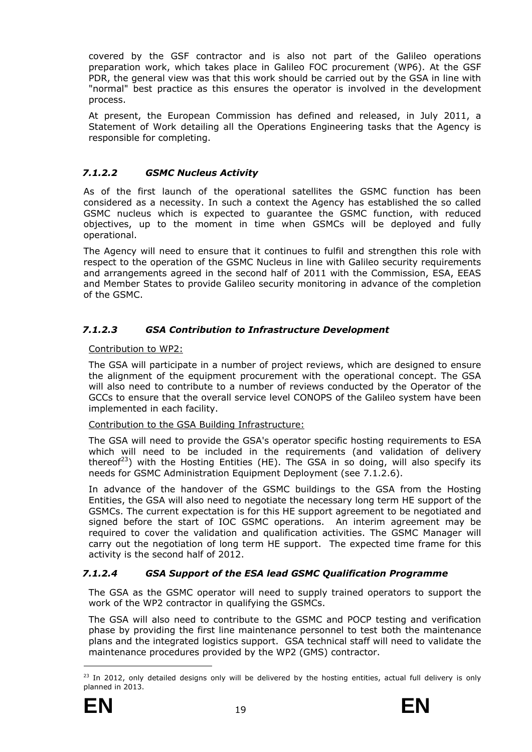covered by the GSF contractor and is also not part of the Galileo operations preparation work, which takes place in Galileo FOC procurement (WP6). At the GSF PDR, the general view was that this work should be carried out by the GSA in line with "normal" best practice as this ensures the operator is involved in the development process.

At present, the European Commission has defined and released, in July 2011, a Statement of Work detailing all the Operations Engineering tasks that the Agency is responsible for completing.

#### *7.1.2.2 GSMC Nucleus Activity*

As of the first launch of the operational satellites the GSMC function has been considered as a necessity. In such a context the Agency has established the so called GSMC nucleus which is expected to guarantee the GSMC function, with reduced objectives, up to the moment in time when GSMCs will be deployed and fully operational.

The Agency will need to ensure that it continues to fulfil and strengthen this role with respect to the operation of the GSMC Nucleus in line with Galileo security requirements and arrangements agreed in the second half of 2011 with the Commission, ESA, EEAS and Member States to provide Galileo security monitoring in advance of the completion of the GSMC.

#### *7.1.2.3 GSA Contribution to Infrastructure Development*

Contribution to WP2:

The GSA will participate in a number of project reviews, which are designed to ensure the alignment of the equipment procurement with the operational concept. The GSA will also need to contribute to a number of reviews conducted by the Operator of the GCCs to ensure that the overall service level CONOPS of the Galileo system have been implemented in each facility.

Contribution to the GSA Building Infrastructure:

The GSA will need to provide the GSA's operator specific hosting requirements to ESA which will need to be included in the requirements (and validation of delivery thereof[23]) with the Hosting Entities (HE). The GSA in so doing, will also specify its needs for GSMC Administration Equipment Deployment (see 7.1.2.6).

In advance of the handover of the GSMC buildings to the GSA from the Hosting Entities, the GSA will also need to negotiate the necessary long term HE support of the GSMCs. The current expectation is for this HE support agreement to be negotiated and signed before the start of IOC GSMC operations. An interim agreement may be required to cover the validation and qualification activities. The GSMC Manager will carry out the negotiation of long term HE support. The expected time frame for this activity is the second half of 2012.

#### *7.1.2.4 GSA Support of the ESA lead GSMC Qualification Programme*

The GSA as the GSMC operator will need to supply trained operators to support the work of the WP2 contractor in qualifying the GSMCs.

The GSA will also need to contribute to the GSMC and POCP testing and verification phase by providing the first line maintenance personnel to test both the maintenance plans and the integrated logistics support. GSA technical staff will need to validate the maintenance procedures provided by the WP2 (GMS) contractor.

[23] In 2012, only detailed designs only will be delivered by the hosting entities, actual full delivery is only planned in 2013.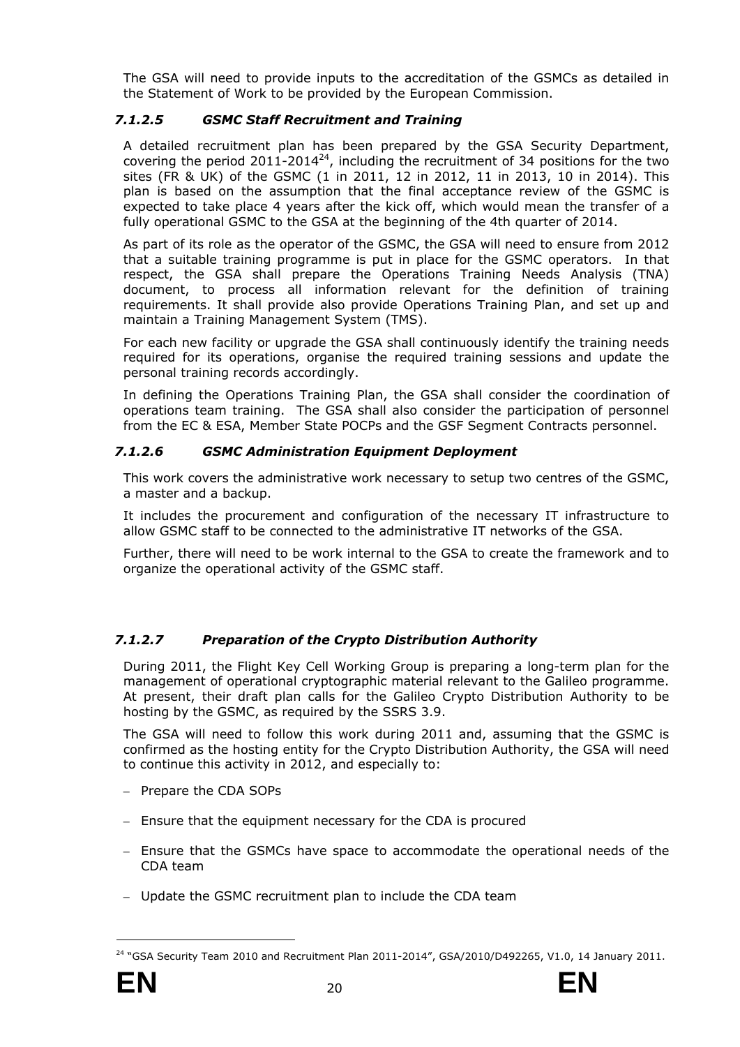The GSA will need to provide inputs to the accreditation of the GSMCs as detailed in the Statement of Work to be provided by the European Commission.

#### *7.1.2.5 GSMC Staff Recruitment and Training*

A detailed recruitment plan has been prepared by the GSA Security Department, covering the period 2011-2014[24], including the recruitment of 34 positions for the two sites (FR & UK) of the GSMC (1 in 2011, 12 in 2012, 11 in 2013, 10 in 2014). This plan is based on the assumption that the final acceptance review of the GSMC is expected to take place 4 years after the kick off, which would mean the transfer of a fully operational GSMC to the GSA at the beginning of the 4th quarter of 2014.

As part of its role as the operator of the GSMC, the GSA will need to ensure from 2012 that a suitable training programme is put in place for the GSMC operators. In that respect, the GSA shall prepare the Operations Training Needs Analysis (TNA) document, to process all information relevant for the definition of training requirements. It shall provide also provide Operations Training Plan, and set up and maintain a Training Management System (TMS).

For each new facility or upgrade the GSA shall continuously identify the training needs required for its operations, organise the required training sessions and update the personal training records accordingly.

In defining the Operations Training Plan, the GSA shall consider the coordination of operations team training. The GSA shall also consider the participation of personnel from the EC & ESA, Member State POCPs and the GSF Segment Contracts personnel.

#### *7.1.2.6 GSMC Administration Equipment Deployment*

This work covers the administrative work necessary to setup two centres of the GSMC, a master and a backup.

It includes the procurement and configuration of the necessary IT infrastructure to allow GSMC staff to be connected to the administrative IT networks of the GSA.

Further, there will need to be work internal to the GSA to create the framework and to organize the operational activity of the GSMC staff.

#### *7.1.2.7 Preparation of the Crypto Distribution Authority*

During 2011, the Flight Key Cell Working Group is preparing a long-term plan for the management of operational cryptographic material relevant to the Galileo programme. At present, their draft plan calls for the Galileo Crypto Distribution Authority to be hosting by the GSMC, as required by the SSRS 3.9.

The GSA will need to follow this work during 2011 and, assuming that the GSMC is confirmed as the hosting entity for the Crypto Distribution Authority, the GSA will need to continue this activity in 2012, and especially to:

- Prepare the CDA SOPs
- Ensure that the equipment necessary for the CDA is procured
- Ensure that the GSMCs have space to accommodate the operational needs of the CDA team
- Update the GSMC recruitment plan to include the CDA team

[24] "GSA Security Team 2010 and Recruitment Plan 2011-2014", GSA/2010/D492265, V1.0, 14 January 2011.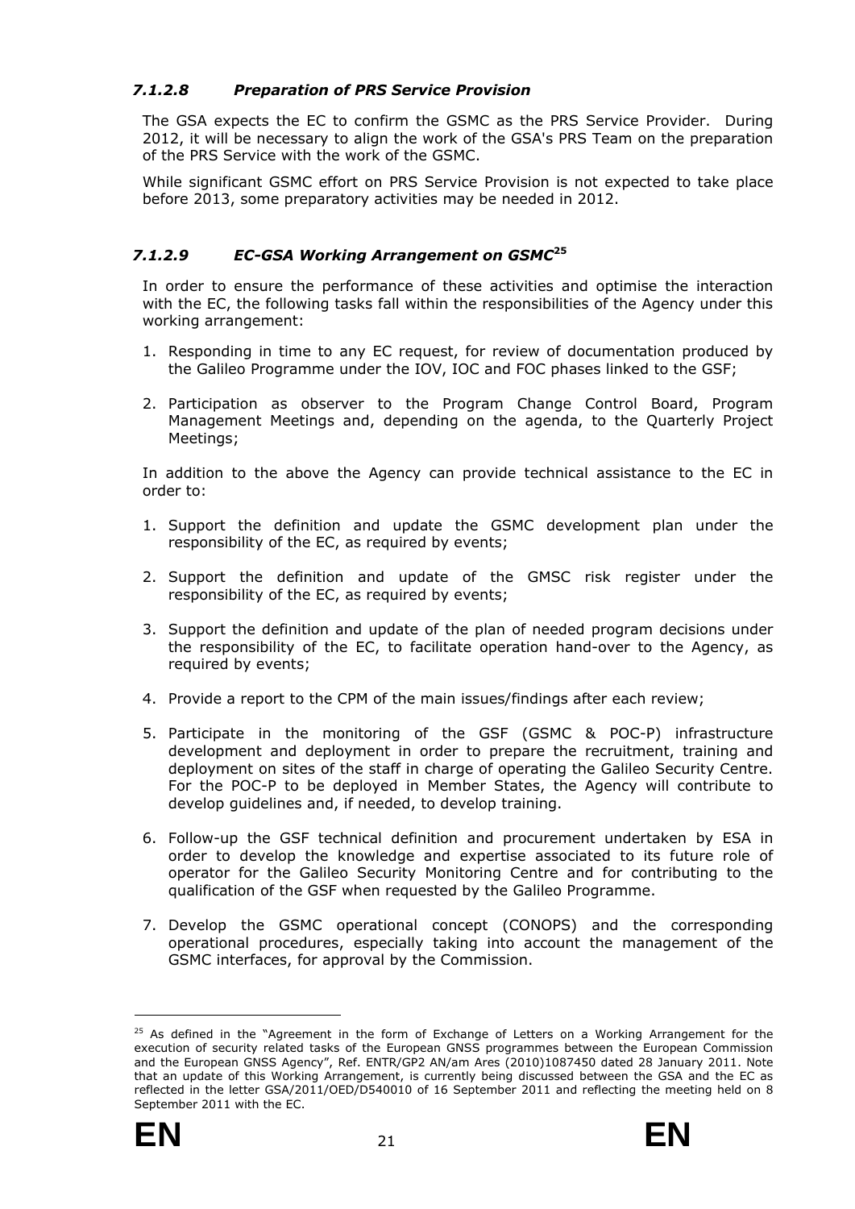#### *7.1.2.8 Preparation of PRS Service Provision*

The GSA expects the EC to confirm the GSMC as the PRS Service Provider. During 2012, it will be necessary to align the work of the GSA's PRS Team on the preparation of the PRS Service with the work of the GSMC.

While significant GSMC effort on PRS Service Provision is not expected to take place before 2013, some preparatory activities may be needed in 2012.

#### *7.1.2.9 EC-GSA Working Arrangement on GSMC*[25]

In order to ensure the performance of these activities and optimise the interaction with the EC, the following tasks fall within the responsibilities of the Agency under this working arrangement:

1. Responding in time to any EC request, for review of documentation produced by the Galileo Programme under the IOV, IOC and FOC phases linked to the GSF;
2. Participation as observer to the Program Change Control Board, Program Management Meetings and, depending on the agenda, to the Quarterly Project Meetings;

In addition to the above the Agency can provide technical assistance to the EC in order to:

1. Support the definition and update the GSMC development plan under the responsibility of the EC, as required by events;
2. Support the definition and update of the GMSC risk register under the responsibility of the EC, as required by events;
3. Support the definition and update of the plan of needed program decisions under the responsibility of the EC, to facilitate operation hand-over to the Agency, as required by events;
4. Provide a report to the CPM of the main issues/findings after each review;
5. Participate in the monitoring of the GSF (GSMC & POC-P) infrastructure development and deployment in order to prepare the recruitment, training and deployment on sites of the staff in charge of operating the Galileo Security Centre. For the POC-P to be deployed in Member States, the Agency will contribute to develop guidelines and, if needed, to develop training.
6. Follow-up the GSF technical definition and procurement undertaken by ESA in order to develop the knowledge and expertise associated to its future role of operator for the Galileo Security Monitoring Centre and for contributing to the qualification of the GSF when requested by the Galileo Programme.
7. Develop the GSMC operational concept (CONOPS) and the corresponding operational procedures, especially taking into account the management of the GSMC interfaces, for approval by the Commission.

---

[25] As defined in the "Agreement in the form of Exchange of Letters on a Working Arrangement for the execution of security related tasks of the European GNSS programmes between the European Commission and the European GNSS Agency", Ref. ENTR/GP2 AN/am Ares (2010)1087450 dated 28 January 2011. Note that an update of this Working Arrangement, is currently being discussed between the GSA and the EC as reflected in the letter GSA/2011/OED/D540010 of 16 September 2011 and reflecting the meeting held on 8 September 2011 with the EC.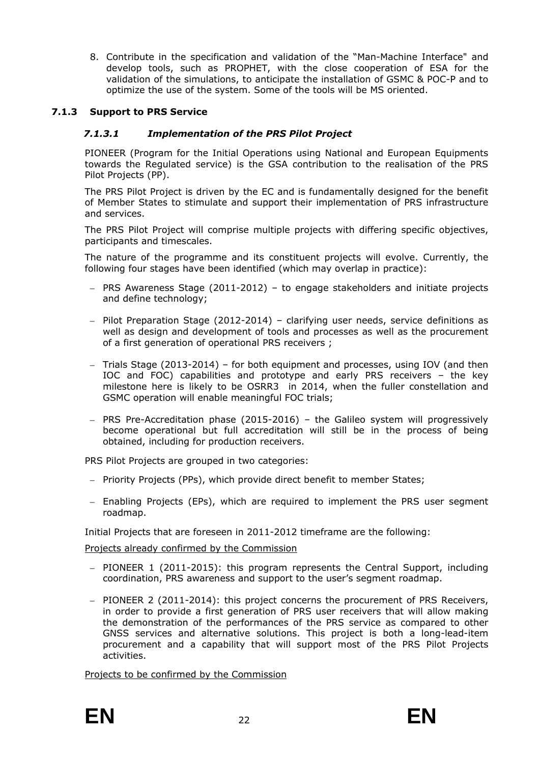8. Contribute in the specification and validation of the "Man-Machine Interface" and develop tools, such as PROPHET, with the close cooperation of ESA for the validation of the simulations, to anticipate the installation of GSMC & POC-P and to optimize the use of the system. Some of the tools will be MS oriented.

### 7.1.3 Support to PRS Service

#### *7.1.3.1 Implementation of the PRS Pilot Project*

PIONEER (Program for the Initial Operations using National and European Equipments towards the Regulated service) is the GSA contribution to the realisation of the PRS Pilot Projects (PP).

The PRS Pilot Project is driven by the EC and is fundamentally designed for the benefit of Member States to stimulate and support their implementation of PRS infrastructure and services.

The PRS Pilot Project will comprise multiple projects with differing specific objectives, participants and timescales.

The nature of the programme and its constituent projects will evolve. Currently, the following four stages have been identified (which may overlap in practice):

- PRS Awareness Stage (2011-2012) – to engage stakeholders and initiate projects and define technology;
- Pilot Preparation Stage (2012-2014) – clarifying user needs, service definitions as well as design and development of tools and processes as well as the procurement of a first generation of operational PRS receivers ;
- Trials Stage (2013-2014) – for both equipment and processes, using IOV (and then IOC and FOC) capabilities and prototype and early PRS receivers – the key milestone here is likely to be OSRR3 in 2014, when the fuller constellation and GSMC operation will enable meaningful FOC trials;
- PRS Pre-Accreditation phase (2015-2016) – the Galileo system will progressively become operational but full accreditation will still be in the process of being obtained, including for production receivers.

PRS Pilot Projects are grouped in two categories:

- Priority Projects (PPs), which provide direct benefit to member States;
- Enabling Projects (EPs), which are required to implement the PRS user segment roadmap.

Initial Projects that are foreseen in 2011-2012 timeframe are the following:

Projects already confirmed by the Commission

- PIONEER 1 (2011-2015): this program represents the Central Support, including coordination, PRS awareness and support to the user's segment roadmap.
- PIONEER 2 (2011-2014): this project concerns the procurement of PRS Receivers, in order to provide a first generation of PRS user receivers that will allow making the demonstration of the performances of the PRS service as compared to other GNSS services and alternative solutions. This project is both a long-lead-item procurement and a capability that will support most of the PRS Pilot Projects activities.

Projects to be confirmed by the Commission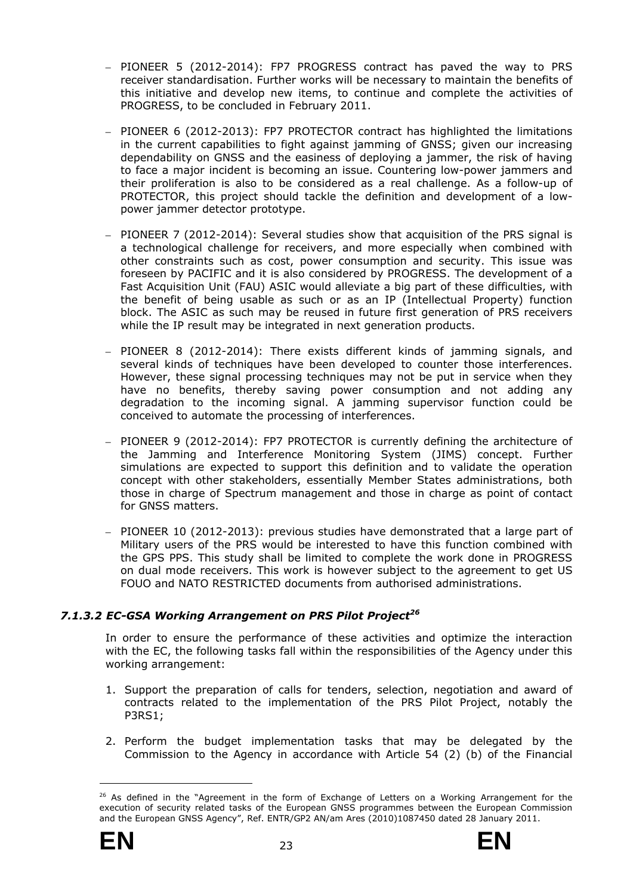- PIONEER 5 (2012-2014): FP7 PROGRESS contract has paved the way to PRS receiver standardisation. Further works will be necessary to maintain the benefits of this initiative and develop new items, to continue and complete the activities of PROGRESS, to be concluded in February 2011.

- PIONEER 6 (2012-2013): FP7 PROTECTOR contract has highlighted the limitations in the current capabilities to fight against jamming of GNSS; given our increasing dependability on GNSS and the easiness of deploying a jammer, the risk of having to face a major incident is becoming an issue. Countering low-power jammers and their proliferation is also to be considered as a real challenge. As a follow-up of PROTECTOR, this project should tackle the definition and development of a low-power jammer detector prototype.

- PIONEER 7 (2012-2014): Several studies show that acquisition of the PRS signal is a technological challenge for receivers, and more especially when combined with other constraints such as cost, power consumption and security. This issue was foreseen by PACIFIC and it is also considered by PROGRESS. The development of a Fast Acquisition Unit (FAU) ASIC would alleviate a big part of these difficulties, with the benefit of being usable as such or as an IP (Intellectual Property) function block. The ASIC as such may be reused in future first generation of PRS receivers while the IP result may be integrated in next generation products.

- PIONEER 8 (2012-2014): There exists different kinds of jamming signals, and several kinds of techniques have been developed to counter those interferences. However, these signal processing techniques may not be put in service when they have no benefits, thereby saving power consumption and not adding any degradation to the incoming signal. A jamming supervisor function could be conceived to automate the processing of interferences.

- PIONEER 9 (2012-2014): FP7 PROTECTOR is currently defining the architecture of the Jamming and Interference Monitoring System (JIMS) concept. Further simulations are expected to support this definition and to validate the operation concept with other stakeholders, essentially Member States administrations, both those in charge of Spectrum management and those in charge as point of contact for GNSS matters.

- PIONEER 10 (2012-2013): previous studies have demonstrated that a large part of Military users of the PRS would be interested to have this function combined with the GPS PPS. This study shall be limited to complete the work done in PROGRESS on dual mode receivers. This work is however subject to the agreement to get US FOUO and NATO RESTRICTED documents from authorised administrations.

#### *7.1.3.2 EC-GSA Working Arrangement on PRS Pilot Project[26]*

In order to ensure the performance of these activities and optimize the interaction with the EC, the following tasks fall within the responsibilities of the Agency under this working arrangement:

1. Support the preparation of calls for tenders, selection, negotiation and award of contracts related to the implementation of the PRS Pilot Project, notably the P3RS1;

2. Perform the budget implementation tasks that may be delegated by the Commission to the Agency in accordance with Article 54 (2) (b) of the Financial

[26] As defined in the "Agreement in the form of Exchange of Letters on a Working Arrangement for the execution of security related tasks of the European GNSS programmes between the European Commission and the European GNSS Agency", Ref. ENTR/GP2 AN/am Ares (2010)1087450 dated 28 January 2011.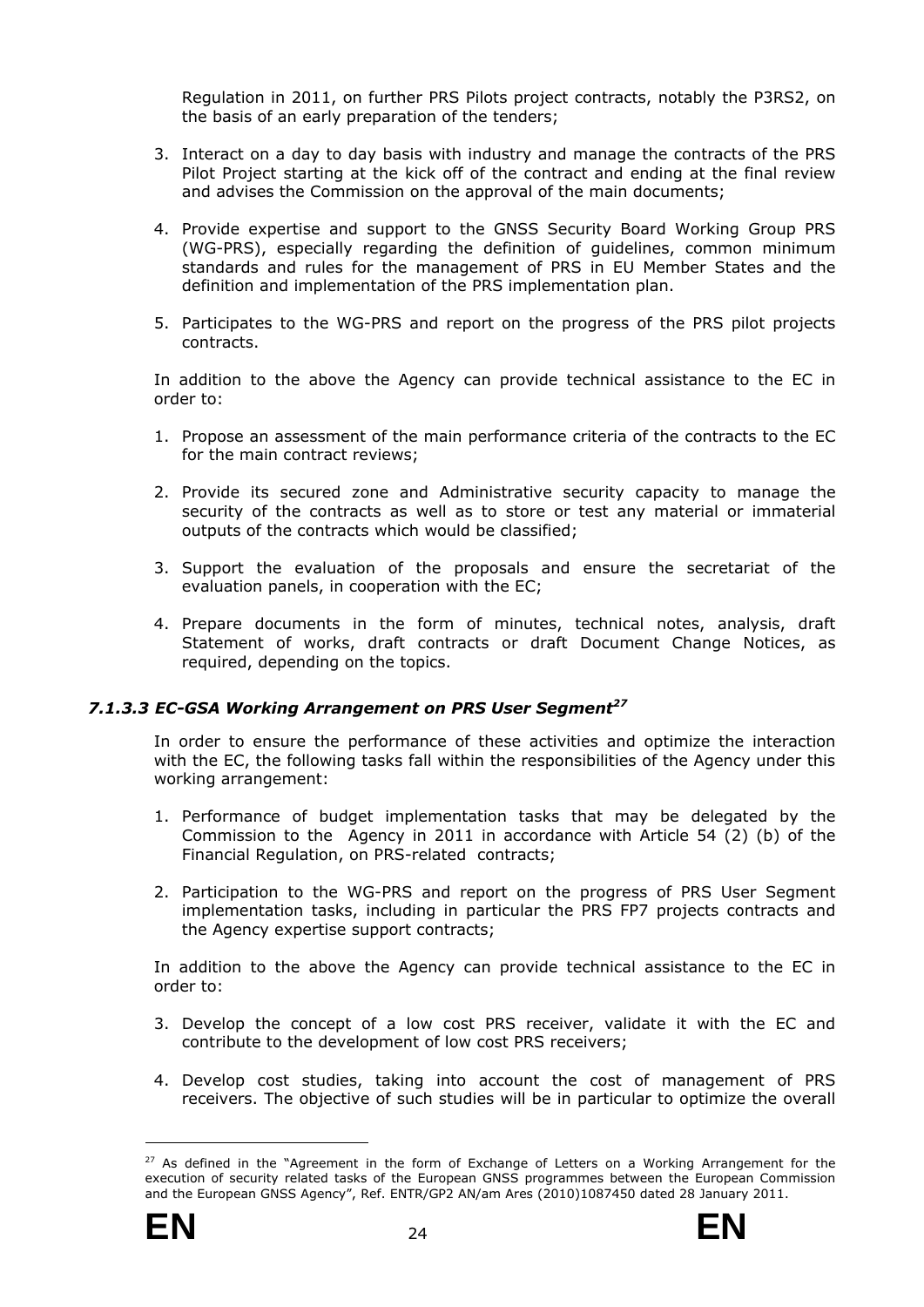Regulation in 2011, on further PRS Pilots project contracts, notably the P3RS2, on the basis of an early preparation of the tenders;

3. Interact on a day to day basis with industry and manage the contracts of the PRS Pilot Project starting at the kick off of the contract and ending at the final review and advises the Commission on the approval of the main documents;
4. Provide expertise and support to the GNSS Security Board Working Group PRS (WG-PRS), especially regarding the definition of guidelines, common minimum standards and rules for the management of PRS in EU Member States and the definition and implementation of the PRS implementation plan.
5. Participates to the WG-PRS and report on the progress of the PRS pilot projects contracts.

In addition to the above the Agency can provide technical assistance to the EC in order to:

1. Propose an assessment of the main performance criteria of the contracts to the EC for the main contract reviews;
2. Provide its secured zone and Administrative security capacity to manage the security of the contracts as well as to store or test any material or immaterial outputs of the contracts which would be classified;
3. Support the evaluation of the proposals and ensure the secretariat of the evaluation panels, in cooperation with the EC;
4. Prepare documents in the form of minutes, technical notes, analysis, draft Statement of works, draft contracts or draft Document Change Notices, as required, depending on the topics.

#### *7.1.3.3 EC-GSA Working Arrangement on PRS User Segment[27]*

In order to ensure the performance of these activities and optimize the interaction with the EC, the following tasks fall within the responsibilities of the Agency under this working arrangement:

1. Performance of budget implementation tasks that may be delegated by the Commission to the Agency in 2011 in accordance with Article 54 (2) (b) of the Financial Regulation, on PRS-related contracts;
2. Participation to the WG-PRS and report on the progress of PRS User Segment implementation tasks, including in particular the PRS FP7 projects contracts and the Agency expertise support contracts;

In addition to the above the Agency can provide technical assistance to the EC in order to:

3. Develop the concept of a low cost PRS receiver, validate it with the EC and contribute to the development of low cost PRS receivers;
4. Develop cost studies, taking into account the cost of management of PRS receivers. The objective of such studies will be in particular to optimize the overall

[27] As defined in the "Agreement in the form of Exchange of Letters on a Working Arrangement for the execution of security related tasks of the European GNSS programmes between the European Commission and the European GNSS Agency", Ref. ENTR/GP2 AN/am Ares (2010)1087450 dated 28 January 2011.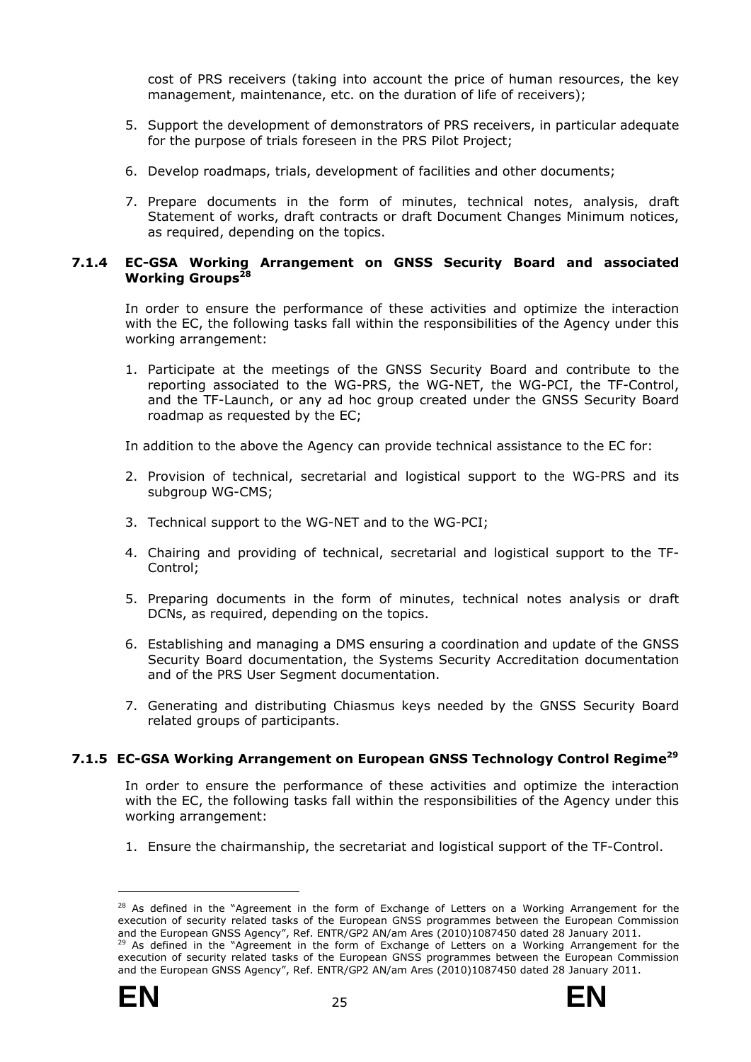cost of PRS receivers (taking into account the price of human resources, the key management, maintenance, etc. on the duration of life of receivers);

5. Support the development of demonstrators of PRS receivers, in particular adequate for the purpose of trials foreseen in the PRS Pilot Project;

6. Develop roadmaps, trials, development of facilities and other documents;

7. Prepare documents in the form of minutes, technical notes, analysis, draft Statement of works, draft contracts or draft Document Changes Minimum notices, as required, depending on the topics.

#### 7.1.4 EC-GSA Working Arrangement on GNSS Security Board and associated Working Groups[28]

In order to ensure the performance of these activities and optimize the interaction with the EC, the following tasks fall within the responsibilities of the Agency under this working arrangement:

1. Participate at the meetings of the GNSS Security Board and contribute to the reporting associated to the WG-PRS, the WG-NET, the WG-PCI, the TF-Control, and the TF-Launch, or any ad hoc group created under the GNSS Security Board roadmap as requested by the EC;

In addition to the above the Agency can provide technical assistance to the EC for:

2. Provision of technical, secretarial and logistical support to the WG-PRS and its subgroup WG-CMS;

3. Technical support to the WG-NET and to the WG-PCI;

4. Chairing and providing of technical, secretarial and logistical support to the TF-Control;

5. Preparing documents in the form of minutes, technical notes analysis or draft DCNs, as required, depending on the topics.

6. Establishing and managing a DMS ensuring a coordination and update of the GNSS Security Board documentation, the Systems Security Accreditation documentation and of the PRS User Segment documentation.

7. Generating and distributing Chiasmus keys needed by the GNSS Security Board related groups of participants.

#### 7.1.5 EC-GSA Working Arrangement on European GNSS Technology Control Regime[29]

In order to ensure the performance of these activities and optimize the interaction with the EC, the following tasks fall within the responsibilities of the Agency under this working arrangement:

1. Ensure the chairmanship, the secretariat and logistical support of the TF-Control.

---

[28] As defined in the "Agreement in the form of Exchange of Letters on a Working Arrangement for the execution of security related tasks of the European GNSS programmes between the European Commission and the European GNSS Agency", Ref. ENTR/GP2 AN/am Ares (2010)1087450 dated 28 January 2011.

[29] As defined in the "Agreement in the form of Exchange of Letters on a Working Arrangement for the execution of security related tasks of the European GNSS programmes between the European Commission and the European GNSS Agency", Ref. ENTR/GP2 AN/am Ares (2010)1087450 dated 28 January 2011.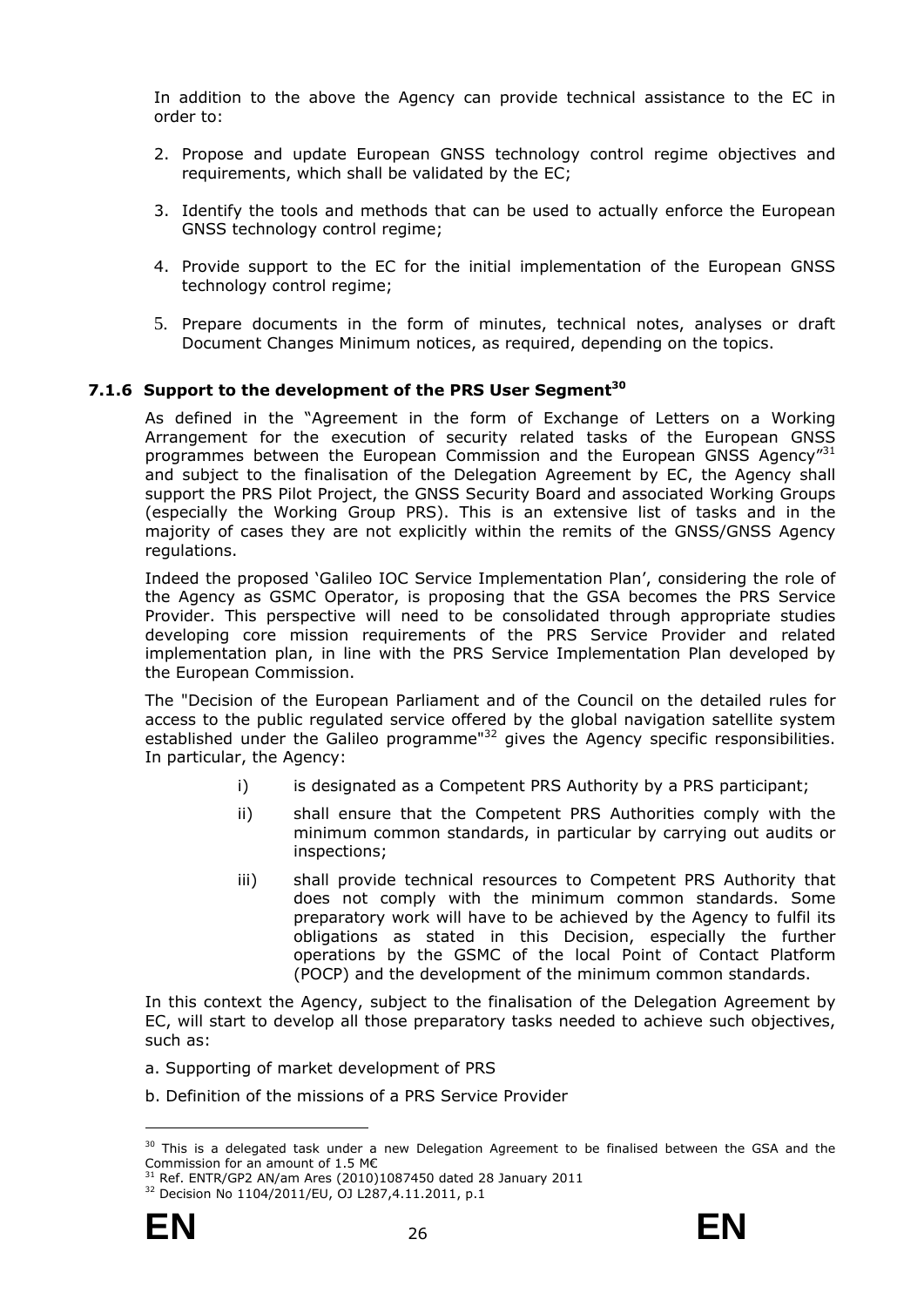In addition to the above the Agency can provide technical assistance to the EC in order to:

2. Propose and update European GNSS technology control regime objectives and requirements, which shall be validated by the EC;

3. Identify the tools and methods that can be used to actually enforce the European GNSS technology control regime;

4. Provide support to the EC for the initial implementation of the European GNSS technology control regime;

5. Prepare documents in the form of minutes, technical notes, analyses or draft Document Changes Minimum notices, as required, depending on the topics.

### 7.1.6 Support to the development of the PRS User Segment[30]

As defined in the "Agreement in the form of Exchange of Letters on a Working Arrangement for the execution of security related tasks of the European GNSS programmes between the European Commission and the European GNSS Agency"[31] and subject to the finalisation of the Delegation Agreement by EC, the Agency shall support the PRS Pilot Project, the GNSS Security Board and associated Working Groups (especially the Working Group PRS). This is an extensive list of tasks and in the majority of cases they are not explicitly within the remits of the GNSS/GNSS Agency regulations.

Indeed the proposed 'Galileo IOC Service Implementation Plan', considering the role of the Agency as GSMC Operator, is proposing that the GSA becomes the PRS Service Provider. This perspective will need to be consolidated through appropriate studies developing core mission requirements of the PRS Service Provider and related implementation plan, in line with the PRS Service Implementation Plan developed by the European Commission.

The "Decision of the European Parliament and of the Council on the detailed rules for access to the public regulated service offered by the global navigation satellite system established under the Galileo programme"[32] gives the Agency specific responsibilities. In particular, the Agency:

i) is designated as a Competent PRS Authority by a PRS participant;

ii) shall ensure that the Competent PRS Authorities comply with the minimum common standards, in particular by carrying out audits or inspections;

iii) shall provide technical resources to Competent PRS Authority that does not comply with the minimum common standards. Some preparatory work will have to be achieved by the Agency to fulfil its obligations as stated in this Decision, especially the further operations by the GSMC of the local Point of Contact Platform (POCP) and the development of the minimum common standards.

In this context the Agency, subject to the finalisation of the Delegation Agreement by EC, will start to develop all those preparatory tasks needed to achieve such objectives, such as:

a. Supporting of market development of PRS

b. Definition of the missions of a PRS Service Provider

---

[30] This is a delegated task under a new Delegation Agreement to be finalised between the GSA and the Commission for an amount of 1.5 M€

[31] Ref. ENTR/GP2 AN/am Ares (2010)1087450 dated 28 January 2011

[32] Decision No 1104/2011/EU, OJ L287,4.11.2011, p.1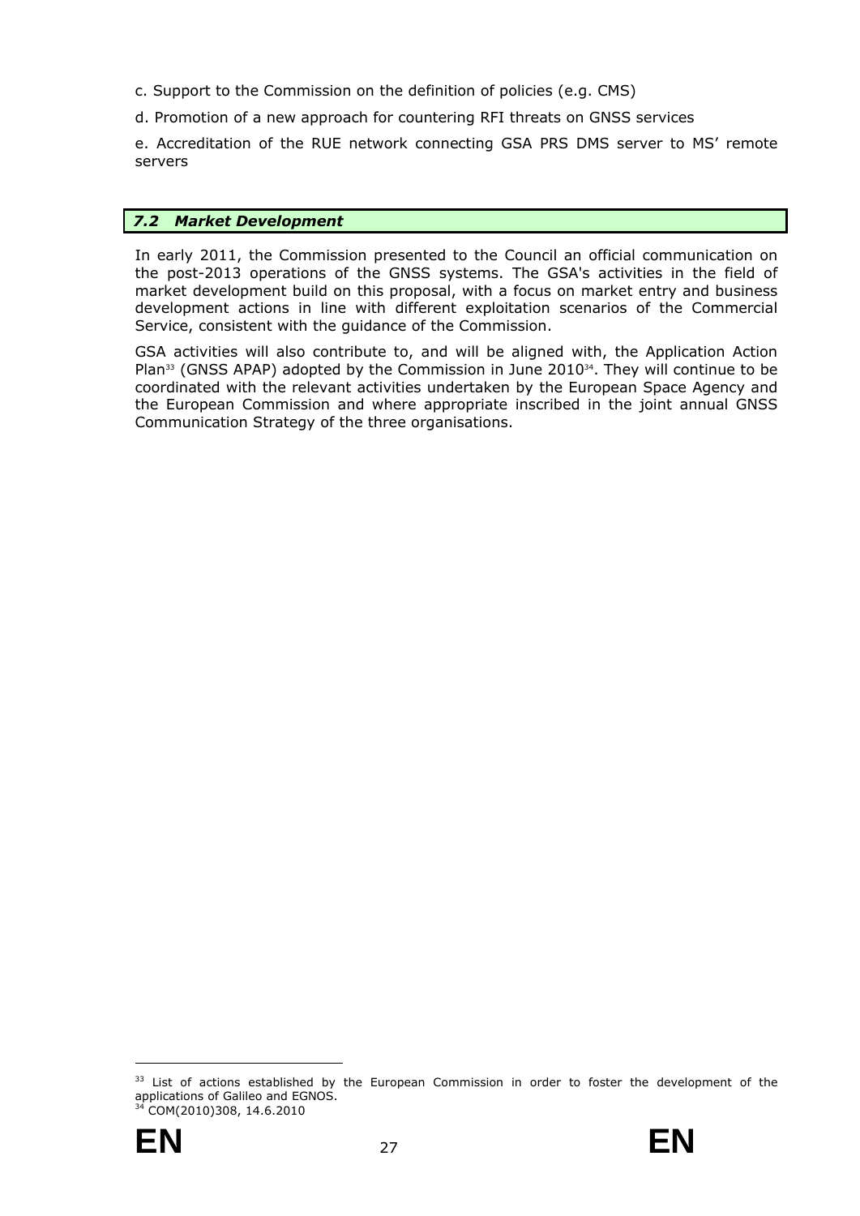c. Support to the Commission on the definition of policies (e.g. CMS)

d. Promotion of a new approach for countering RFI threats on GNSS services

e. Accreditation of the RUE network connecting GSA PRS DMS server to MS' remote servers

### *7.2 Market Development*

In early 2011, the Commission presented to the Council an official communication on the post-2013 operations of the GNSS systems. The GSA's activities in the field of market development build on this proposal, with a focus on market entry and business development actions in line with different exploitation scenarios of the Commercial Service, consistent with the guidance of the Commission.

GSA activities will also contribute to, and will be aligned with, the Application Action Plan[33] (GNSS APAP) adopted by the Commission in June 2010[34]. They will continue to be coordinated with the relevant activities undertaken by the European Space Agency and the European Commission and where appropriate inscribed in the joint annual GNSS Communication Strategy of the three organisations.

---

[33] List of actions established by the European Commission in order to foster the development of the applications of Galileo and EGNOS.

[34] COM(2010)308, 14.6.2010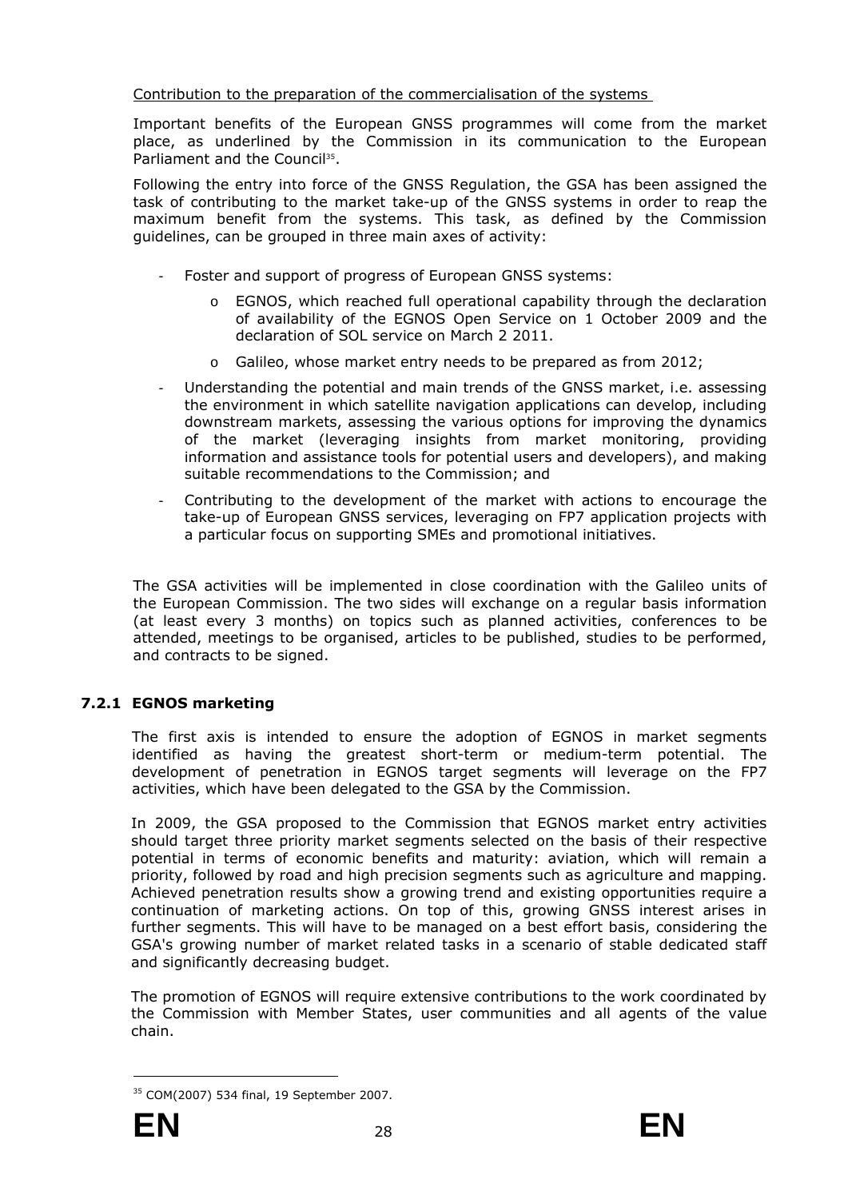Contribution to the preparation of the commercialisation of the systems

Important benefits of the European GNSS programmes will come from the market place, as underlined by the Commission in its communication to the European Parliament and the Council[35].

Following the entry into force of the GNSS Regulation, the GSA has been assigned the task of contributing to the market take-up of the GNSS systems in order to reap the maximum benefit from the systems. This task, as defined by the Commission guidelines, can be grouped in three main axes of activity:

- Foster and support of progress of European GNSS systems:
  - EGNOS, which reached full operational capability through the declaration of availability of the EGNOS Open Service on 1 October 2009 and the declaration of SOL service on March 2 2011.
  - Galileo, whose market entry needs to be prepared as from 2012;
- Understanding the potential and main trends of the GNSS market, i.e. assessing the environment in which satellite navigation applications can develop, including downstream markets, assessing the various options for improving the dynamics of the market (leveraging insights from market monitoring, providing information and assistance tools for potential users and developers), and making suitable recommendations to the Commission; and
- Contributing to the development of the market with actions to encourage the take-up of European GNSS services, leveraging on FP7 application projects with a particular focus on supporting SMEs and promotional initiatives.

The GSA activities will be implemented in close coordination with the Galileo units of the European Commission. The two sides will exchange on a regular basis information (at least every 3 months) on topics such as planned activities, conferences to be attended, meetings to be organised, articles to be published, studies to be performed, and contracts to be signed.

### 7.2.1 EGNOS marketing

The first axis is intended to ensure the adoption of EGNOS in market segments identified as having the greatest short-term or medium-term potential. The development of penetration in EGNOS target segments will leverage on the FP7 activities, which have been delegated to the GSA by the Commission.

In 2009, the GSA proposed to the Commission that EGNOS market entry activities should target three priority market segments selected on the basis of their respective potential in terms of economic benefits and maturity: aviation, which will remain a priority, followed by road and high precision segments such as agriculture and mapping. Achieved penetration results show a growing trend and existing opportunities require a continuation of marketing actions. On top of this, growing GNSS interest arises in further segments. This will have to be managed on a best effort basis, considering the GSA's growing number of market related tasks in a scenario of stable dedicated staff and significantly decreasing budget.

The promotion of EGNOS will require extensive contributions to the work coordinated by the Commission with Member States, user communities and all agents of the value chain.

---

[35] COM(2007) 534 final, 19 September 2007.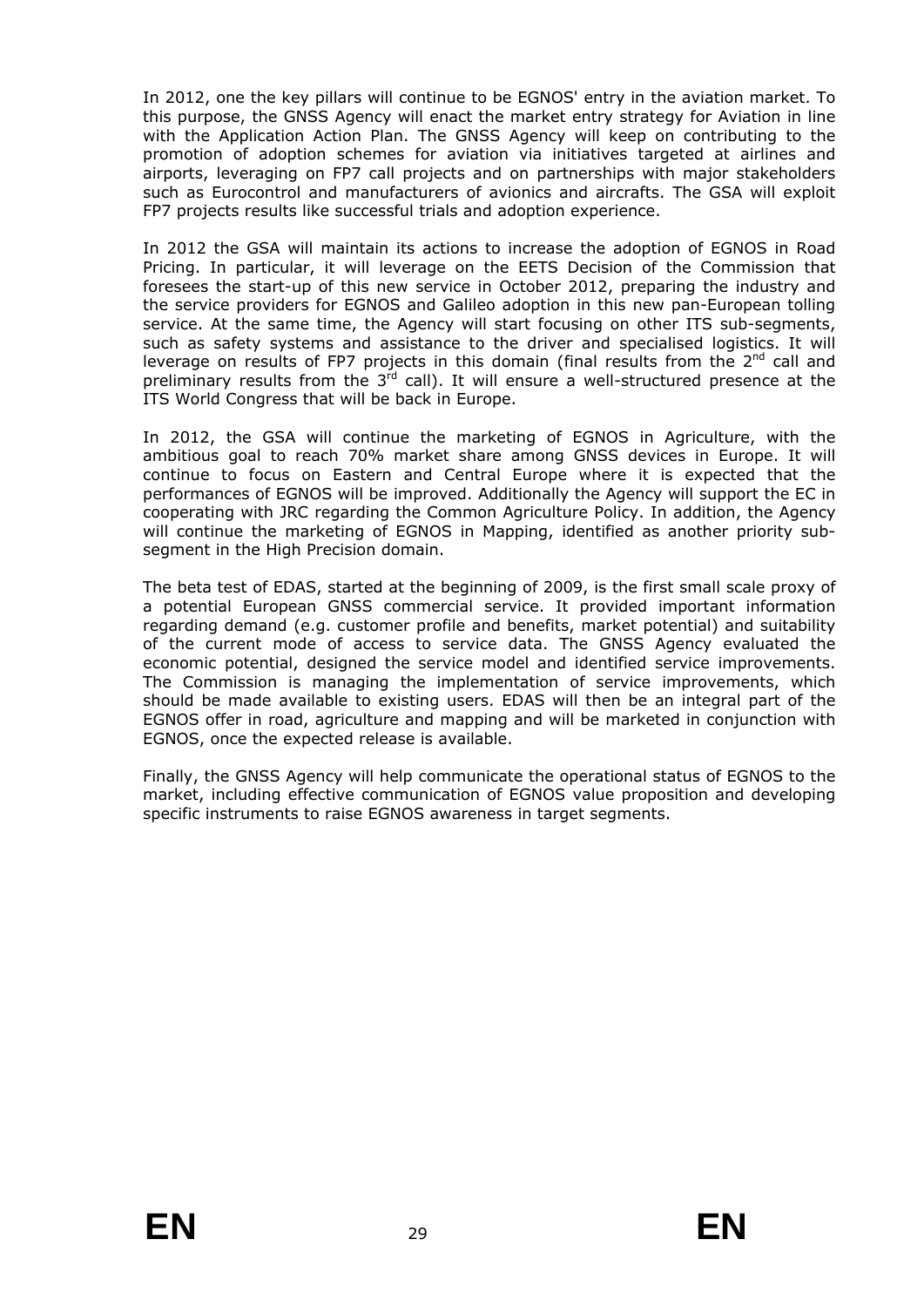In 2012, one the key pillars will continue to be EGNOS' entry in the aviation market. To this purpose, the GNSS Agency will enact the market entry strategy for Aviation in line with the Application Action Plan. The GNSS Agency will keep on contributing to the promotion of adoption schemes for aviation via initiatives targeted at airlines and airports, leveraging on FP7 call projects and on partnerships with major stakeholders such as Eurocontrol and manufacturers of avionics and aircrafts. The GSA will exploit FP7 projects results like successful trials and adoption experience.

In 2012 the GSA will maintain its actions to increase the adoption of EGNOS in Road Pricing. In particular, it will leverage on the EETS Decision of the Commission that foresees the start-up of this new service in October 2012, preparing the industry and the service providers for EGNOS and Galileo adoption in this new pan-European tolling service. At the same time, the Agency will start focusing on other ITS sub-segments, such as safety systems and assistance to the driver and specialised logistics. It will leverage on results of FP7 projects in this domain (final results from the 2nd call and preliminary results from the 3rd call). It will ensure a well-structured presence at the ITS World Congress that will be back in Europe.

In 2012, the GSA will continue the marketing of EGNOS in Agriculture, with the ambitious goal to reach 70% market share among GNSS devices in Europe. It will continue to focus on Eastern and Central Europe where it is expected that the performances of EGNOS will be improved. Additionally the Agency will support the EC in cooperating with JRC regarding the Common Agriculture Policy. In addition, the Agency will continue the marketing of EGNOS in Mapping, identified as another priority sub-segment in the High Precision domain.

The beta test of EDAS, started at the beginning of 2009, is the first small scale proxy of a potential European GNSS commercial service. It provided important information regarding demand (e.g. customer profile and benefits, market potential) and suitability of the current mode of access to service data. The GNSS Agency evaluated the economic potential, designed the service model and identified service improvements. The Commission is managing the implementation of service improvements, which should be made available to existing users. EDAS will then be an integral part of the EGNOS offer in road, agriculture and mapping and will be marketed in conjunction with EGNOS, once the expected release is available.

Finally, the GNSS Agency will help communicate the operational status of EGNOS to the market, including effective communication of EGNOS value proposition and developing specific instruments to raise EGNOS awareness in target segments.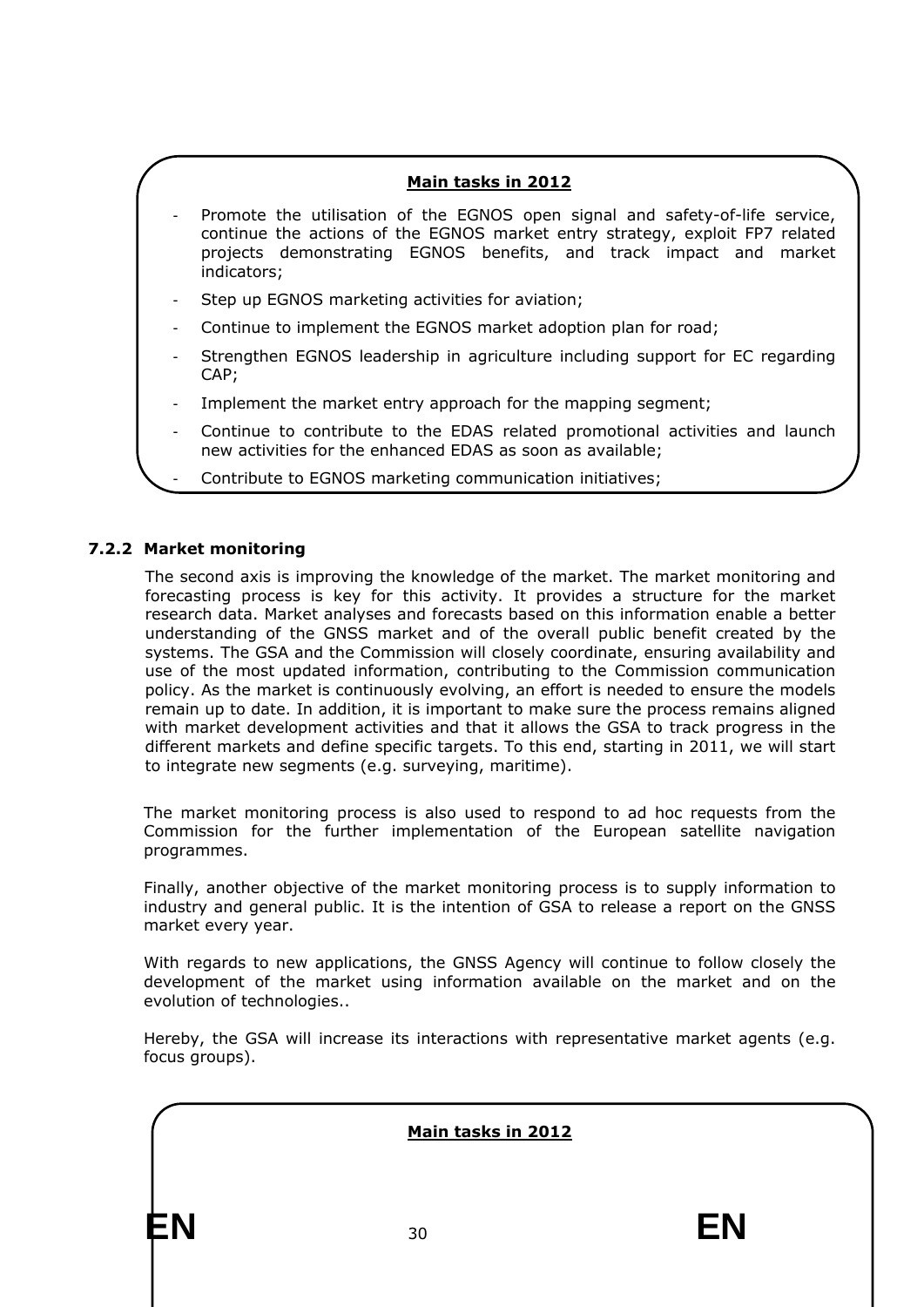**Main tasks in 2012**

- Promote the utilisation of the EGNOS open signal and safety-of-life service, continue the actions of the EGNOS market entry strategy, exploit FP7 related projects demonstrating EGNOS benefits, and track impact and market indicators;
- Step up EGNOS marketing activities for aviation;
- Continue to implement the EGNOS market adoption plan for road;
- Strengthen EGNOS leadership in agriculture including support for EC regarding CAP;
- Implement the market entry approach for the mapping segment;
- Continue to contribute to the EDAS related promotional activities and launch new activities for the enhanced EDAS as soon as available;
- Contribute to EGNOS marketing communication initiatives;

### 7.2.2 Market monitoring

The second axis is improving the knowledge of the market. The market monitoring and forecasting process is key for this activity. It provides a structure for the market research data. Market analyses and forecasts based on this information enable a better understanding of the GNSS market and of the overall public benefit created by the systems. The GSA and the Commission will closely coordinate, ensuring availability and use of the most updated information, contributing to the Commission communication policy. As the market is continuously evolving, an effort is needed to ensure the models remain up to date. In addition, it is important to make sure the process remains aligned with market development activities and that it allows the GSA to track progress in the different markets and define specific targets. To this end, starting in 2011, we will start to integrate new segments (e.g. surveying, maritime).

The market monitoring process is also used to respond to ad hoc requests from the Commission for the further implementation of the European satellite navigation programmes.

Finally, another objective of the market monitoring process is to supply information to industry and general public. It is the intention of GSA to release a report on the GNSS market every year.

With regards to new applications, the GNSS Agency will continue to follow closely the development of the market using information available on the market and on the evolution of technologies..

Hereby, the GSA will increase its interactions with representative market agents (e.g. focus groups).

**Main tasks in 2012**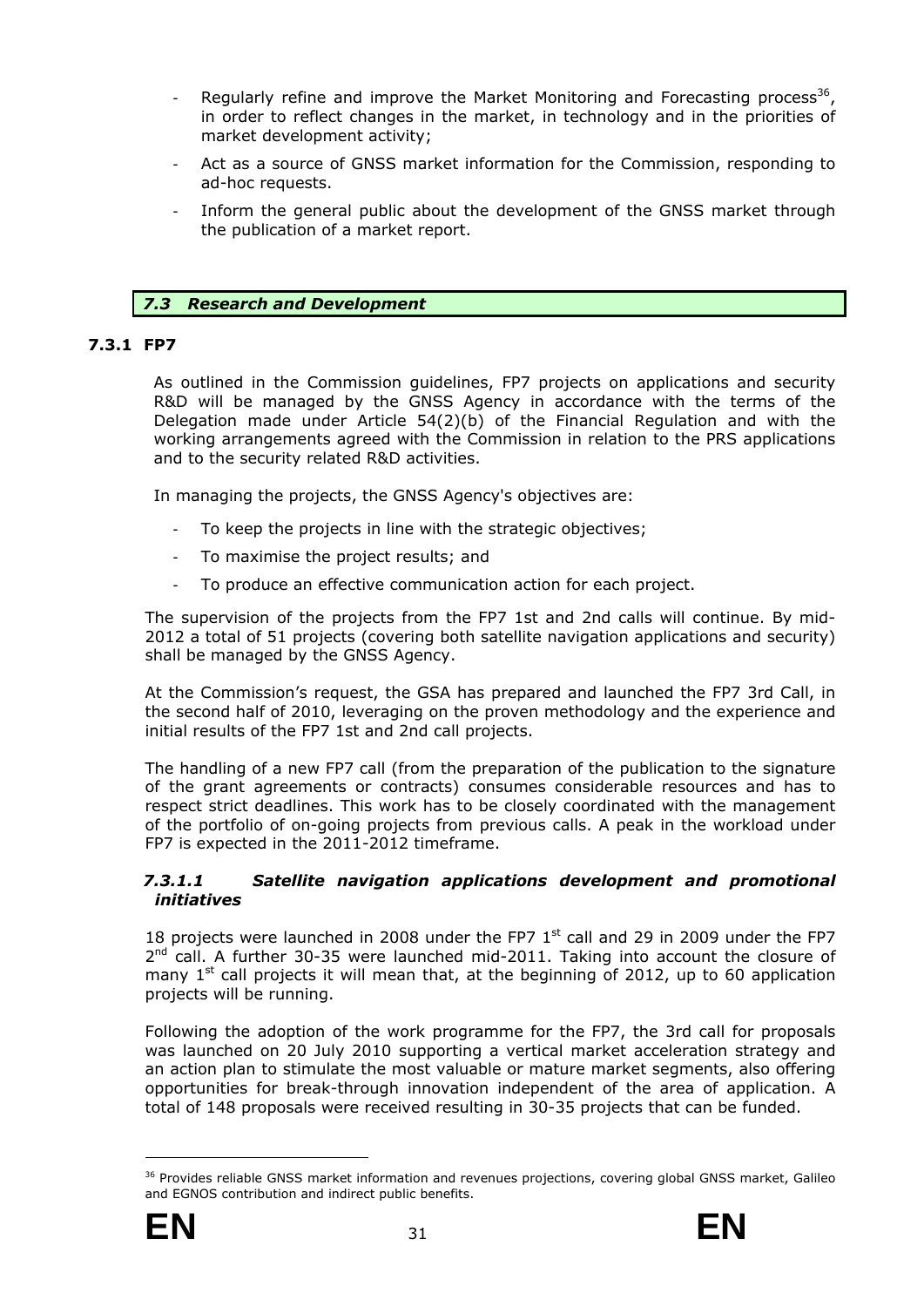- Regularly refine and improve the Market Monitoring and Forecasting process[36], in order to reflect changes in the market, in technology and in the priorities of market development activity;
- Act as a source of GNSS market information for the Commission, responding to ad-hoc requests.
- Inform the general public about the development of the GNSS market through the publication of a market report.

## *7.3 Research and Development*

### 7.3.1 FP7

As outlined in the Commission guidelines, FP7 projects on applications and security R&D will be managed by the GNSS Agency in accordance with the terms of the Delegation made under Article 54(2)(b) of the Financial Regulation and with the working arrangements agreed with the Commission in relation to the PRS applications and to the security related R&D activities.

In managing the projects, the GNSS Agency's objectives are:

- To keep the projects in line with the strategic objectives;
- To maximise the project results; and
- To produce an effective communication action for each project.

The supervision of the projects from the FP7 1st and 2nd calls will continue. By mid-2012 a total of 51 projects (covering both satellite navigation applications and security) shall be managed by the GNSS Agency.

At the Commission's request, the GSA has prepared and launched the FP7 3rd Call, in the second half of 2010, leveraging on the proven methodology and the experience and initial results of the FP7 1st and 2nd call projects.

The handling of a new FP7 call (from the preparation of the publication to the signature of the grant agreements or contracts) consumes considerable resources and has to respect strict deadlines. This work has to be closely coordinated with the management of the portfolio of on-going projects from previous calls. A peak in the workload under FP7 is expected in the 2011-2012 timeframe.

#### *7.3.1.1 Satellite navigation applications development and promotional initiatives*

18 projects were launched in 2008 under the FP7 1st call and 29 in 2009 under the FP7 2nd call. A further 30-35 were launched mid-2011. Taking into account the closure of many 1st call projects it will mean that, at the beginning of 2012, up to 60 application projects will be running.

Following the adoption of the work programme for the FP7, the 3rd call for proposals was launched on 20 July 2010 supporting a vertical market acceleration strategy and an action plan to stimulate the most valuable or mature market segments, also offering opportunities for break-through innovation independent of the area of application. A total of 148 proposals were received resulting in 30-35 projects that can be funded.

---

[36] Provides reliable GNSS market information and revenues projections, covering global GNSS market, Galileo and EGNOS contribution and indirect public benefits.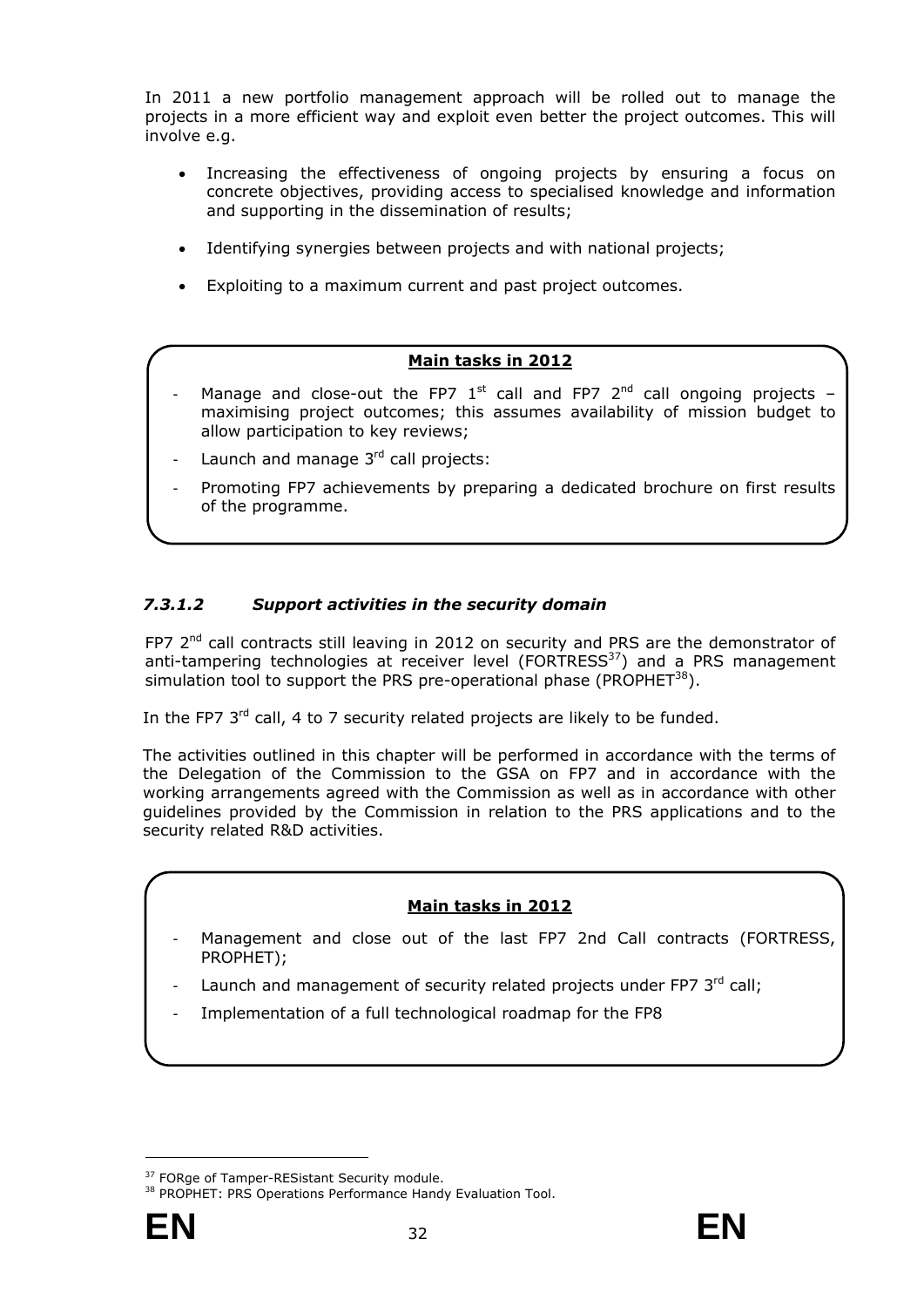In 2011 a new portfolio management approach will be rolled out to manage the projects in a more efficient way and exploit even better the project outcomes. This will involve e.g.

- Increasing the effectiveness of ongoing projects by ensuring a focus on concrete objectives, providing access to specialised knowledge and information and supporting in the dissemination of results;
- Identifying synergies between projects and with national projects;
- Exploiting to a maximum current and past project outcomes.

**Main tasks in 2012**

- Manage and close-out the FP7 1st call and FP7 2nd call ongoing projects – maximising project outcomes; this assumes availability of mission budget to allow participation to key reviews;
- Launch and manage 3rd call projects:
- Promoting FP7 achievements by preparing a dedicated brochure on first results of the programme.

#### *7.3.1.2 Support activities in the security domain*

FP7 2nd call contracts still leaving in 2012 on security and PRS are the demonstrator of anti-tampering technologies at receiver level (FORTRESS[37]) and a PRS management simulation tool to support the PRS pre-operational phase (PROPHET[38]).

In the FP7 3rd call, 4 to 7 security related projects are likely to be funded.

The activities outlined in this chapter will be performed in accordance with the terms of the Delegation of the Commission to the GSA on FP7 and in accordance with the working arrangements agreed with the Commission as well as in accordance with other guidelines provided by the Commission in relation to the PRS applications and to the security related R&D activities.

**Main tasks in 2012**

- Management and close out of the last FP7 2nd Call contracts (FORTRESS, PROPHET);
- Launch and management of security related projects under FP7 3rd call;
- Implementation of a full technological roadmap for the FP8

[37] FORge of Tamper-RESistant Security module.

[38] PROPHET: PRS Operations Performance Handy Evaluation Tool.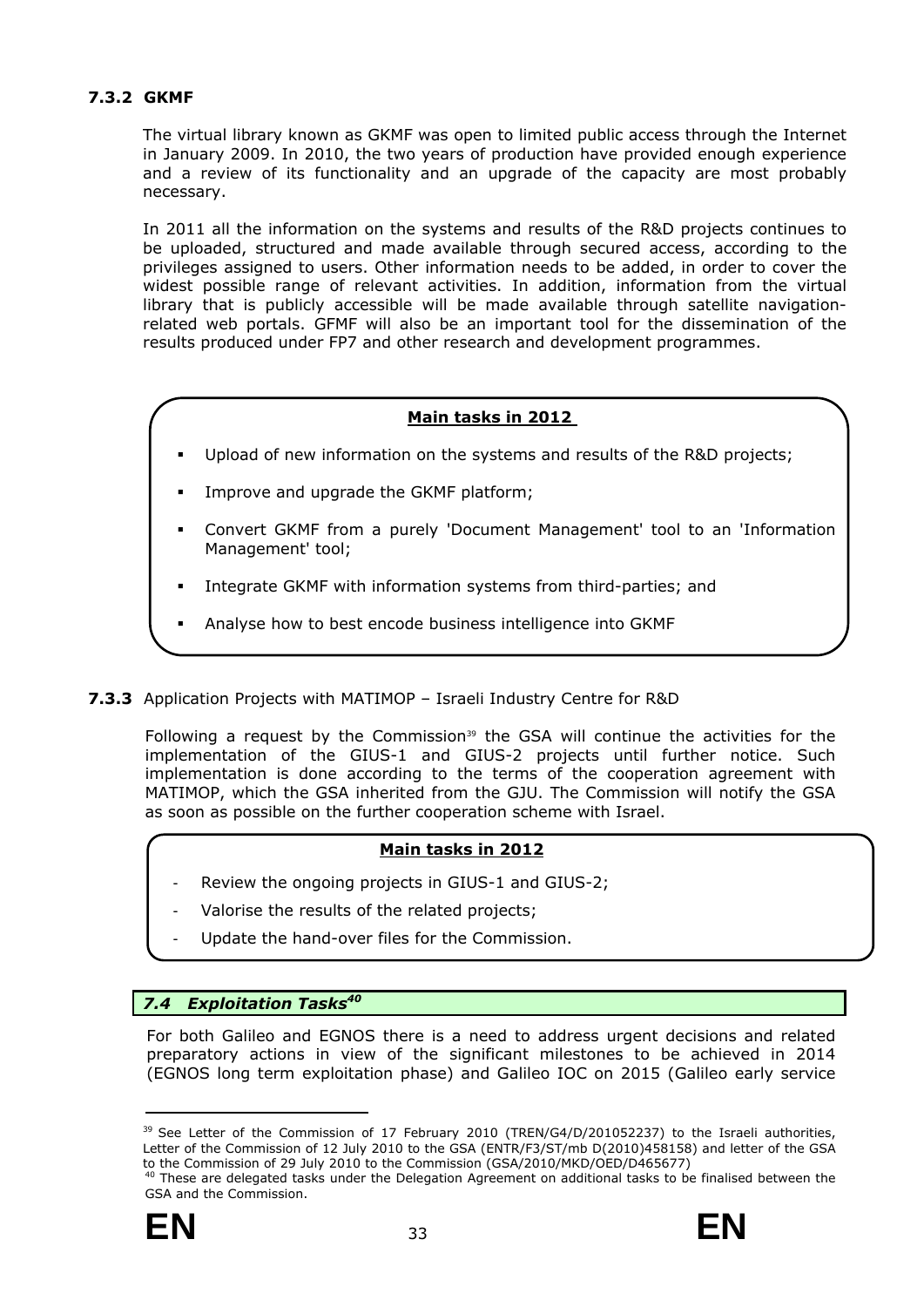### 7.3.2 GKMF

The virtual library known as GKMF was open to limited public access through the Internet in January 2009. In 2010, the two years of production have provided enough experience and a review of its functionality and an upgrade of the capacity are most probably necessary.

In 2011 all the information on the systems and results of the R&D projects continues to be uploaded, structured and made available through secured access, according to the privileges assigned to users. Other information needs to be added, in order to cover the widest possible range of relevant activities. In addition, information from the virtual library that is publicly accessible will be made available through satellite navigation-related web portals. GFMF will also be an important tool for the dissemination of the results produced under FP7 and other research and development programmes.

**Main tasks in 2012**

- Upload of new information on the systems and results of the R&D projects;
- Improve and upgrade the GKMF platform;
- Convert GKMF from a purely 'Document Management' tool to an 'Information Management' tool;
- Integrate GKMF with information systems from third-parties; and
- Analyse how to best encode business intelligence into GKMF

### 7.3.3 Application Projects with MATIMOP – Israeli Industry Centre for R&D

Following a request by the Commission[39] the GSA will continue the activities for the implementation of the GIUS-1 and GIUS-2 projects until further notice. Such implementation is done according to the terms of the cooperation agreement with MATIMOP, which the GSA inherited from the GJU. The Commission will notify the GSA as soon as possible on the further cooperation scheme with Israel.

**Main tasks in 2012**

- Review the ongoing projects in GIUS-1 and GIUS-2;
- Valorise the results of the related projects;
- Update the hand-over files for the Commission.

## *7.4 Exploitation Tasks[40]*

For both Galileo and EGNOS there is a need to address urgent decisions and related preparatory actions in view of the significant milestones to be achieved in 2014 (EGNOS long term exploitation phase) and Galileo IOC on 2015 (Galileo early service

---

[39] See Letter of the Commission of 17 February 2010 (TREN/G4/D/201052237) to the Israeli authorities, Letter of the Commission of 12 July 2010 to the GSA (ENTR/F3/ST/mb D(2010)458158) and letter of the GSA to the Commission of 29 July 2010 to the Commission (GSA/2010/MKD/OED/D465677)

[40] These are delegated tasks under the Delegation Agreement on additional tasks to be finalised between the GSA and the Commission.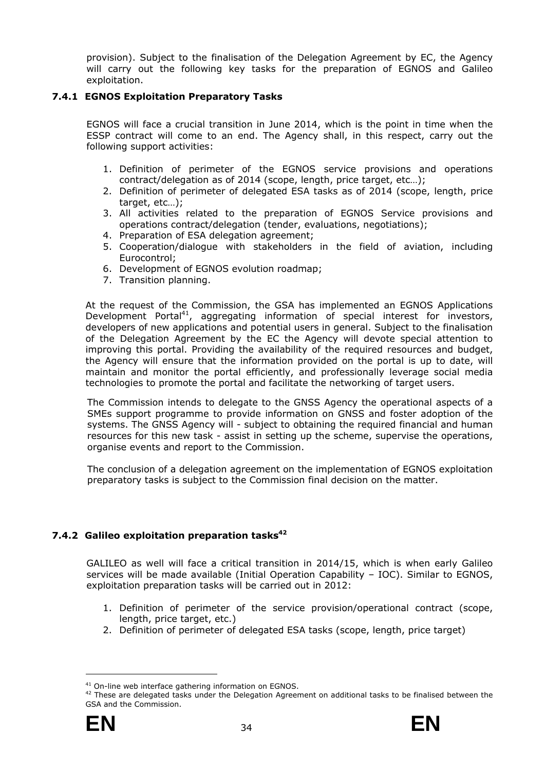provision). Subject to the finalisation of the Delegation Agreement by EC, the Agency will carry out the following key tasks for the preparation of EGNOS and Galileo exploitation.

### 7.4.1 EGNOS Exploitation Preparatory Tasks

EGNOS will face a crucial transition in June 2014, which is the point in time when the ESSP contract will come to an end. The Agency shall, in this respect, carry out the following support activities:

1. Definition of perimeter of the EGNOS service provisions and operations contract/delegation as of 2014 (scope, length, price target, etc…);
2. Definition of perimeter of delegated ESA tasks as of 2014 (scope, length, price target, etc…);
3. All activities related to the preparation of EGNOS Service provisions and operations contract/delegation (tender, evaluations, negotiations);
4. Preparation of ESA delegation agreement;
5. Cooperation/dialogue with stakeholders in the field of aviation, including Eurocontrol;
6. Development of EGNOS evolution roadmap;
7. Transition planning.

At the request of the Commission, the GSA has implemented an EGNOS Applications Development Portal[41], aggregating information of special interest for investors, developers of new applications and potential users in general. Subject to the finalisation of the Delegation Agreement by the EC the Agency will devote special attention to improving this portal. Providing the availability of the required resources and budget, the Agency will ensure that the information provided on the portal is up to date, will maintain and monitor the portal efficiently, and professionally leverage social media technologies to promote the portal and facilitate the networking of target users.

The Commission intends to delegate to the GNSS Agency the operational aspects of a SMEs support programme to provide information on GNSS and foster adoption of the systems. The GNSS Agency will - subject to obtaining the required financial and human resources for this new task - assist in setting up the scheme, supervise the operations, organise events and report to the Commission.

The conclusion of a delegation agreement on the implementation of EGNOS exploitation preparatory tasks is subject to the Commission final decision on the matter.

### 7.4.2 Galileo exploitation preparation tasks[42]

GALILEO as well will face a critical transition in 2014/15, which is when early Galileo services will be made available (Initial Operation Capability – IOC). Similar to EGNOS, exploitation preparation tasks will be carried out in 2012:

1. Definition of perimeter of the service provision/operational contract (scope, length, price target, etc.)
2. Definition of perimeter of delegated ESA tasks (scope, length, price target)

---

[41] On-line web interface gathering information on EGNOS.

[42] These are delegated tasks under the Delegation Agreement on additional tasks to be finalised between the GSA and the Commission.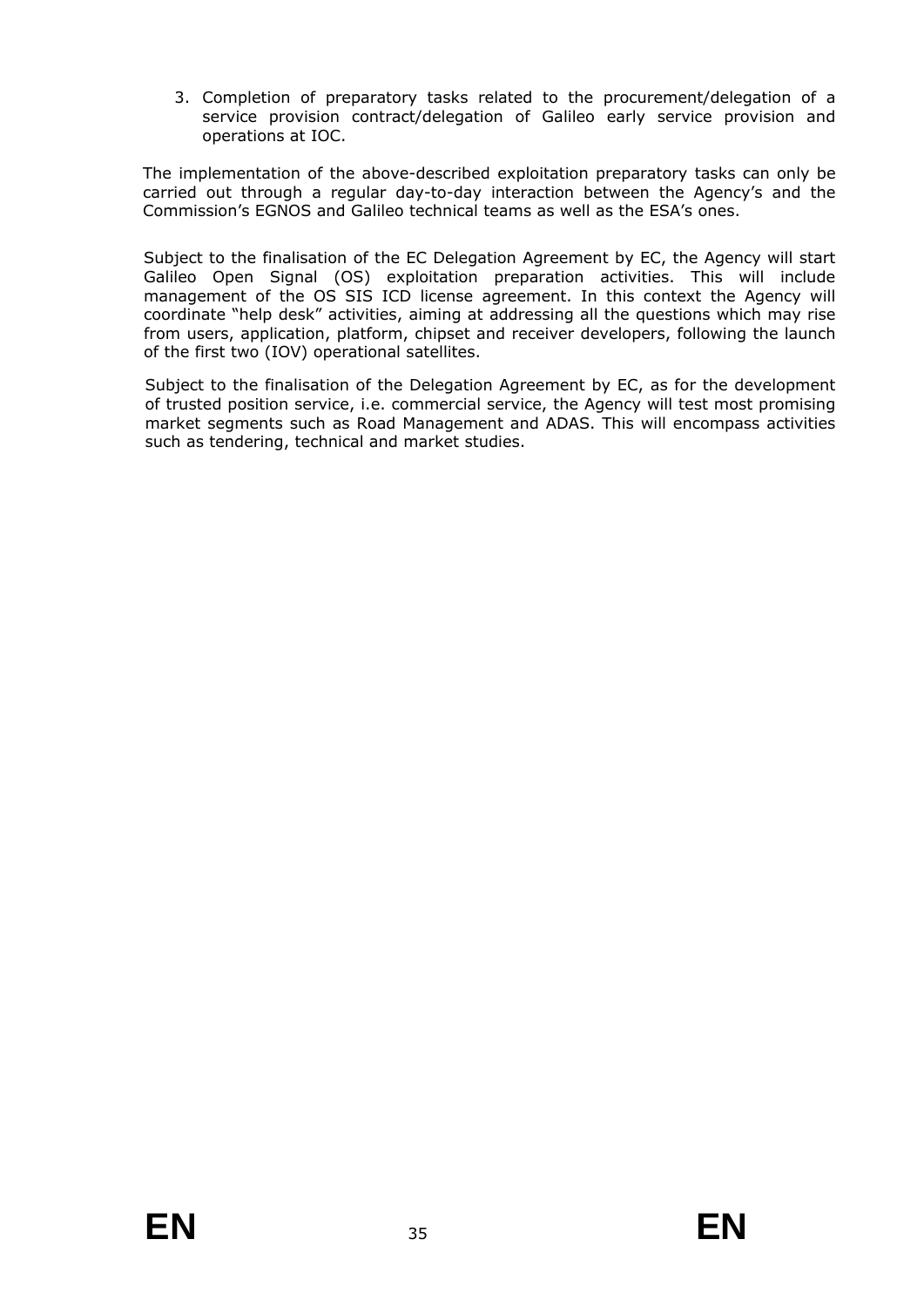3. Completion of preparatory tasks related to the procurement/delegation of a service provision contract/delegation of Galileo early service provision and operations at IOC.

The implementation of the above-described exploitation preparatory tasks can only be carried out through a regular day-to-day interaction between the Agency's and the Commission's EGNOS and Galileo technical teams as well as the ESA's ones.

Subject to the finalisation of the EC Delegation Agreement by EC, the Agency will start Galileo Open Signal (OS) exploitation preparation activities. This will include management of the OS SIS ICD license agreement. In this context the Agency will coordinate "help desk" activities, aiming at addressing all the questions which may rise from users, application, platform, chipset and receiver developers, following the launch of the first two (IOV) operational satellites.

Subject to the finalisation of the Delegation Agreement by EC, as for the development of trusted position service, i.e. commercial service, the Agency will test most promising market segments such as Road Management and ADAS. This will encompass activities such as tendering, technical and market studies.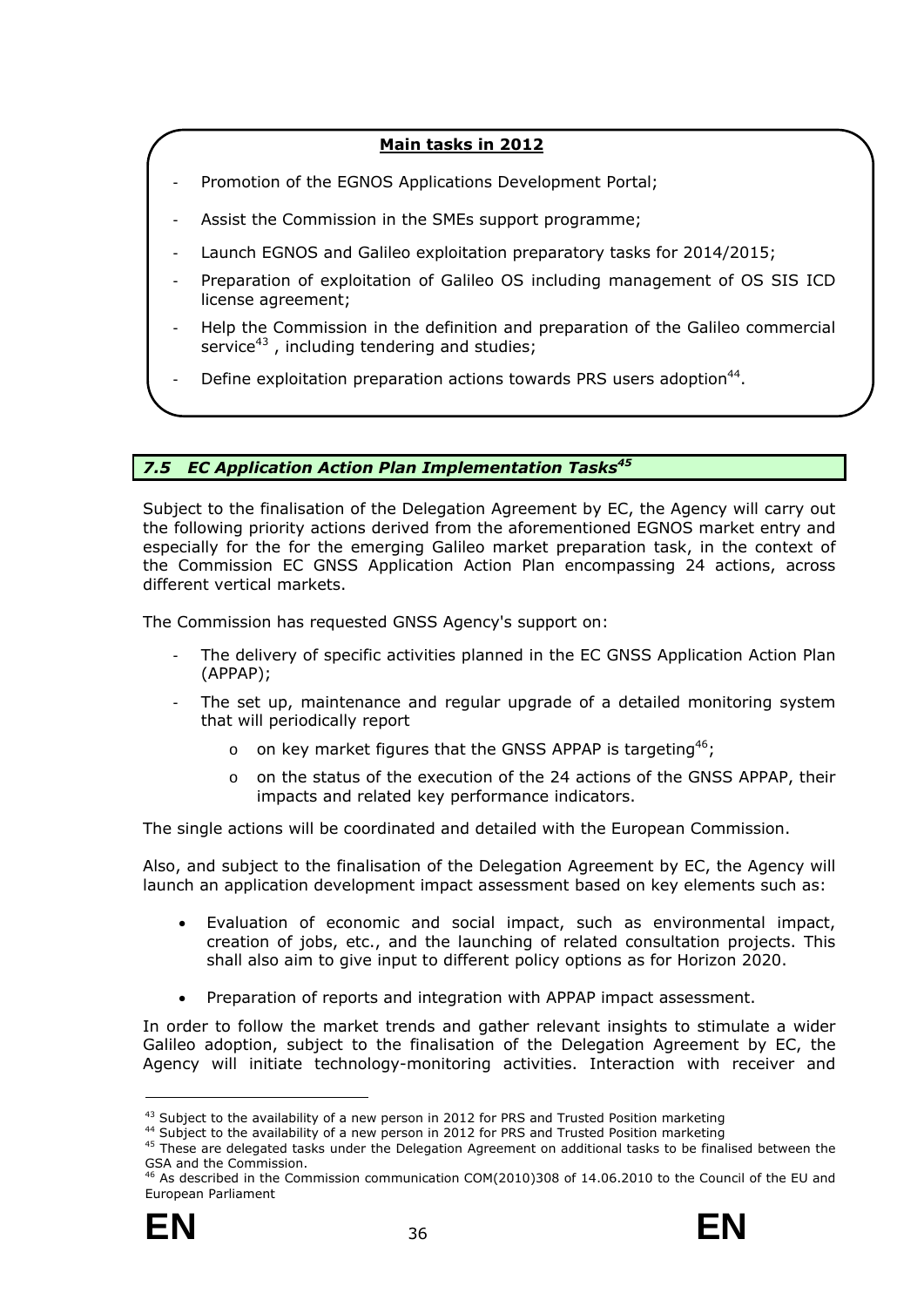**Main tasks in 2012**

- Promotion of the EGNOS Applications Development Portal;
- Assist the Commission in the SMEs support programme;
- Launch EGNOS and Galileo exploitation preparatory tasks for 2014/2015;
- Preparation of exploitation of Galileo OS including management of OS SIS ICD license agreement;
- Help the Commission in the definition and preparation of the Galileo commercial service[43] , including tendering and studies;
- Define exploitation preparation actions towards PRS users adoption[44].

### *7.5 EC Application Action Plan Implementation Tasks[45]*

Subject to the finalisation of the Delegation Agreement by EC, the Agency will carry out the following priority actions derived from the aforementioned EGNOS market entry and especially for the for the emerging Galileo market preparation task, in the context of the Commission EC GNSS Application Action Plan encompassing 24 actions, across different vertical markets.

The Commission has requested GNSS Agency's support on:

- The delivery of specific activities planned in the EC GNSS Application Action Plan (APPAP);
- The set up, maintenance and regular upgrade of a detailed monitoring system that will periodically report
  - on key market figures that the GNSS APPAP is targeting[46];
  - on the status of the execution of the 24 actions of the GNSS APPAP, their impacts and related key performance indicators.

The single actions will be coordinated and detailed with the European Commission.

Also, and subject to the finalisation of the Delegation Agreement by EC, the Agency will launch an application development impact assessment based on key elements such as:

- Evaluation of economic and social impact, such as environmental impact, creation of jobs, etc., and the launching of related consultation projects. This shall also aim to give input to different policy options as for Horizon 2020.
- Preparation of reports and integration with APPAP impact assessment.

In order to follow the market trends and gather relevant insights to stimulate a wider Galileo adoption, subject to the finalisation of the Delegation Agreement by EC, the Agency will initiate technology-monitoring activities. Interaction with receiver and

---

[43] Subject to the availability of a new person in 2012 for PRS and Trusted Position marketing

[44] Subject to the availability of a new person in 2012 for PRS and Trusted Position marketing

[45] These are delegated tasks under the Delegation Agreement on additional tasks to be finalised between the GSA and the Commission.

[46] As described in the Commission communication COM(2010)308 of 14.06.2010 to the Council of the EU and European Parliament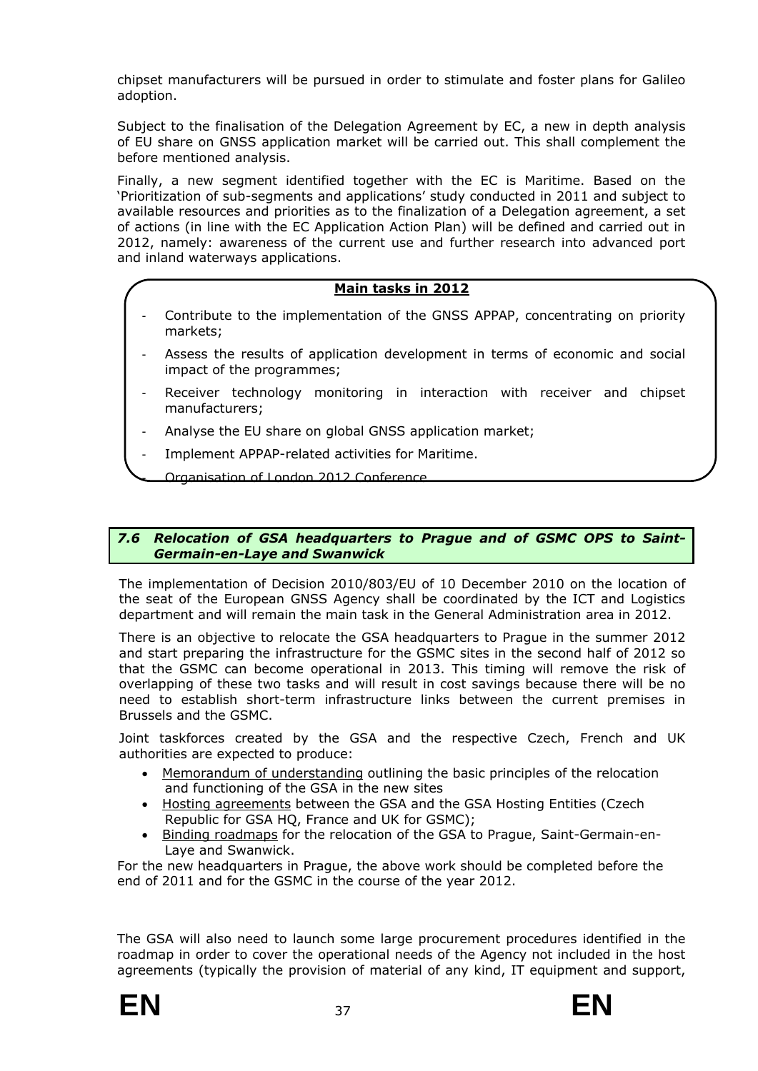chipset manufacturers will be pursued in order to stimulate and foster plans for Galileo adoption.

Subject to the finalisation of the Delegation Agreement by EC, a new in depth analysis of EU share on GNSS application market will be carried out. This shall complement the before mentioned analysis.

Finally, a new segment identified together with the EC is Maritime. Based on the 'Prioritization of sub-segments and applications' study conducted in 2011 and subject to available resources and priorities as to the finalization of a Delegation agreement, a set of actions (in line with the EC Application Action Plan) will be defined and carried out in 2012, namely: awareness of the current use and further research into advanced port and inland waterways applications.

**Main tasks in 2012**

- Contribute to the implementation of the GNSS APPAP, concentrating on priority markets;
- Assess the results of application development in terms of economic and social impact of the programmes;
- Receiver technology monitoring in interaction with receiver and chipset manufacturers;
- Analyse the EU share on global GNSS application market;
- Implement APPAP-related activities for Maritime.
- Organisation of London 2012 Conference

### *7.6 Relocation of GSA headquarters to Prague and of GSMC OPS to Saint-Germain-en-Laye and Swanwick*

The implementation of Decision 2010/803/EU of 10 December 2010 on the location of the seat of the European GNSS Agency shall be coordinated by the ICT and Logistics department and will remain the main task in the General Administration area in 2012.

There is an objective to relocate the GSA headquarters to Prague in the summer 2012 and start preparing the infrastructure for the GSMC sites in the second half of 2012 so that the GSMC can become operational in 2013. This timing will remove the risk of overlapping of these two tasks and will result in cost savings because there will be no need to establish short-term infrastructure links between the current premises in Brussels and the GSMC.

Joint taskforces created by the GSA and the respective Czech, French and UK authorities are expected to produce:

- Memorandum of understanding outlining the basic principles of the relocation and functioning of the GSA in the new sites
- Hosting agreements between the GSA and the GSA Hosting Entities (Czech Republic for GSA HQ, France and UK for GSMC);
- Binding roadmaps for the relocation of the GSA to Prague, Saint-Germain-en-Laye and Swanwick.

For the new headquarters in Prague, the above work should be completed before the end of 2011 and for the GSMC in the course of the year 2012.

The GSA will also need to launch some large procurement procedures identified in the roadmap in order to cover the operational needs of the Agency not included in the host agreements (typically the provision of material of any kind, IT equipment and support,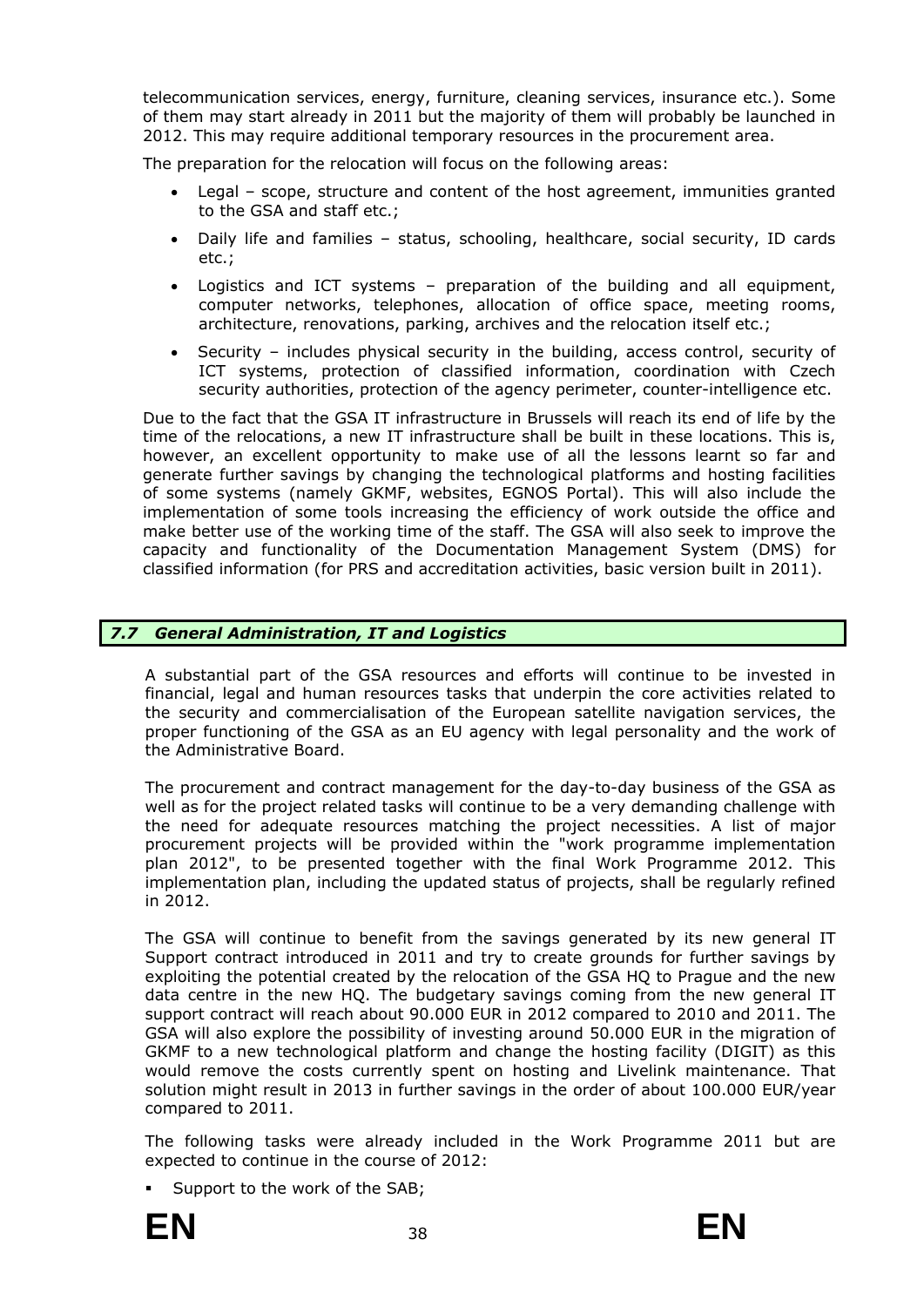telecommunication services, energy, furniture, cleaning services, insurance etc.). Some of them may start already in 2011 but the majority of them will probably be launched in 2012. This may require additional temporary resources in the procurement area.

The preparation for the relocation will focus on the following areas:

- Legal – scope, structure and content of the host agreement, immunities granted to the GSA and staff etc.;
- Daily life and families – status, schooling, healthcare, social security, ID cards etc.;
- Logistics and ICT systems – preparation of the building and all equipment, computer networks, telephones, allocation of office space, meeting rooms, architecture, renovations, parking, archives and the relocation itself etc.;
- Security – includes physical security in the building, access control, security of ICT systems, protection of classified information, coordination with Czech security authorities, protection of the agency perimeter, counter-intelligence etc.

Due to the fact that the GSA IT infrastructure in Brussels will reach its end of life by the time of the relocations, a new IT infrastructure shall be built in these locations. This is, however, an excellent opportunity to make use of all the lessons learnt so far and generate further savings by changing the technological platforms and hosting facilities of some systems (namely GKMF, websites, EGNOS Portal). This will also include the implementation of some tools increasing the efficiency of work outside the office and make better use of the working time of the staff. The GSA will also seek to improve the capacity and functionality of the Documentation Management System (DMS) for classified information (for PRS and accreditation activities, basic version built in 2011).

### *7.7 General Administration, IT and Logistics*

A substantial part of the GSA resources and efforts will continue to be invested in financial, legal and human resources tasks that underpin the core activities related to the security and commercialisation of the European satellite navigation services, the proper functioning of the GSA as an EU agency with legal personality and the work of the Administrative Board.

The procurement and contract management for the day-to-day business of the GSA as well as for the project related tasks will continue to be a very demanding challenge with the need for adequate resources matching the project necessities. A list of major procurement projects will be provided within the "work programme implementation plan 2012", to be presented together with the final Work Programme 2012. This implementation plan, including the updated status of projects, shall be regularly refined in 2012.

The GSA will continue to benefit from the savings generated by its new general IT Support contract introduced in 2011 and try to create grounds for further savings by exploiting the potential created by the relocation of the GSA HQ to Prague and the new data centre in the new HQ. The budgetary savings coming from the new general IT support contract will reach about 90.000 EUR in 2012 compared to 2010 and 2011. The GSA will also explore the possibility of investing around 50.000 EUR in the migration of GKMF to a new technological platform and change the hosting facility (DIGIT) as this would remove the costs currently spent on hosting and Livelink maintenance. That solution might result in 2013 in further savings in the order of about 100.000 EUR/year compared to 2011.

The following tasks were already included in the Work Programme 2011 but are expected to continue in the course of 2012:

- Support to the work of the SAB;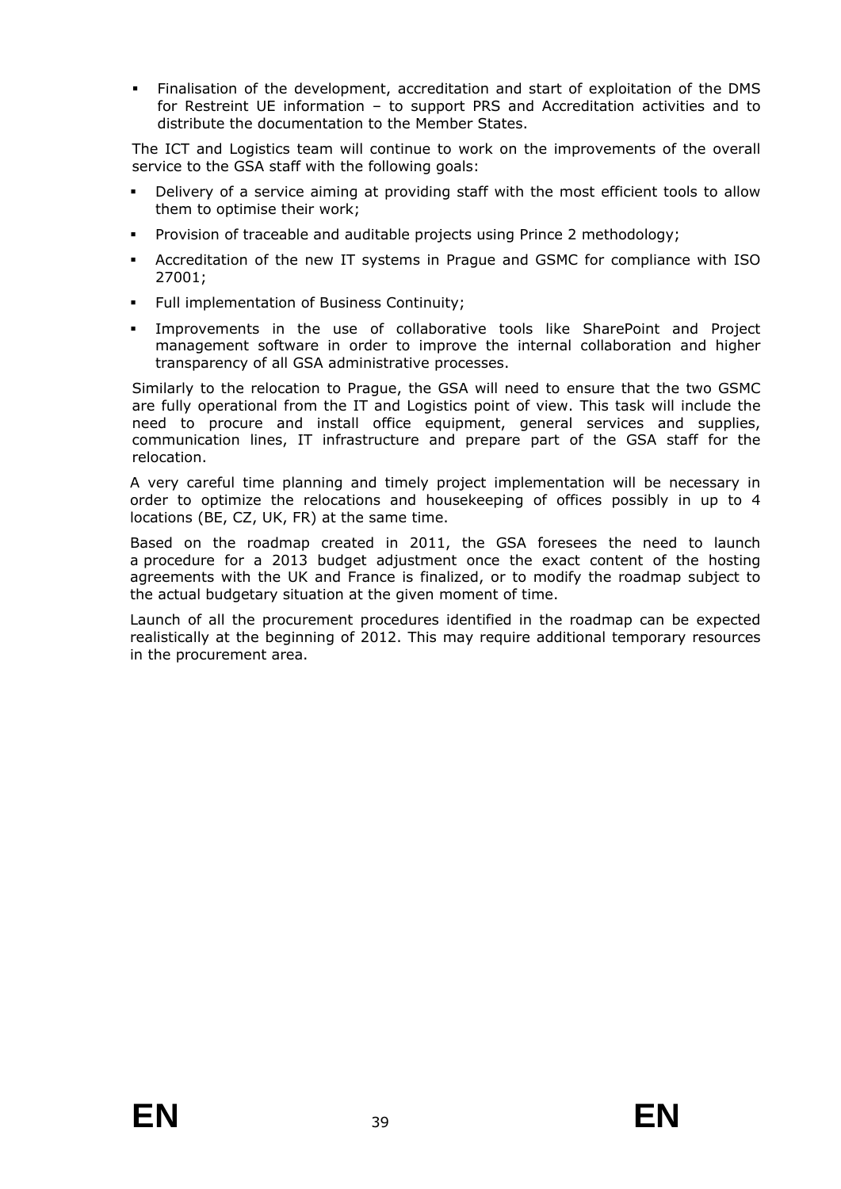- Finalisation of the development, accreditation and start of exploitation of the DMS for Restreint UE information – to support PRS and Accreditation activities and to distribute the documentation to the Member States.

The ICT and Logistics team will continue to work on the improvements of the overall service to the GSA staff with the following goals:

- Delivery of a service aiming at providing staff with the most efficient tools to allow them to optimise their work;
- Provision of traceable and auditable projects using Prince 2 methodology;
- Accreditation of the new IT systems in Prague and GSMC for compliance with ISO 27001;
- Full implementation of Business Continuity;
- Improvements in the use of collaborative tools like SharePoint and Project management software in order to improve the internal collaboration and higher transparency of all GSA administrative processes.

Similarly to the relocation to Prague, the GSA will need to ensure that the two GSMC are fully operational from the IT and Logistics point of view. This task will include the need to procure and install office equipment, general services and supplies, communication lines, IT infrastructure and prepare part of the GSA staff for the relocation.

A very careful time planning and timely project implementation will be necessary in order to optimize the relocations and housekeeping of offices possibly in up to 4 locations (BE, CZ, UK, FR) at the same time.

Based on the roadmap created in 2011, the GSA foresees the need to launch a procedure for a 2013 budget adjustment once the exact content of the hosting agreements with the UK and France is finalized, or to modify the roadmap subject to the actual budgetary situation at the given moment of time.

Launch of all the procurement procedures identified in the roadmap can be expected realistically at the beginning of 2012. This may require additional temporary resources in the procurement area.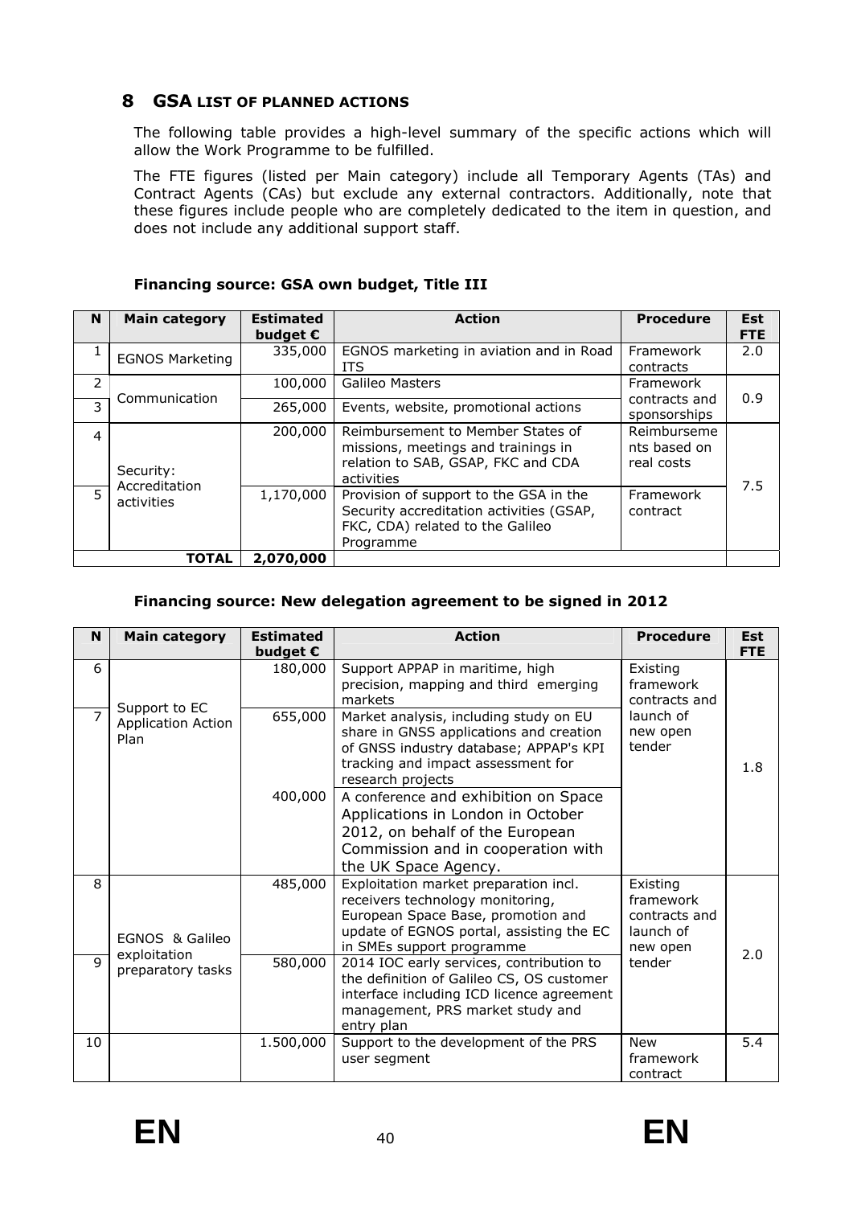## 8 GSA LIST OF PLANNED ACTIONS

The following table provides a high-level summary of the specific actions which will allow the Work Programme to be fulfilled.

The FTE figures (listed per Main category) include all Temporary Agents (TAs) and Contract Agents (CAs) but exclude any external contractors. Additionally, note that these figures include people who are completely dedicated to the item in question, and does not include any additional support staff.

**Financing source: GSA own budget, Title III**

| N | Main category | Estimated budget € | Action | Procedure | Est FTE |
|---|---|---|---|---|---|
| 1 | EGNOS Marketing | 335,000 | EGNOS marketing in aviation and in Road ITS | Framework contracts | 2.0 |
| 2 | Communication | 100,000 | Galileo Masters | Framework contracts and sponsorships | 0.9 |
| 3 | | 265,000 | Events, website, promotional actions | | |
| 4 | Security: Accreditation activities | 200,000 | Reimbursement to Member States of missions, meetings and trainings in relation to SAB, GSAP, FKC and CDA activities | Reimbursements based on real costs | 7.5 |
| 5 | | 1,170,000 | Provision of support to the GSA in the Security accreditation activities (GSAP, FKC, CDA) related to the Galileo Programme | Framework contract | |
| | **TOTAL** | **2,070,000** | | | |

**Financing source: New delegation agreement to be signed in 2012**

| N | Main category | Estimated budget € | Action | Procedure | Est FTE |
|---|---|---|---|---|---|
| 6 | Support to EC Application Action Plan | 180,000 | Support APPAP in maritime, high precision, mapping and third emerging markets | Existing framework contracts and launch of new open tender | 1.8 |
| 7 | | 655,000 | Market analysis, including study on EU share in GNSS applications and creation of GNSS industry database; APPAP's KPI tracking and impact assessment for research projects | | |
| | | 400,000 | A conference and exhibition on Space Applications in London in October 2012, on behalf of the European Commission and in cooperation with the UK Space Agency. | | |
| 8 | EGNOS & Galileo exploitation preparatory tasks | 485,000 | Exploitation market preparation incl. receivers technology monitoring, European Space Base, promotion and update of EGNOS portal, assisting the EC in SMEs support programme | Existing framework contracts and launch of new open tender | 2.0 |
| 9 | | 580,000 | 2014 IOC early services, contribution to the definition of Galileo CS, OS customer interface including ICD licence agreement management, PRS market study and entry plan | | |
| 10 | | 1.500,000 | Support to the development of the PRS user segment | New framework contract | 5.4 |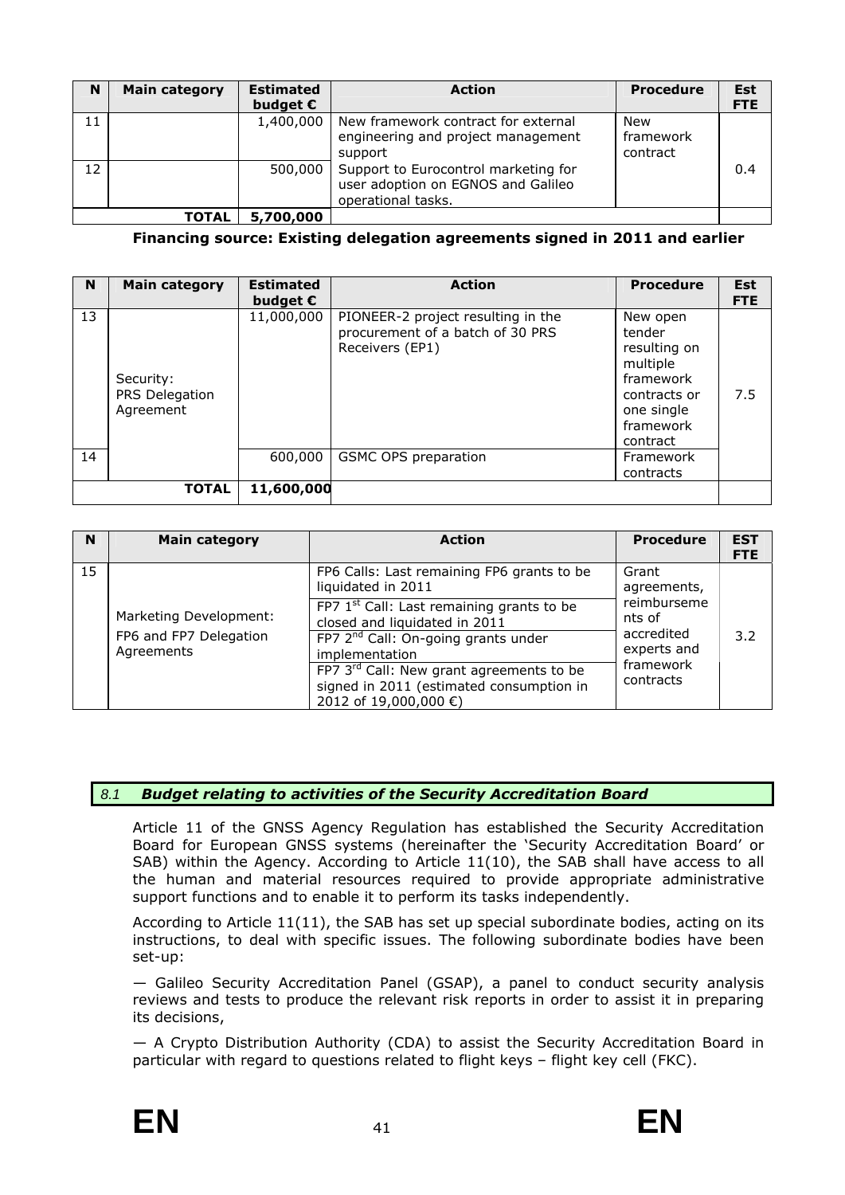| N | Main category | Estimated budget € | Action | Procedure | Est FTE |
|---|---|---|---|---|---|
| 11 | | 1,400,000 | New framework contract for external engineering and project management support | New framework contract | 0.4 |
| 12 | | 500,000 | Support to Eurocontrol marketing for user adoption on EGNOS and Galileo operational tasks. | | |
| | TOTAL | 5,700,000 | | | |

**Financing source: Existing delegation agreements signed in 2011 and earlier**

| N | Main category | Estimated budget € | Action | Procedure | Est FTE |
|---|---|---|---|---|---|
| 13 | Security: PRS Delegation Agreement | 11,000,000 | PIONEER-2 project resulting in the procurement of a batch of 30 PRS Receivers (EP1) | New open tender resulting on multiple framework contracts or one single framework contract | 7.5 |
| 14 | | 600,000 | GSMC OPS preparation | Framework contracts | |
| | TOTAL | 11,600,000 | | | |

| N | Main category | Action | Procedure | EST FTE |
|---|---|---|---|---|
| 15 | Marketing Development: FP6 and FP7 Delegation Agreements | FP6 Calls: Last remaining FP6 grants to be liquidated in 2011 | Grant agreements, reimbursements of accredited experts and framework contracts | 3.2 |
| | | FP7 1st Call: Last remaining grants to be closed and liquidated in 2011 | | |
| | | FP7 2nd Call: On-going grants under implementation | | |
| | | FP7 3rd Call: New grant agreements to be signed in 2011 (estimated consumption in 2012 of 19,000,000 €) | | |

## 8.1 *Budget relating to activities of the Security Accreditation Board*

Article 11 of the GNSS Agency Regulation has established the Security Accreditation Board for European GNSS systems (hereinafter the 'Security Accreditation Board' or SAB) within the Agency. According to Article 11(10), the SAB shall have access to all the human and material resources required to provide appropriate administrative support functions and to enable it to perform its tasks independently.

According to Article 11(11), the SAB has set up special subordinate bodies, acting on its instructions, to deal with specific issues. The following subordinate bodies have been set-up:

— Galileo Security Accreditation Panel (GSAP), a panel to conduct security analysis reviews and tests to produce the relevant risk reports in order to assist it in preparing its decisions,

— A Crypto Distribution Authority (CDA) to assist the Security Accreditation Board in particular with regard to questions related to flight keys – flight key cell (FKC).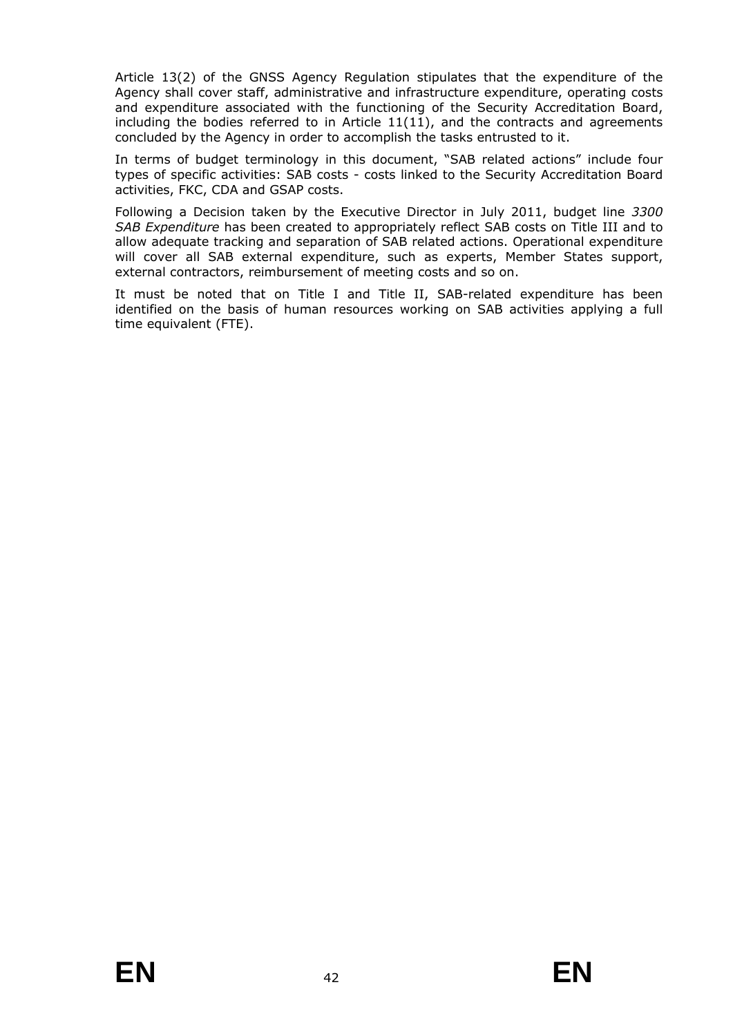Article 13(2) of the GNSS Agency Regulation stipulates that the expenditure of the Agency shall cover staff, administrative and infrastructure expenditure, operating costs and expenditure associated with the functioning of the Security Accreditation Board, including the bodies referred to in Article 11(11), and the contracts and agreements concluded by the Agency in order to accomplish the tasks entrusted to it.

In terms of budget terminology in this document, "SAB related actions" include four types of specific activities: SAB costs - costs linked to the Security Accreditation Board activities, FKC, CDA and GSAP costs.

Following a Decision taken by the Executive Director in July 2011, budget line *3300 SAB Expenditure* has been created to appropriately reflect SAB costs on Title III and to allow adequate tracking and separation of SAB related actions. Operational expenditure will cover all SAB external expenditure, such as experts, Member States support, external contractors, reimbursement of meeting costs and so on.

It must be noted that on Title I and Title II, SAB-related expenditure has been identified on the basis of human resources working on SAB activities applying a full time equivalent (FTE).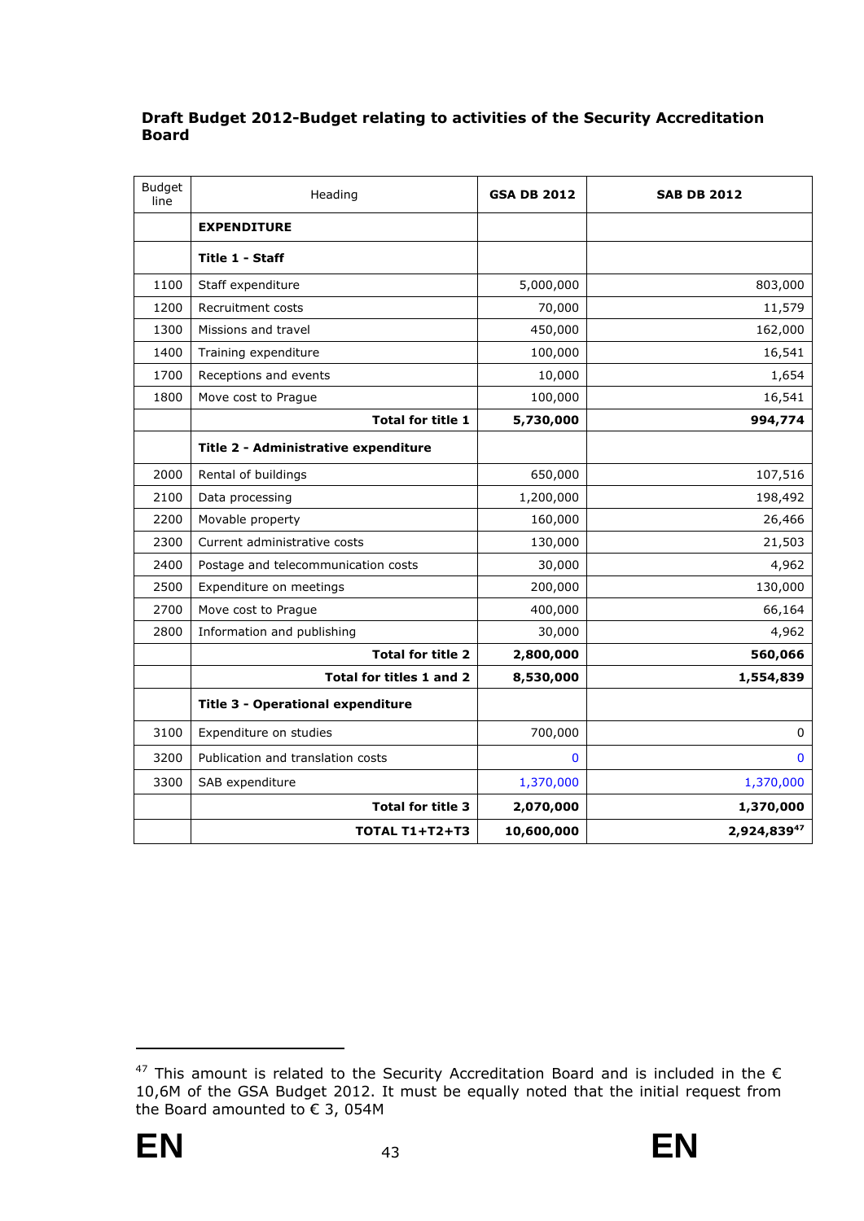**Draft Budget 2012-Budget relating to activities of the Security Accreditation Board**

| Budget line | Heading | GSA DB 2012 | SAB DB 2012 |
|---|---|---|---|
| | **EXPENDITURE** | | |
| | **Title 1 - Staff** | | |
| 1100 | Staff expenditure | 5,000,000 | 803,000 |
| 1200 | Recruitment costs | 70,000 | 11,579 |
| 1300 | Missions and travel | 450,000 | 162,000 |
| 1400 | Training expenditure | 100,000 | 16,541 |
| 1700 | Receptions and events | 10,000 | 1,654 |
| 1800 | Move cost to Prague | 100,000 | 16,541 |
| | **Total for title 1** | **5,730,000** | **994,774** |
| | **Title 2 - Administrative expenditure** | | |
| 2000 | Rental of buildings | 650,000 | 107,516 |
| 2100 | Data processing | 1,200,000 | 198,492 |
| 2200 | Movable property | 160,000 | 26,466 |
| 2300 | Current administrative costs | 130,000 | 21,503 |
| 2400 | Postage and telecommunication costs | 30,000 | 4,962 |
| 2500 | Expenditure on meetings | 200,000 | 130,000 |
| 2700 | Move cost to Prague | 400,000 | 66,164 |
| 2800 | Information and publishing | 30,000 | 4,962 |
| | **Total for title 2** | **2,800,000** | **560,066** |
| | **Total for titles 1 and 2** | **8,530,000** | **1,554,839** |
| | **Title 3 - Operational expenditure** | | |
| 3100 | Expenditure on studies | 700,000 | 0 |
| 3200 | Publication and translation costs | 0 | 0 |
| 3300 | SAB expenditure | 1,370,000 | 1,370,000 |
| | **Total for title 3** | **2,070,000** | **1,370,000** |
| | **TOTAL T1+T2+T3** | **10,600,000** | **2,924,839**[47] |

[47] This amount is related to the Security Accreditation Board and is included in the € 10,6M of the GSA Budget 2012. It must be equally noted that the initial request from the Board amounted to € 3, 054M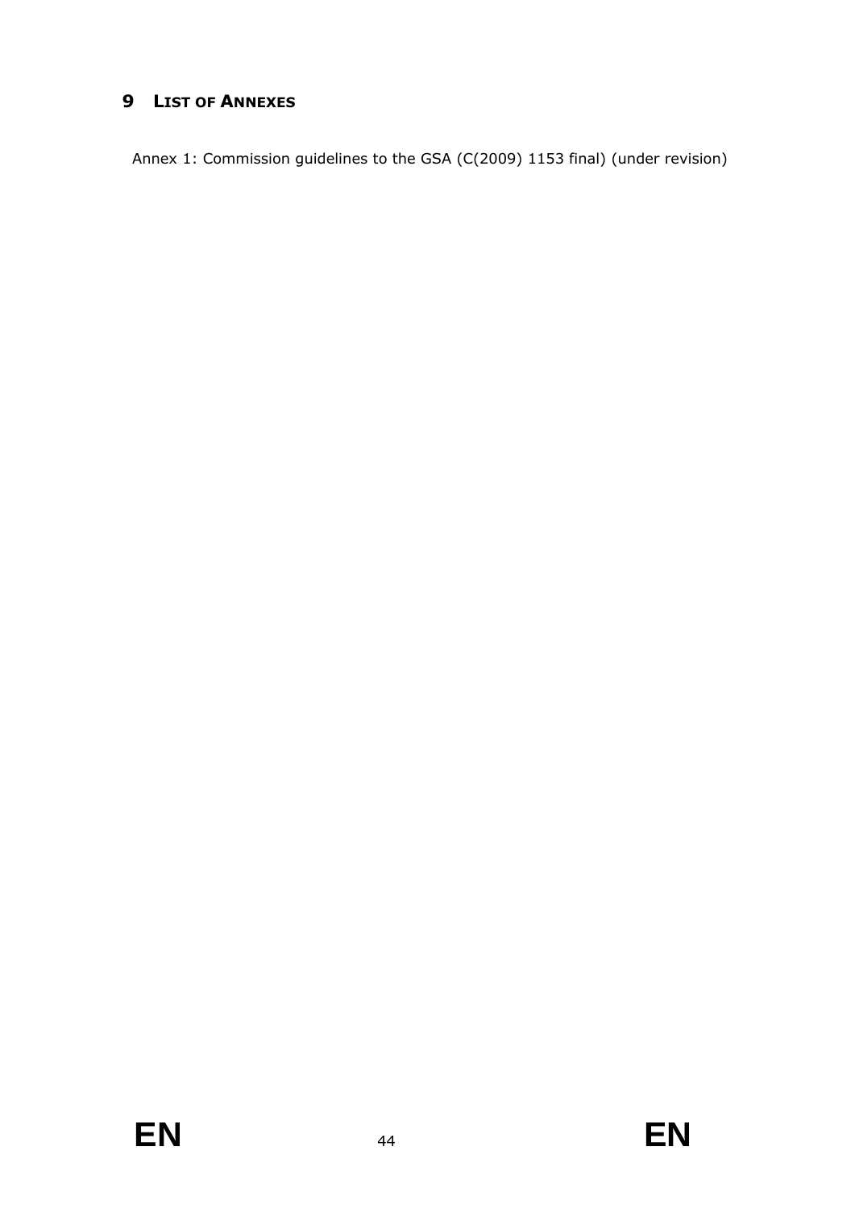# 9 LIST OF ANNEXES

Annex 1: Commission guidelines to the GSA (C(2009) 1153 final) (under revision)